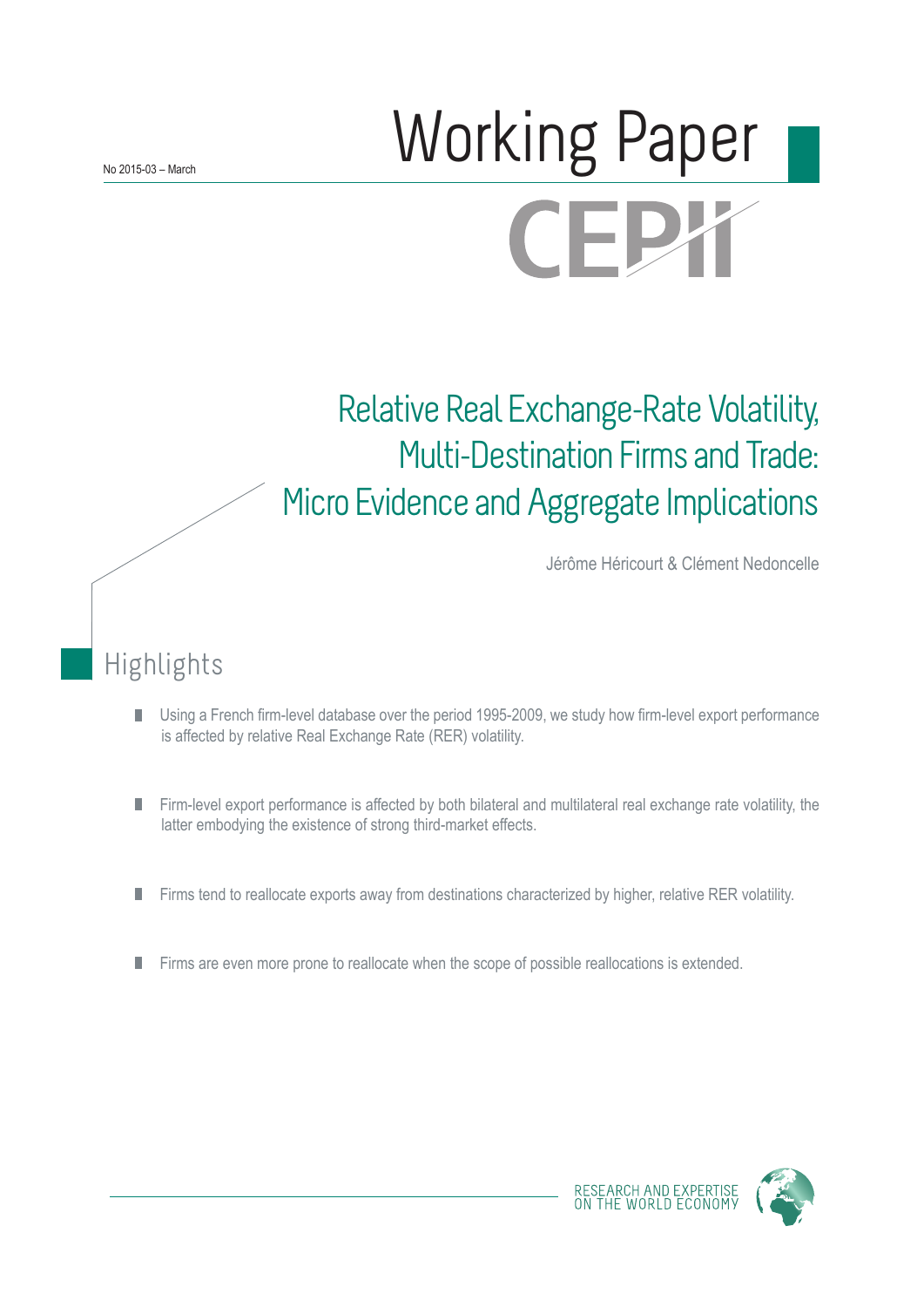No 2015-03 – March

# Working Paper

CEPII

# Relative Real Exchange-Rate Volatility, Multi-Destination Firms and Trade: Micro Evidence and Aggregate Implications

Jérôme Héricourt & Clément Nedoncelle

## Highlights

- Using a French firm-level database over the period 1995-2009, we study how firm-level export performance is affected by relative Real Exchange Rate (RER) volatility.
- Firm-level export performance is affected by both bilateral and multilateral real exchange rate volatility, the latter embodying the existence of strong third-market effects.
- Firms tend to reallocate exports away from destinations characterized by higher, relative RER volatility.
- Firms are even more prone to reallocate when the scope of possible reallocations is extended.

RESEARCH AND EXPERTISE ON THE WORLD ECONOMY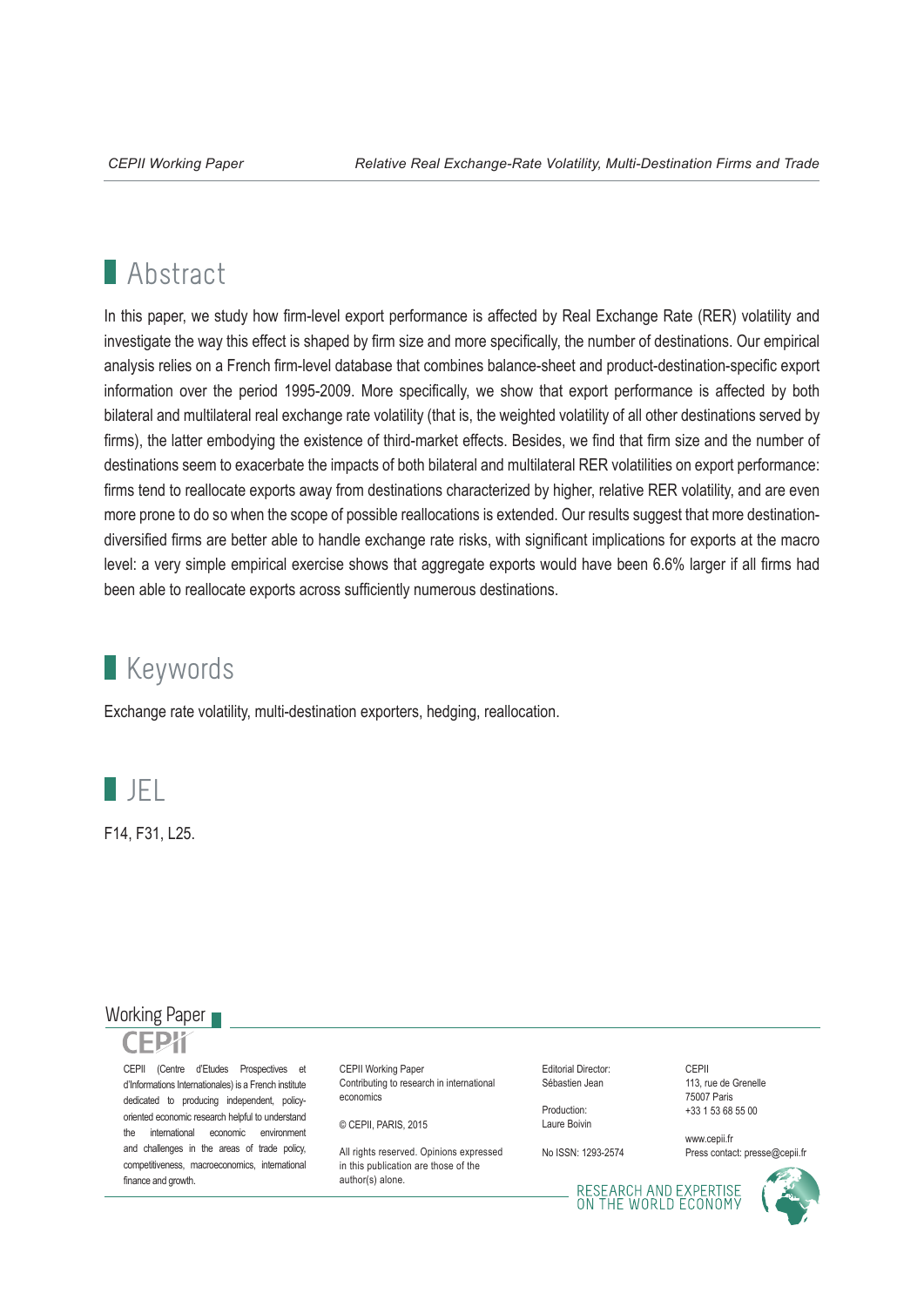## Abstract

In this paper, we study how firm-level export performance is affected by Real Exchange Rate (RER) volatility and investigate the way this effect is shaped by firm size and more specifically, the number of destinations. Our empirical analysis relies on a French firm-level database that combines balance-sheet and product-destination-specific export information over the period 1995-2009. More specifically, we show that export performance is affected by both bilateral and multilateral real exchange rate volatility (that is, the weighted volatility of all other destinations served by firms), the latter embodying the existence of third-market effects. Besides, we find that firm size and the number of destinations seem to exacerbate the impacts of both bilateral and multilateral RER volatilities on export performance: firms tend to reallocate exports away from destinations characterized by higher, relative RER volatility, and are even more prone to do so when the scope of possible reallocations is extended. Our results suggest that more destination-diversified firms are better able to handle exchange rate risks, with significant implications for exports at the macro level: a very simple empirical exercise shows that aggregate exports would have been 6.6% larger if all firms had been able to reallocate exports across sufficiently numerous destinations.

## Keywords

Exchange rate volatility, multi-destination exporters, hedging, reallocation.

## JEL

F14, F31, L25.

Working Paper

CEPII

CEPII (Centre d'Etudes Prospectives et d'Informations Internationales) is a French institute dedicated to producing independent, policy-oriented economic research helpful to understand the international economic environment and challenges in the areas of trade policy, competitiveness, macroeconomics, international finance and growth.

CEPII Working Paper
Contributing to research in international economics

© CEPII, PARIS, 2015

All rights reserved. Opinions expressed in this publication are those of the author(s) alone.

Editorial Director:
Sébastien Jean

Production:
Laure Boivin

No ISSN: 1293-2574

CEPII
113, rue de Grenelle
75007 Paris
+33 1 53 68 55 00

www.cepii.fr
Press contact: presse@cepii.fr

RESEARCH AND EXPERTISE ON THE WORLD ECONOMY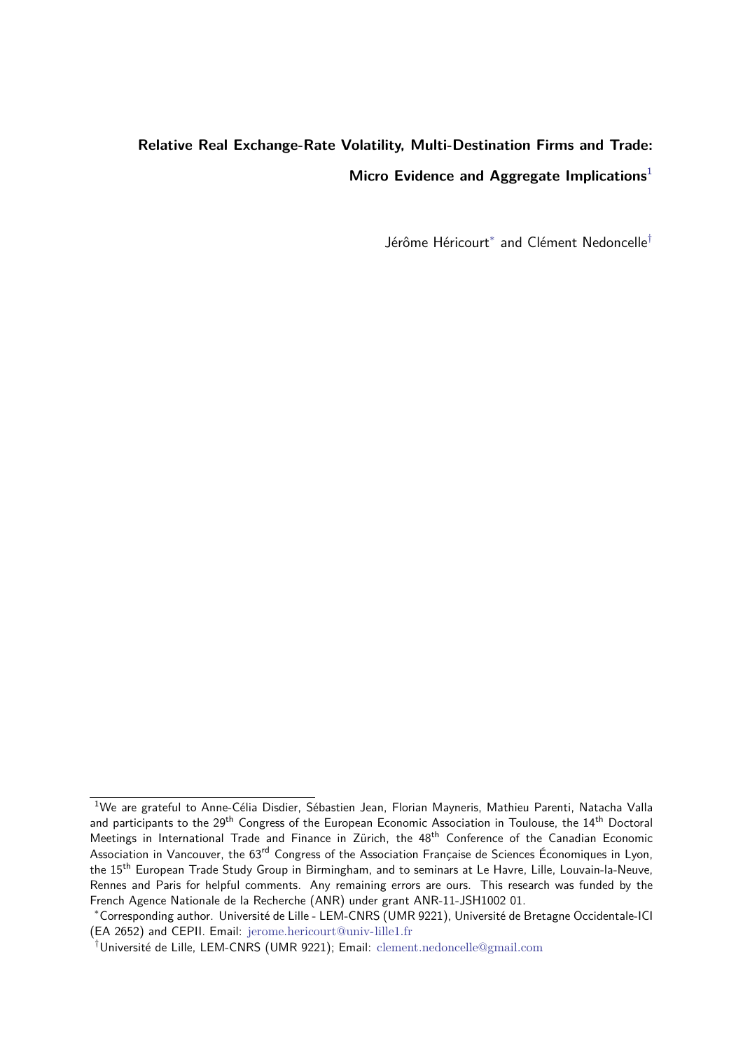**Relative Real Exchange-Rate Volatility, Multi-Destination Firms and Trade:**

**Micro Evidence and Aggregate Implications**[1]

Jérôme Héricourt[*] and Clément Nedoncelle[†]

[1]We are grateful to Anne-Célia Disdier, Sébastien Jean, Florian Mayneris, Mathieu Parenti, Natacha Valla and participants to the 29[th] Congress of the European Economic Association in Toulouse, the 14[th] Doctoral Meetings in International Trade and Finance in Zürich, the 48[th] Conference of the Canadian Economic Association in Vancouver, the 63[rd] Congress of the Association Française de Sciences Économiques in Lyon, the 15[th] European Trade Study Group in Birmingham, and to seminars at Le Havre, Lille, Louvain-la-Neuve, Rennes and Paris for helpful comments. Any remaining errors are ours. This research was funded by the French Agence Nationale de la Recherche (ANR) under grant ANR-11-JSH1002 01.

[*]Corresponding author. Université de Lille - LEM-CNRS (UMR 9221), Université de Bretagne Occidentale-ICI (EA 2652) and CEPII. Email: jerome.hericourt@univ-lille1.fr

[†]Université de Lille, LEM-CNRS (UMR 9221); Email: clement.nedoncelle@gmail.com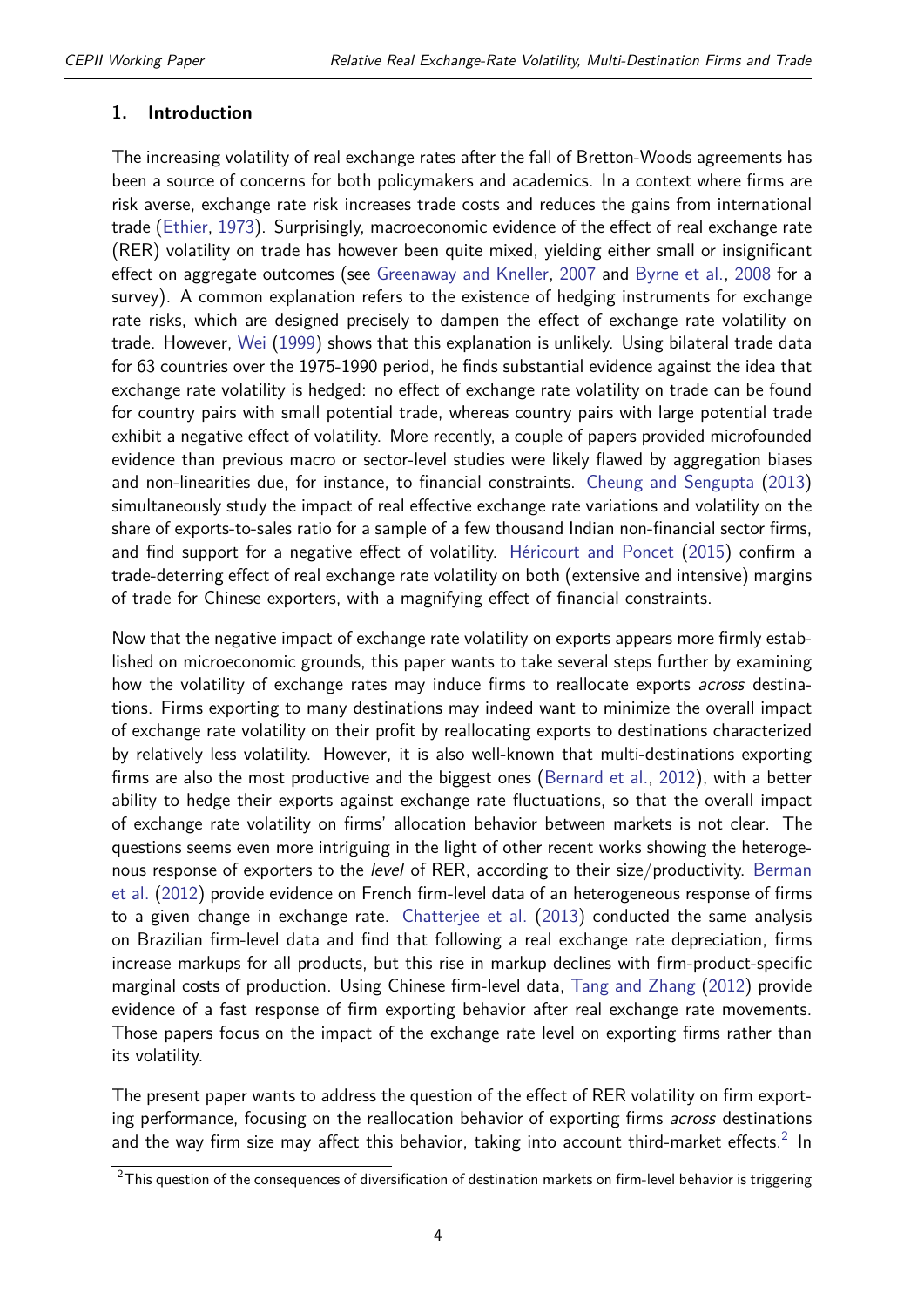## 1. Introduction

The increasing volatility of real exchange rates after the fall of Bretton-Woods agreements has been a source of concerns for both policymakers and academics. In a context where firms are risk averse, exchange rate risk increases trade costs and reduces the gains from international trade (Ethier, 1973). Surprisingly, macroeconomic evidence of the effect of real exchange rate (RER) volatility on trade has however been quite mixed, yielding either small or insignificant effect on aggregate outcomes (see Greenaway and Kneller, 2007 and Byrne et al., 2008 for a survey). A common explanation refers to the existence of hedging instruments for exchange rate risks, which are designed precisely to dampen the effect of exchange rate volatility on trade. However, Wei (1999) shows that this explanation is unlikely. Using bilateral trade data for 63 countries over the 1975-1990 period, he finds substantial evidence against the idea that exchange rate volatility is hedged: no effect of exchange rate volatility on trade can be found for country pairs with small potential trade, whereas country pairs with large potential trade exhibit a negative effect of volatility. More recently, a couple of papers provided microfounded evidence than previous macro or sector-level studies were likely flawed by aggregation biases and non-linearities due, for instance, to financial constraints. Cheung and Sengupta (2013) simultaneously study the impact of real effective exchange rate variations and volatility on the share of exports-to-sales ratio for a sample of a few thousand Indian non-financial sector firms, and find support for a negative effect of volatility. Héricourt and Poncet (2015) confirm a trade-deterring effect of real exchange rate volatility on both (extensive and intensive) margins of trade for Chinese exporters, with a magnifying effect of financial constraints.

Now that the negative impact of exchange rate volatility on exports appears more firmly established on microeconomic grounds, this paper wants to take several steps further by examining how the volatility of exchange rates may induce firms to reallocate exports *across* destinations. Firms exporting to many destinations may indeed want to minimize the overall impact of exchange rate volatility on their profit by reallocating exports to destinations characterized by relatively less volatility. However, it is also well-known that multi-destinations exporting firms are also the most productive and the biggest ones (Bernard et al., 2012), with a better ability to hedge their exports against exchange rate fluctuations, so that the overall impact of exchange rate volatility on firms' allocation behavior between markets is not clear. The questions seems even more intriguing in the light of other recent works showing the heterogenous response of exporters to the *level* of RER, according to their size/productivity. Berman et al. (2012) provide evidence on French firm-level data of an heterogeneous response of firms to a given change in exchange rate. Chatterjee et al. (2013) conducted the same analysis on Brazilian firm-level data and find that following a real exchange rate depreciation, firms increase markups for all products, but this rise in markup declines with firm-product-specific marginal costs of production. Using Chinese firm-level data, Tang and Zhang (2012) provide evidence of a fast response of firm exporting behavior after real exchange rate movements. Those papers focus on the impact of the exchange rate level on exporting firms rather than its volatility.

The present paper wants to address the question of the effect of RER volatility on firm exporting performance, focusing on the reallocation behavior of exporting firms *across* destinations and the way firm size may affect this behavior, taking into account third-market effects.[2] In

[2] This question of the consequences of diversification of destination markets on firm-level behavior is triggering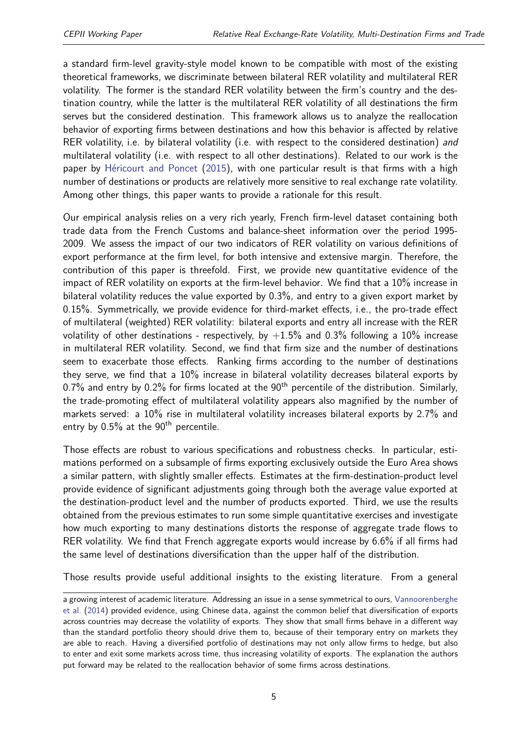a standard firm-level gravity-style model known to be compatible with most of the existing theoretical frameworks, we discriminate between bilateral RER volatility and multilateral RER volatility. The former is the standard RER volatility between the firm's country and the destination country, while the latter is the multilateral RER volatility of all destinations the firm serves but the considered destination. This framework allows us to analyze the reallocation behavior of exporting firms between destinations and how this behavior is affected by relative RER volatility, i.e. by bilateral volatility (i.e. with respect to the considered destination) *and* multilateral volatility (i.e. with respect to all other destinations). Related to our work is the paper by Héricourt and Poncet (2015), with one particular result is that firms with a high number of destinations or products are relatively more sensitive to real exchange rate volatility. Among other things, this paper wants to provide a rationale for this result.

Our empirical analysis relies on a very rich yearly, French firm-level dataset containing both trade data from the French Customs and balance-sheet information over the period 1995-2009. We assess the impact of our two indicators of RER volatility on various definitions of export performance at the firm level, for both intensive and extensive margin. Therefore, the contribution of this paper is threefold. First, we provide new quantitative evidence of the impact of RER volatility on exports at the firm-level behavior. We find that a 10% increase in bilateral volatility reduces the value exported by 0.3%, and entry to a given export market by 0.15%. Symmetrically, we provide evidence for third-market effects, i.e., the pro-trade effect of multilateral (weighted) RER volatility: bilateral exports and entry all increase with the RER volatility of other destinations - respectively, by $+1.5\%$ and 0.3% following a 10% increase in multilateral RER volatility. Second, we find that firm size and the number of destinations seem to exacerbate those effects. Ranking firms according to the number of destinations they serve, we find that a 10% increase in bilateral volatility decreases bilateral exports by 0.7% and entry by 0.2% for firms located at the $90^{\text{th}}$ percentile of the distribution. Similarly, the trade-promoting effect of multilateral volatility appears also magnified by the number of markets served: a 10% rise in multilateral volatility increases bilateral exports by 2.7% and entry by 0.5% at the $90^{\text{th}}$ percentile.

Those effects are robust to various specifications and robustness checks. In particular, estimations performed on a subsample of firms exporting exclusively outside the Euro Area shows a similar pattern, with slightly smaller effects. Estimates at the firm-destination-product level provide evidence of significant adjustments going through both the average value exported at the destination-product level and the number of products exported. Third, we use the results obtained from the previous estimates to run some simple quantitative exercises and investigate how much exporting to many destinations distorts the response of aggregate trade flows to RER volatility. We find that French aggregate exports would increase by 6.6% if all firms had the same level of destinations diversification than the upper half of the distribution.

Those results provide useful additional insights to the existing literature. From a general

a growing interest of academic literature. Addressing an issue in a sense symmetrical to ours, Vannoorenberghe et al. (2014) provided evidence, using Chinese data, against the common belief that diversification of exports across countries may decrease the volatility of exports. They show that small firms behave in a different way than the standard portfolio theory should drive them to, because of their temporary entry on markets they are able to reach. Having a diversified portfolio of destinations may not only allow firms to hedge, but also to enter and exit some markets across time, thus increasing volatility of exports. The explanation the authors put forward may be related to the reallocation behavior of some firms across destinations.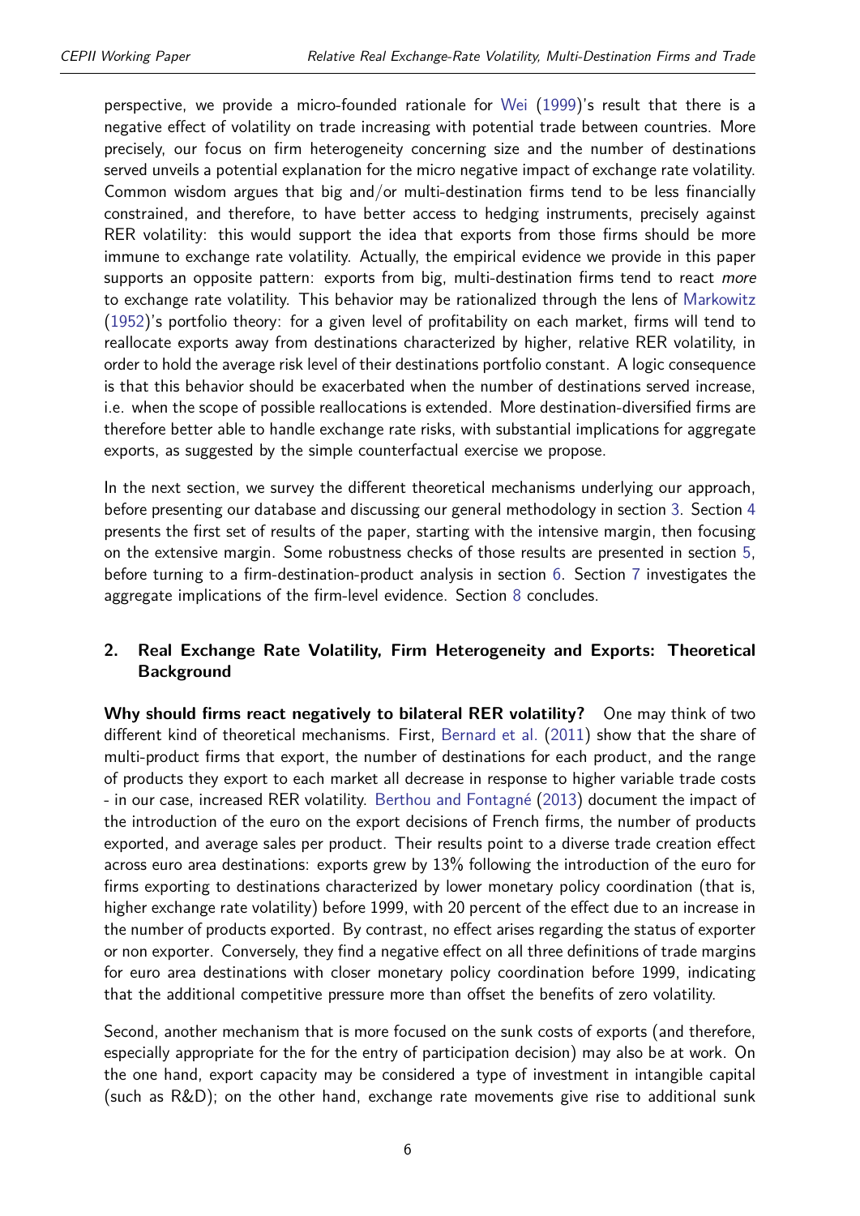perspective, we provide a micro-founded rationale for Wei (1999)'s result that there is a negative effect of volatility on trade increasing with potential trade between countries. More precisely, our focus on firm heterogeneity concerning size and the number of destinations served unveils a potential explanation for the micro negative impact of exchange rate volatility. Common wisdom argues that big and/or multi-destination firms tend to be less financially constrained, and therefore, to have better access to hedging instruments, precisely against RER volatility: this would support the idea that exports from those firms should be more immune to exchange rate volatility. Actually, the empirical evidence we provide in this paper supports an opposite pattern: exports from big, multi-destination firms tend to react *more* to exchange rate volatility. This behavior may be rationalized through the lens of Markowitz (1952)'s portfolio theory: for a given level of profitability on each market, firms will tend to reallocate exports away from destinations characterized by higher, relative RER volatility, in order to hold the average risk level of their destinations portfolio constant. A logic consequence is that this behavior should be exacerbated when the number of destinations served increase, i.e. when the scope of possible reallocations is extended. More destination-diversified firms are therefore better able to handle exchange rate risks, with substantial implications for aggregate exports, as suggested by the simple counterfactual exercise we propose.

In the next section, we survey the different theoretical mechanisms underlying our approach, before presenting our database and discussing our general methodology in section 3. Section 4 presents the first set of results of the paper, starting with the intensive margin, then focusing on the extensive margin. Some robustness checks of those results are presented in section 5, before turning to a firm-destination-product analysis in section 6. Section 7 investigates the aggregate implications of the firm-level evidence. Section 8 concludes.

## 2. Real Exchange Rate Volatility, Firm Heterogeneity and Exports: Theoretical Background

**Why should firms react negatively to bilateral RER volatility?** One may think of two different kind of theoretical mechanisms. First, Bernard et al. (2011) show that the share of multi-product firms that export, the number of destinations for each product, and the range of products they export to each market all decrease in response to higher variable trade costs - in our case, increased RER volatility. Berthou and Fontagné (2013) document the impact of the introduction of the euro on the export decisions of French firms, the number of products exported, and average sales per product. Their results point to a diverse trade creation effect across euro area destinations: exports grew by 13% following the introduction of the euro for firms exporting to destinations characterized by lower monetary policy coordination (that is, higher exchange rate volatility) before 1999, with 20 percent of the effect due to an increase in the number of products exported. By contrast, no effect arises regarding the status of exporter or non exporter. Conversely, they find a negative effect on all three definitions of trade margins for euro area destinations with closer monetary policy coordination before 1999, indicating that the additional competitive pressure more than offset the benefits of zero volatility.

Second, another mechanism that is more focused on the sunk costs of exports (and therefore, especially appropriate for the for the entry of participation decision) may also be at work. On the one hand, export capacity may be considered a type of investment in intangible capital (such as R&D); on the other hand, exchange rate movements give rise to additional sunk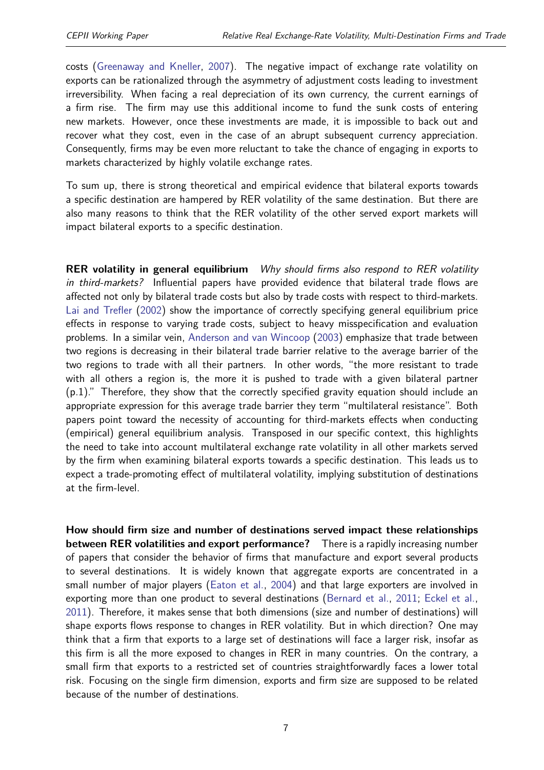costs (Greenaway and Kneller, 2007). The negative impact of exchange rate volatility on exports can be rationalized through the asymmetry of adjustment costs leading to investment irreversibility. When facing a real depreciation of its own currency, the current earnings of a firm rise. The firm may use this additional income to fund the sunk costs of entering new markets. However, once these investments are made, it is impossible to back out and recover what they cost, even in the case of an abrupt subsequent currency appreciation. Consequently, firms may be even more reluctant to take the chance of engaging in exports to markets characterized by highly volatile exchange rates.

To sum up, there is strong theoretical and empirical evidence that bilateral exports towards a specific destination are hampered by RER volatility of the same destination. But there are also many reasons to think that the RER volatility of the other served export markets will impact bilateral exports to a specific destination.

**RER volatility in general equilibrium** *Why should firms also respond to RER volatility in third-markets?* Influential papers have provided evidence that bilateral trade flows are affected not only by bilateral trade costs but also by trade costs with respect to third-markets. Lai and Trefler (2002) show the importance of correctly specifying general equilibrium price effects in response to varying trade costs, subject to heavy misspecification and evaluation problems. In a similar vein, Anderson and van Wincoop (2003) emphasize that trade between two regions is decreasing in their bilateral trade barrier relative to the average barrier of the two regions to trade with all their partners. In other words, "the more resistant to trade with all others a region is, the more it is pushed to trade with a given bilateral partner (p.1)." Therefore, they show that the correctly specified gravity equation should include an appropriate expression for this average trade barrier they term "multilateral resistance". Both papers point toward the necessity of accounting for third-markets effects when conducting (empirical) general equilibrium analysis. Transposed in our specific context, this highlights the need to take into account multilateral exchange rate volatility in all other markets served by the firm when examining bilateral exports towards a specific destination. This leads us to expect a trade-promoting effect of multilateral volatility, implying substitution of destinations at the firm-level.

**How should firm size and number of destinations served impact these relationships between RER volatilities and export performance?** There is a rapidly increasing number of papers that consider the behavior of firms that manufacture and export several products to several destinations. It is widely known that aggregate exports are concentrated in a small number of major players (Eaton et al., 2004) and that large exporters are involved in exporting more than one product to several destinations (Bernard et al., 2011; Eckel et al., 2011). Therefore, it makes sense that both dimensions (size and number of destinations) will shape exports flows response to changes in RER volatility. But in which direction? One may think that a firm that exports to a large set of destinations will face a larger risk, insofar as this firm is all the more exposed to changes in RER in many countries. On the contrary, a small firm that exports to a restricted set of countries straightforwardly faces a lower total risk. Focusing on the single firm dimension, exports and firm size are supposed to be related because of the number of destinations.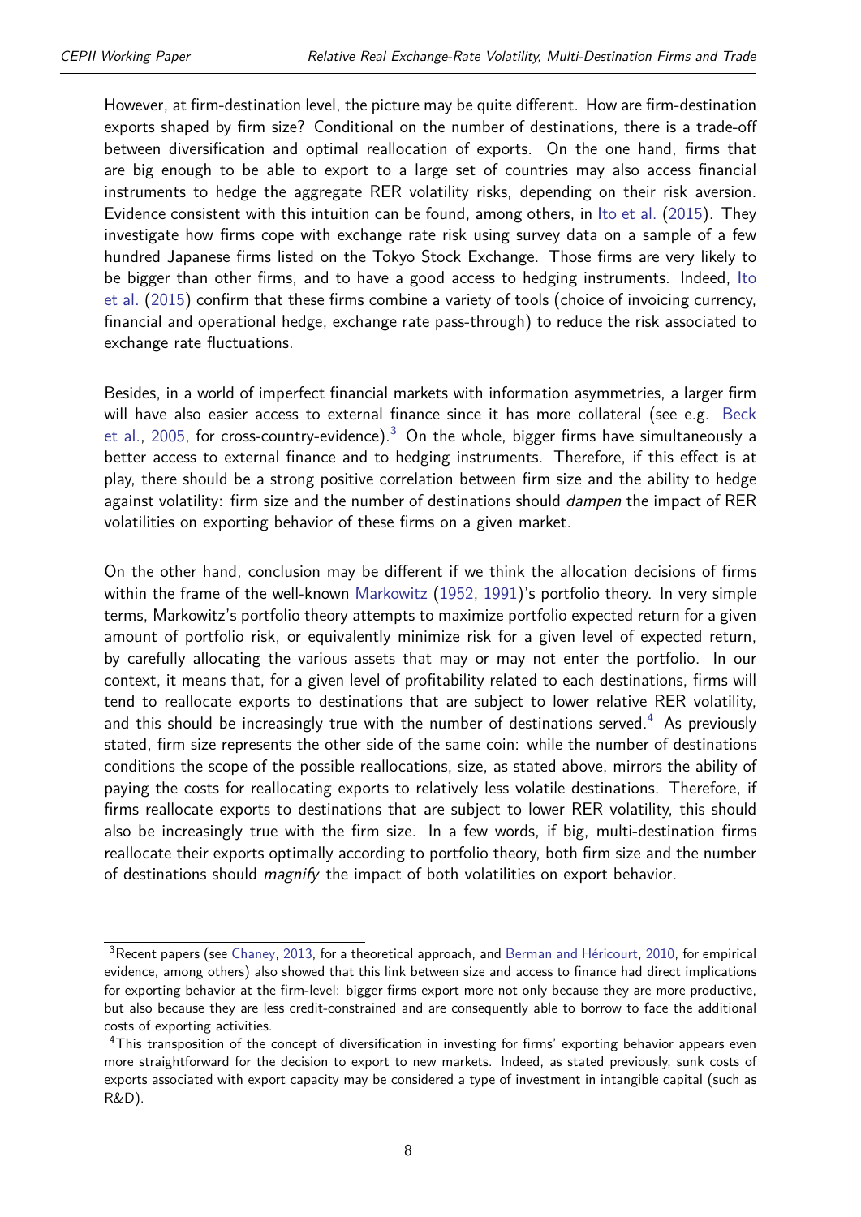However, at firm-destination level, the picture may be quite different. How are firm-destination exports shaped by firm size? Conditional on the number of destinations, there is a trade-off between diversification and optimal reallocation of exports. On the one hand, firms that are big enough to be able to export to a large set of countries may also access financial instruments to hedge the aggregate RER volatility risks, depending on their risk aversion. Evidence consistent with this intuition can be found, among others, in Ito et al. (2015). They investigate how firms cope with exchange rate risk using survey data on a sample of a few hundred Japanese firms listed on the Tokyo Stock Exchange. Those firms are very likely to be bigger than other firms, and to have a good access to hedging instruments. Indeed, Ito et al. (2015) confirm that these firms combine a variety of tools (choice of invoicing currency, financial and operational hedge, exchange rate pass-through) to reduce the risk associated to exchange rate fluctuations.

Besides, in a world of imperfect financial markets with information asymmetries, a larger firm will have also easier access to external finance since it has more collateral (see e.g. Beck et al., 2005, for cross-country-evidence).[3] On the whole, bigger firms have simultaneously a better access to external finance and to hedging instruments. Therefore, if this effect is at play, there should be a strong positive correlation between firm size and the ability to hedge against volatility: firm size and the number of destinations should *dampen* the impact of RER volatilities on exporting behavior of these firms on a given market.

On the other hand, conclusion may be different if we think the allocation decisions of firms within the frame of the well-known Markowitz (1952, 1991)'s portfolio theory. In very simple terms, Markowitz's portfolio theory attempts to maximize portfolio expected return for a given amount of portfolio risk, or equivalently minimize risk for a given level of expected return, by carefully allocating the various assets that may or may not enter the portfolio. In our context, it means that, for a given level of profitability related to each destinations, firms will tend to reallocate exports to destinations that are subject to lower relative RER volatility, and this should be increasingly true with the number of destinations served.[4] As previously stated, firm size represents the other side of the same coin: while the number of destinations conditions the scope of the possible reallocations, size, as stated above, mirrors the ability of paying the costs for reallocating exports to relatively less volatile destinations. Therefore, if firms reallocate exports to destinations that are subject to lower RER volatility, this should also be increasingly true with the firm size. In a few words, if big, multi-destination firms reallocate their exports optimally according to portfolio theory, both firm size and the number of destinations should *magnify* the impact of both volatilities on export behavior.

[3] Recent papers (see Chaney, 2013, for a theoretical approach, and Berman and Héricourt, 2010, for empirical evidence, among others) also showed that this link between size and access to finance had direct implications for exporting behavior at the firm-level: bigger firms export more not only because they are more productive, but also because they are less credit-constrained and are consequently able to borrow to face the additional costs of exporting activities.

[4] This transposition of the concept of diversification in investing for firms' exporting behavior appears even more straightforward for the decision to export to new markets. Indeed, as stated previously, sunk costs of exports associated with export capacity may be considered a type of investment in intangible capital (such as R&D).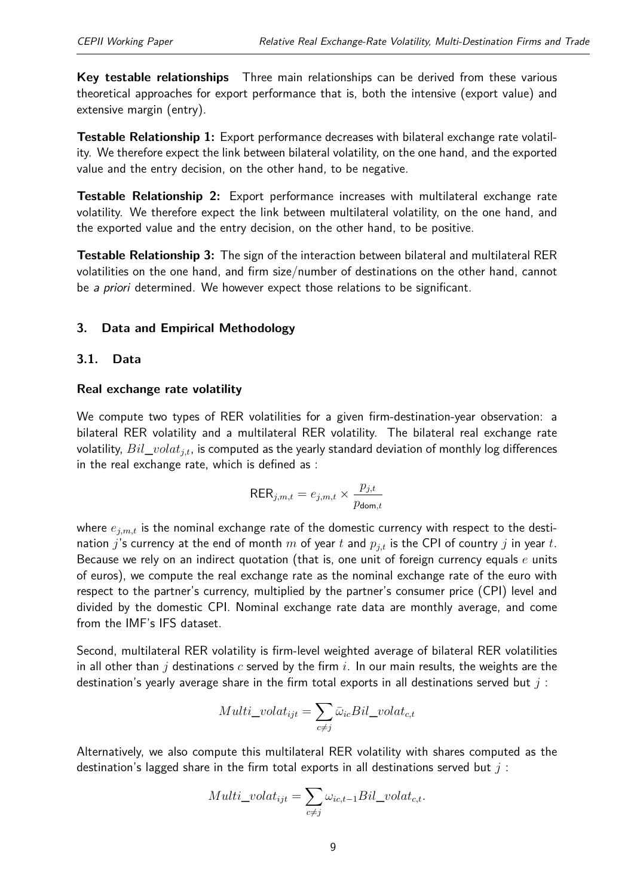**Key testable relationships** Three main relationships can be derived from these various theoretical approaches for export performance that is, both the intensive (export value) and extensive margin (entry).

**Testable Relationship 1:** Export performance decreases with bilateral exchange rate volatility. We therefore expect the link between bilateral volatility, on the one hand, and the exported value and the entry decision, on the other hand, to be negative.

**Testable Relationship 2:** Export performance increases with multilateral exchange rate volatility. We therefore expect the link between multilateral volatility, on the one hand, and the exported value and the entry decision, on the other hand, to be positive.

**Testable Relationship 3:** The sign of the interaction between bilateral and multilateral RER volatilities on the one hand, and firm size/number of destinations on the other hand, cannot be *a priori* determined. We however expect those relations to be significant.

## 3. Data and Empirical Methodology

### 3.1. Data

#### Real exchange rate volatility

We compute two types of RER volatilities for a given firm-destination-year observation: a bilateral RER volatility and a multilateral RER volatility. The bilateral real exchange rate volatility, $Bil\_volat_{j,t}$, is computed as the yearly standard deviation of monthly log differences in the real exchange rate, which is defined as :

$$\text{RER}_{j,m,t} = e_{j,m,t} \times \frac{p_{j,t}}{p_{\text{dom},t}}$$

where $e_{j,m,t}$ is the nominal exchange rate of the domestic currency with respect to the destination $j$'s currency at the end of month $m$ of year $t$ and $p_{j,t}$ is the CPI of country $j$ in year $t$. Because we rely on an indirect quotation (that is, one unit of foreign currency equals $e$ units of euros), we compute the real exchange rate as the nominal exchange rate of the euro with respect to the partner's currency, multiplied by the partner's consumer price (CPI) level and divided by the domestic CPI. Nominal exchange rate data are monthly average, and come from the IMF's IFS dataset.

Second, multilateral RER volatility is firm-level weighted average of bilateral RER volatilities in all other than $j$ destinations $c$ served by the firm $i$. In our main results, the weights are the destination's yearly average share in the firm total exports in all destinations served but $j$ :

$$Multi\_volat_{ijt} = \sum_{c \neq j} \bar{\omega}_{ic} Bil\_volat_{c,t}$$

Alternatively, we also compute this multilateral RER volatility with shares computed as the destination's lagged share in the firm total exports in all destinations served but $j$ :

$$Multi\_volat_{ijt} = \sum_{c \neq j} \omega_{ic,t-1} Bil\_volat_{c,t}.$$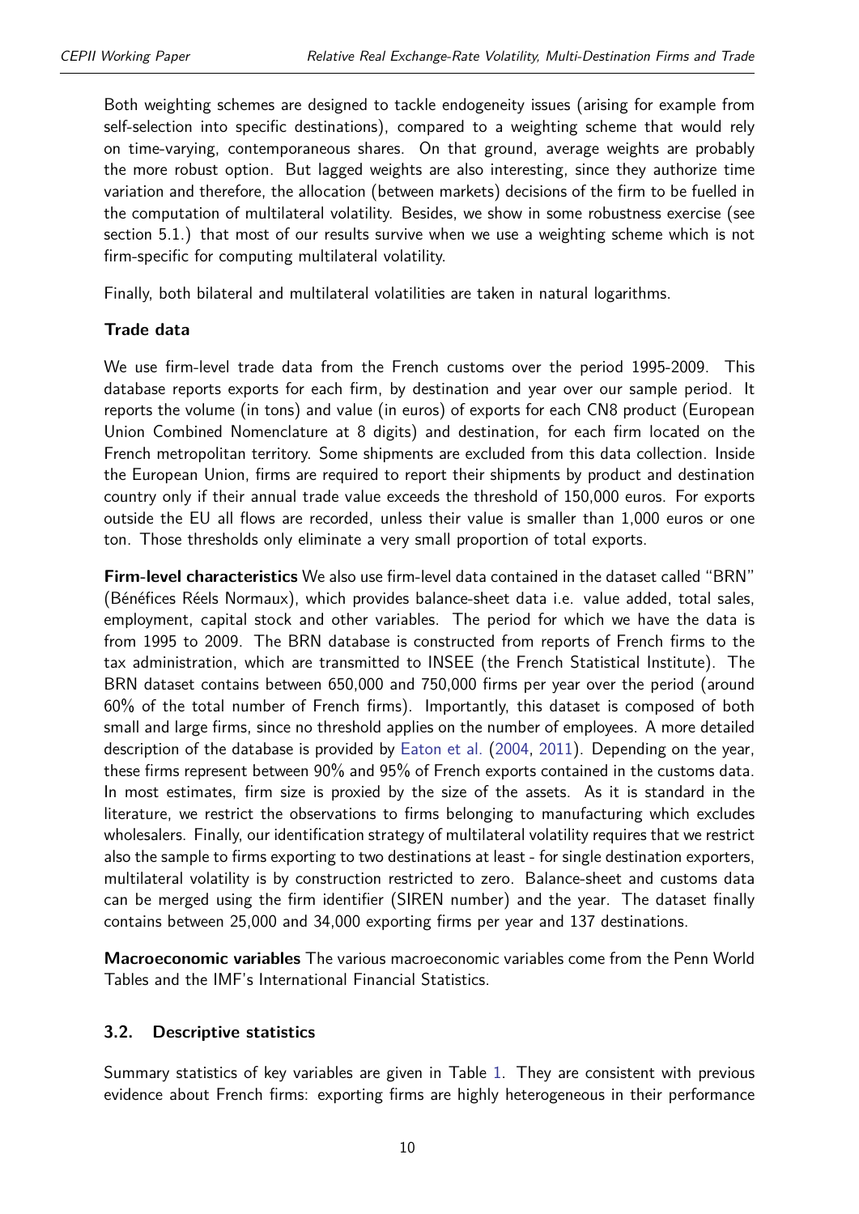Both weighting schemes are designed to tackle endogeneity issues (arising for example from self-selection into specific destinations), compared to a weighting scheme that would rely on time-varying, contemporaneous shares. On that ground, average weights are probably the more robust option. But lagged weights are also interesting, since they authorize time variation and therefore, the allocation (between markets) decisions of the firm to be fuelled in the computation of multilateral volatility. Besides, we show in some robustness exercise (see section 5.1.) that most of our results survive when we use a weighting scheme which is not firm-specific for computing multilateral volatility.

Finally, both bilateral and multilateral volatilities are taken in natural logarithms.

**Trade data**

We use firm-level trade data from the French customs over the period 1995-2009. This database reports exports for each firm, by destination and year over our sample period. It reports the volume (in tons) and value (in euros) of exports for each CN8 product (European Union Combined Nomenclature at 8 digits) and destination, for each firm located on the French metropolitan territory. Some shipments are excluded from this data collection. Inside the European Union, firms are required to report their shipments by product and destination country only if their annual trade value exceeds the threshold of 150,000 euros. For exports outside the EU all flows are recorded, unless their value is smaller than 1,000 euros or one ton. Those thresholds only eliminate a very small proportion of total exports.

**Firm-level characteristics** We also use firm-level data contained in the dataset called "BRN" (Bénéfices Réels Normaux), which provides balance-sheet data i.e. value added, total sales, employment, capital stock and other variables. The period for which we have the data is from 1995 to 2009. The BRN database is constructed from reports of French firms to the tax administration, which are transmitted to INSEE (the French Statistical Institute). The BRN dataset contains between 650,000 and 750,000 firms per year over the period (around 60% of the total number of French firms). Importantly, this dataset is composed of both small and large firms, since no threshold applies on the number of employees. A more detailed description of the database is provided by Eaton et al. (2004, 2011). Depending on the year, these firms represent between 90% and 95% of French exports contained in the customs data. In most estimates, firm size is proxied by the size of the assets. As it is standard in the literature, we restrict the observations to firms belonging to manufacturing which excludes wholesalers. Finally, our identification strategy of multilateral volatility requires that we restrict also the sample to firms exporting to two destinations at least - for single destination exporters, multilateral volatility is by construction restricted to zero. Balance-sheet and customs data can be merged using the firm identifier (SIREN number) and the year. The dataset finally contains between 25,000 and 34,000 exporting firms per year and 137 destinations.

**Macroeconomic variables** The various macroeconomic variables come from the Penn World Tables and the IMF's International Financial Statistics.

### 3.2. Descriptive statistics

Summary statistics of key variables are given in Table 1. They are consistent with previous evidence about French firms: exporting firms are highly heterogeneous in their performance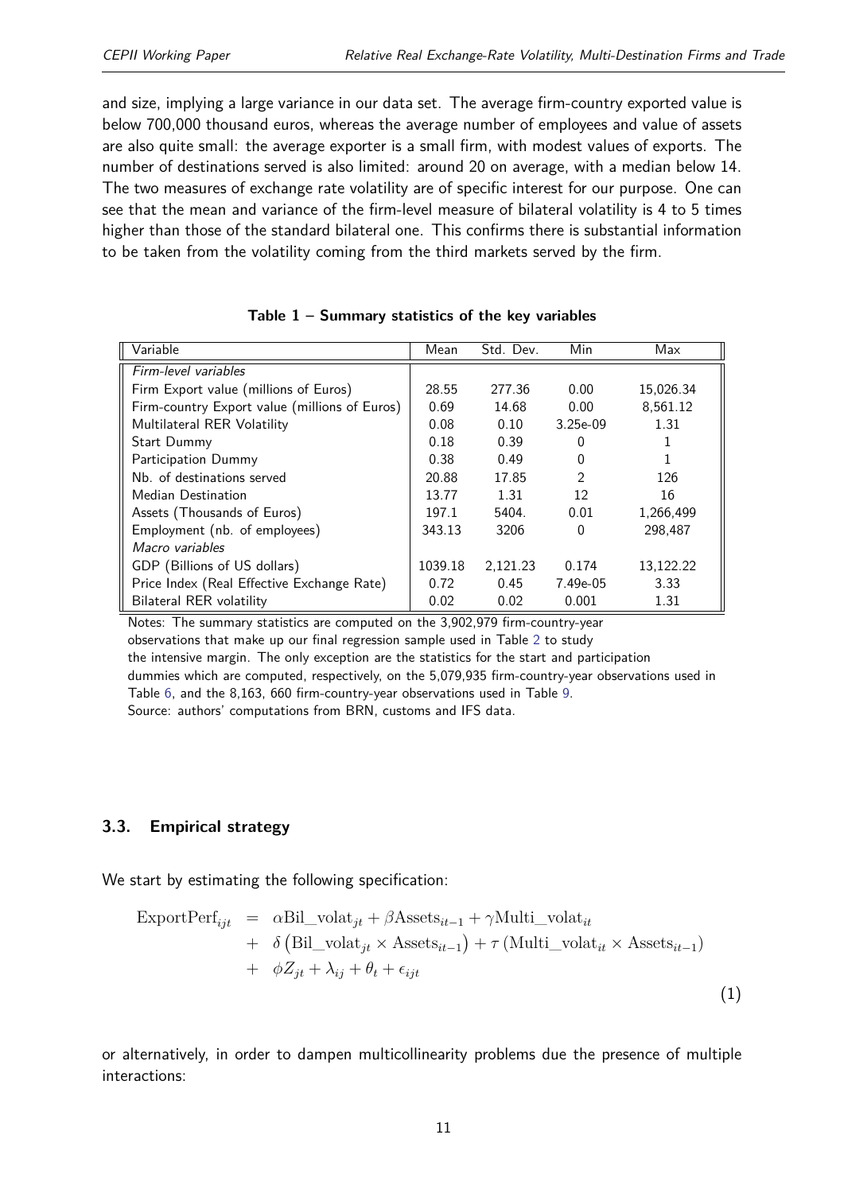and size, implying a large variance in our data set. The average firm-country exported value is below 700,000 thousand euros, whereas the average number of employees and value of assets are also quite small: the average exporter is a small firm, with modest values of exports. The number of destinations served is also limited: around 20 on average, with a median below 14. The two measures of exchange rate volatility are of specific interest for our purpose. One can see that the mean and variance of the firm-level measure of bilateral volatility is 4 to 5 times higher than those of the standard bilateral one. This confirms there is substantial information to be taken from the volatility coming from the third markets served by the firm.

**Table 1 – Summary statistics of the key variables**

| Variable | Mean | Std. Dev. | Min | Max |
|---|---|---|---|---|
| *Firm-level variables* | | | | |
| Firm Export value (millions of Euros) | 28.55 | 277.36 | 0.00 | 15,026.34 |
| Firm-country Export value (millions of Euros) | 0.69 | 14.68 | 0.00 | 8,561.12 |
| Multilateral RER Volatility | 0.08 | 0.10 | 3.25e-09 | 1.31 |
| Start Dummy | 0.18 | 0.39 | 0 | 1 |
| Participation Dummy | 0.38 | 0.49 | 0 | 1 |
| Nb. of destinations served | 20.88 | 17.85 | 2 | 126 |
| Median Destination | 13.77 | 1.31 | 12 | 16 |
| Assets (Thousands of Euros) | 197.1 | 5404. | 0.01 | 1,266,499 |
| Employment (nb. of employees) | 343.13 | 3206 | 0 | 298,487 |
| *Macro variables* | | | | |
| GDP (Billions of US dollars) | 1039.18 | 2,121.23 | 0.174 | 13,122.22 |
| Price Index (Real Effective Exchange Rate) | 0.72 | 0.45 | 7.49e-05 | 3.33 |
| Bilateral RER volatility | 0.02 | 0.02 | 0.001 | 1.31 |

Notes: The summary statistics are computed on the 3,902,979 firm-country-year observations that make up our final regression sample used in Table 2 to study the intensive margin. The only exception are the statistics for the start and participation dummies which are computed, respectively, on the 5,079,935 firm-country-year observations used in Table 6, and the 8,163, 660 firm-country-year observations used in Table 9.
Source: authors' computations from BRN, customs and IFS data.

### 3.3. Empirical strategy

We start by estimating the following specification:

$$
\begin{aligned}
\text{ExportPerf}_{ijt} &= \alpha \text{Bil\_volat}_{jt} + \beta \text{Assets}_{it-1} + \gamma \text{Multi\_volat}_{it} \\
&+ \delta \left(\text{Bil\_volat}_{jt} \times \text{Assets}_{it-1}\right) + \tau \left(\text{Multi\_volat}_{it} \times \text{Assets}_{it-1}\right) \\
&+ \phi Z_{jt} + \lambda_{ij} + \theta_t + \epsilon_{ijt}
\end{aligned} \tag{1}
$$

or alternatively, in order to dampen multicollinearity problems due the presence of multiple interactions: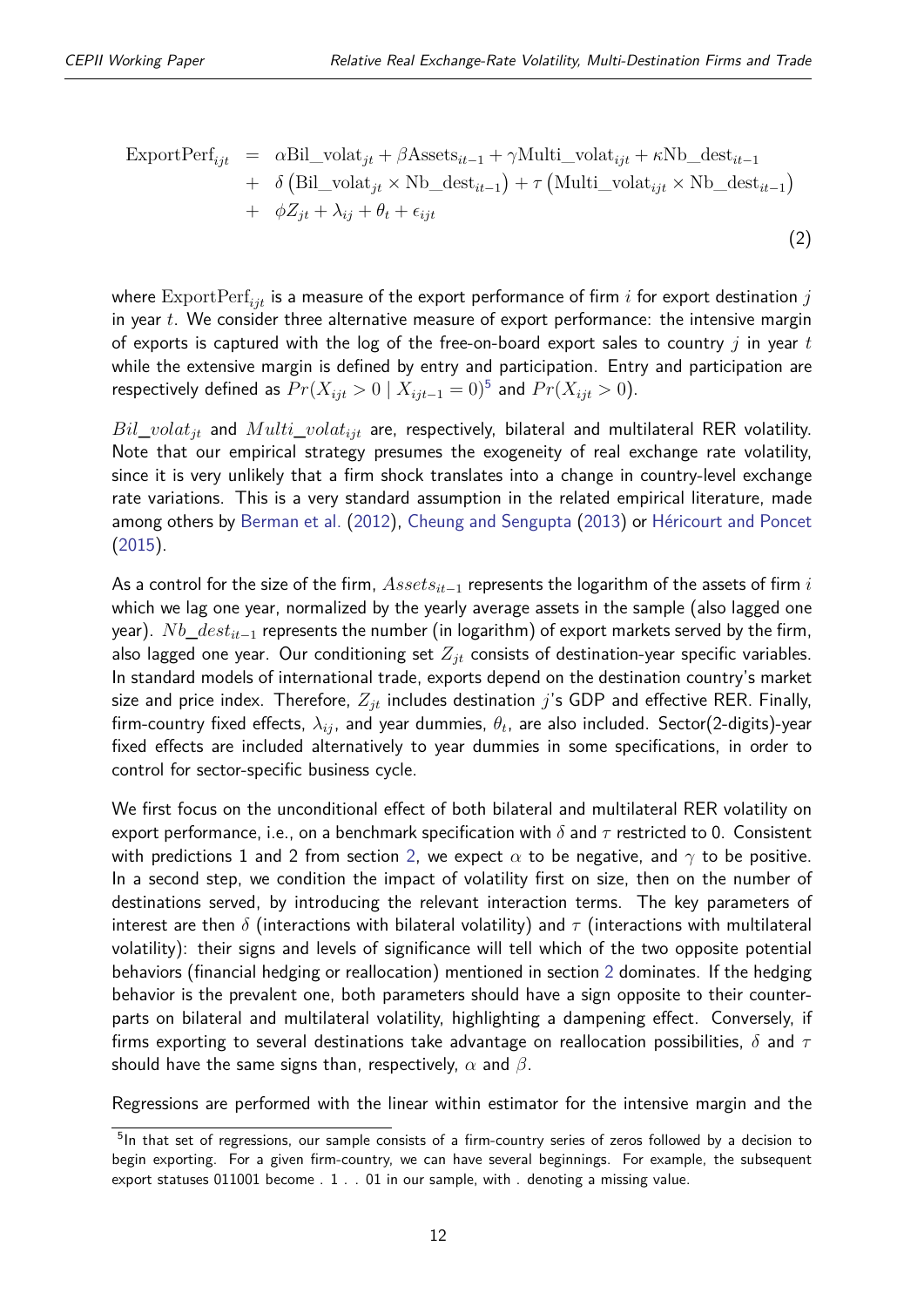$$
\begin{aligned}
\text{ExportPerf}_{ijt} &= \alpha \text{Bil\_volat}_{jt} + \beta \text{Assets}_{it-1} + \gamma \text{Multi\_volat}_{ijt} + \kappa \text{Nb\_dest}_{it-1} \\
&+ \delta \left( \text{Bil\_volat}_{jt} \times \text{Nb\_dest}_{it-1} \right) + \tau \left( \text{Multi\_volat}_{ijt} \times \text{Nb\_dest}_{it-1} \right) \\
&+ \phi Z_{jt} + \lambda_{ij} + \theta_t + \epsilon_{ijt}
\end{aligned}
\tag{2}
$$

where $\text{ExportPerf}_{ijt}$ is a measure of the export performance of firm $i$ for export destination $j$ in year $t$. We consider three alternative measure of export performance: the intensive margin of exports is captured with the log of the free-on-board export sales to country $j$ in year $t$ while the extensive margin is defined by entry and participation. Entry and participation are respectively defined as $Pr(X_{ijt} > 0 \mid X_{ijt-1} = 0)$[5] and $Pr(X_{ijt} > 0)$.

$Bil\_volat_{jt}$ and $Multi\_volat_{ijt}$ are, respectively, bilateral and multilateral RER volatility. Note that our empirical strategy presumes the exogeneity of real exchange rate volatility, since it is very unlikely that a firm shock translates into a change in country-level exchange rate variations. This is a very standard assumption in the related empirical literature, made among others by Berman et al. (2012), Cheung and Sengupta (2013) or Héricourt and Poncet (2015).

As a control for the size of the firm, $Assets_{it-1}$ represents the logarithm of the assets of firm $i$ which we lag one year, normalized by the yearly average assets in the sample (also lagged one year). $Nb\_dest_{it-1}$ represents the number (in logarithm) of export markets served by the firm, also lagged one year. Our conditioning set $Z_{jt}$ consists of destination-year specific variables. In standard models of international trade, exports depend on the destination country's market size and price index. Therefore, $Z_{jt}$ includes destination $j$'s GDP and effective RER. Finally, firm-country fixed effects, $\lambda_{ij}$, and year dummies, $\theta_t$, are also included. Sector(2-digits)-year fixed effects are included alternatively to year dummies in some specifications, in order to control for sector-specific business cycle.

We first focus on the unconditional effect of both bilateral and multilateral RER volatility on export performance, i.e., on a benchmark specification with $\delta$ and $\tau$ restricted to 0. Consistent with predictions 1 and 2 from section 2, we expect $\alpha$ to be negative, and $\gamma$ to be positive. In a second step, we condition the impact of volatility first on size, then on the number of destinations served, by introducing the relevant interaction terms. The key parameters of interest are then $\delta$ (interactions with bilateral volatility) and $\tau$ (interactions with multilateral volatility): their signs and levels of significance will tell which of the two opposite potential behaviors (financial hedging or reallocation) mentioned in section 2 dominates. If the hedging behavior is the prevalent one, both parameters should have a sign opposite to their counterparts on bilateral and multilateral volatility, highlighting a dampening effect. Conversely, if firms exporting to several destinations take advantage on reallocation possibilities, $\delta$ and $\tau$ should have the same signs than, respectively, $\alpha$ and $\beta$.

Regressions are performed with the linear within estimator for the intensive margin and the

[5] In that set of regressions, our sample consists of a firm-country series of zeros followed by a decision to begin exporting. For a given firm-country, we can have several beginnings. For example, the subsequent export statuses 011001 become . 1 . . 01 in our sample, with . denoting a missing value.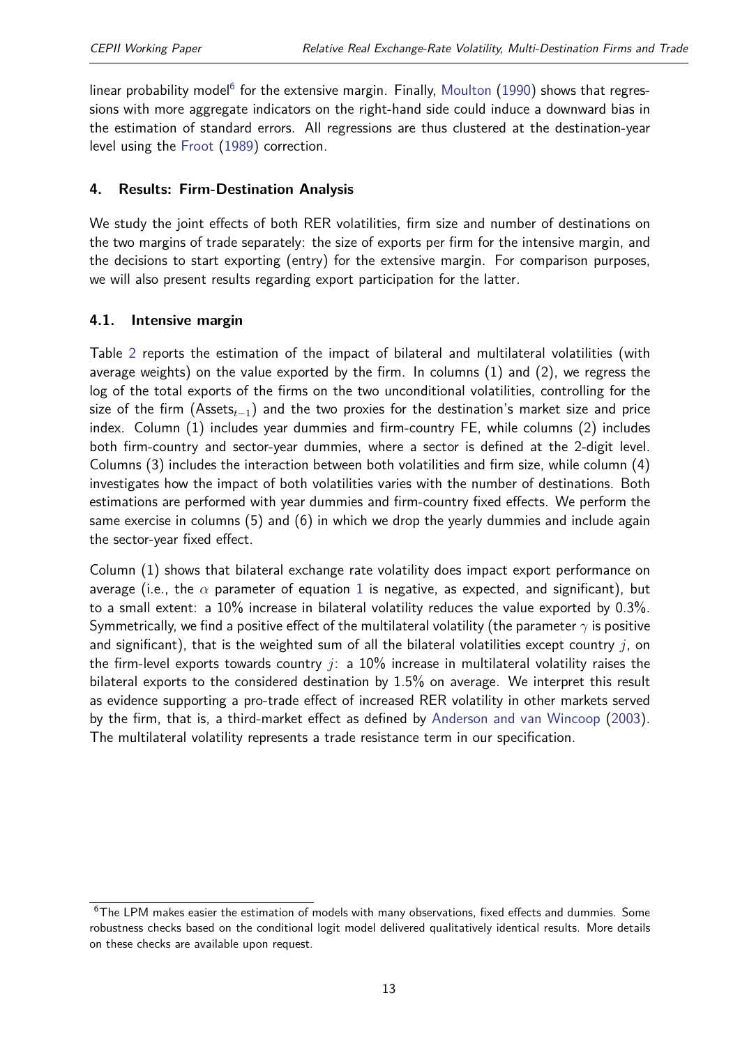linear probability model[6] for the extensive margin. Finally, Moulton (1990) shows that regressions with more aggregate indicators on the right-hand side could induce a downward bias in the estimation of standard errors. All regressions are thus clustered at the destination-year level using the Froot (1989) correction.

## 4. Results: Firm-Destination Analysis

We study the joint effects of both RER volatilities, firm size and number of destinations on the two margins of trade separately: the size of exports per firm for the intensive margin, and the decisions to start exporting (entry) for the extensive margin. For comparison purposes, we will also present results regarding export participation for the latter.

### 4.1. Intensive margin

Table 2 reports the estimation of the impact of bilateral and multilateral volatilities (with average weights) on the value exported by the firm. In columns (1) and (2), we regress the log of the total exports of the firms on the two unconditional volatilities, controlling for the size of the firm ($\text{Assets}_{t-1}$) and the two proxies for the destination's market size and price index. Column (1) includes year dummies and firm-country FE, while columns (2) includes both firm-country and sector-year dummies, where a sector is defined at the 2-digit level. Columns (3) includes the interaction between both volatilities and firm size, while column (4) investigates how the impact of both volatilities varies with the number of destinations. Both estimations are performed with year dummies and firm-country fixed effects. We perform the same exercise in columns (5) and (6) in which we drop the yearly dummies and include again the sector-year fixed effect.

Column (1) shows that bilateral exchange rate volatility does impact export performance on average (i.e., the $\alpha$ parameter of equation 1 is negative, as expected, and significant), but to a small extent: a 10% increase in bilateral volatility reduces the value exported by 0.3%. Symmetrically, we find a positive effect of the multilateral volatility (the parameter $\gamma$ is positive and significant), that is the weighted sum of all the bilateral volatilities except country $j$, on the firm-level exports towards country $j$: a 10% increase in multilateral volatility raises the bilateral exports to the considered destination by 1.5% on average. We interpret this result as evidence supporting a pro-trade effect of increased RER volatility in other markets served by the firm, that is, a third-market effect as defined by Anderson and van Wincoop (2003). The multilateral volatility represents a trade resistance term in our specification.

[6] The LPM makes easier the estimation of models with many observations, fixed effects and dummies. Some robustness checks based on the conditional logit model delivered qualitatively identical results. More details on these checks are available upon request.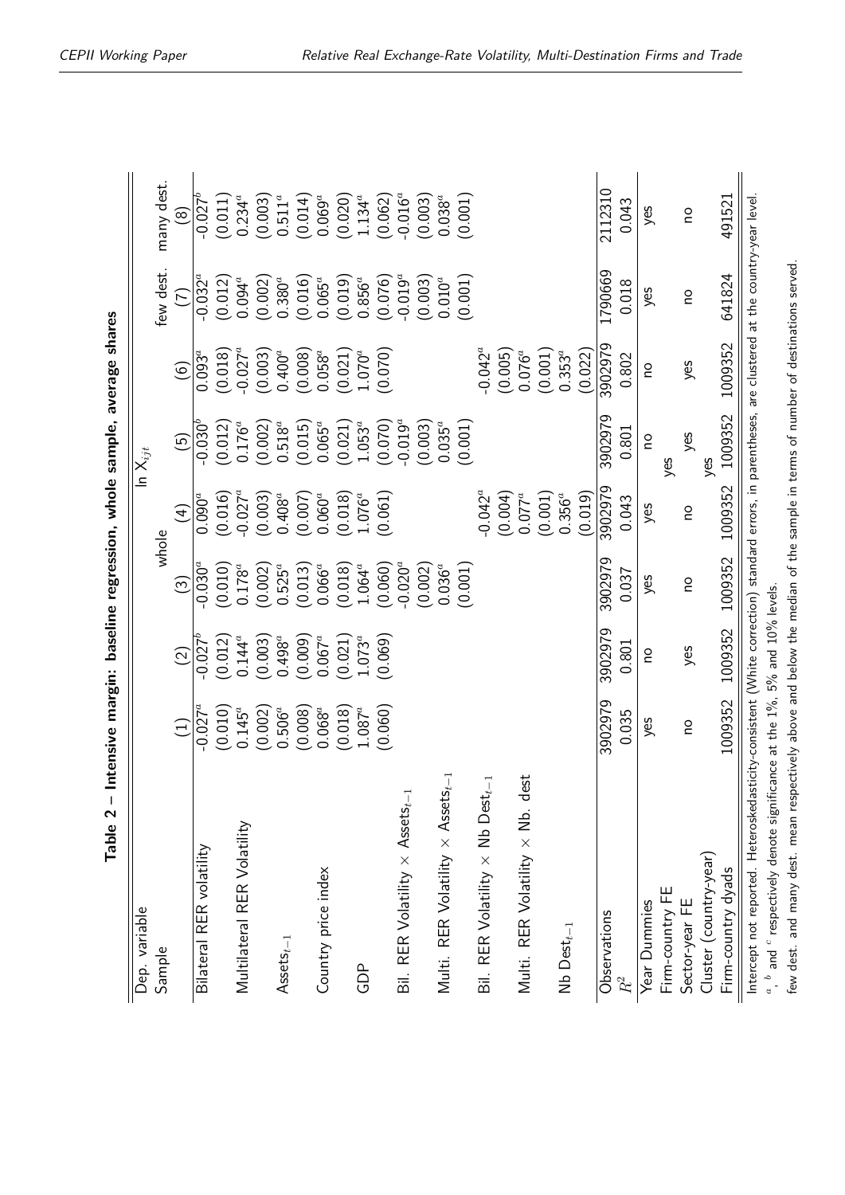**Table 2 – Intensive margin: baseline regression, whole sample, average shares**

| Dep. variable | ln $X_{ijt}$ | | | | | | | |
|---|---|---|---|---|---|---|---|---|
| Sample | whole | | | | | | few dest. | many dest. |
| | (1) | (2) | (3) | (4) | (5) | (6) | (7) | (8) |
| Bilateral RER volatility | -0.027[a] | -0.027[b] | -0.030[a] | 0.090[a] | -0.030[b] | 0.093[a] | -0.032[a] | -0.027[b] |
| | (0.010) | (0.012) | (0.010) | (0.016) | (0.012) | (0.018) | (0.012) | (0.011) |
| Multilateral RER Volatility | 0.145[a] | 0.144[a] | 0.178[a] | -0.027[a] | 0.176[a] | -0.027[a] | 0.094[a] | 0.234[a] |
| | (0.002) | (0.003) | (0.002) | (0.003) | (0.002) | (0.003) | (0.002) | (0.003) |
| $\text{Assets}_{t-1}$ | 0.506[a] | 0.498[a] | 0.525[a] | 0.408[a] | 0.518[a] | 0.400[a] | 0.380[a] | 0.511[a] |
| | (0.008) | (0.009) | (0.013) | (0.007) | (0.015) | (0.008) | (0.016) | (0.014) |
| Country price index | 0.068[a] | 0.067[a] | 0.066[a] | 0.060[a] | 0.065[a] | 0.058[a] | 0.065[a] | 0.069[a] |
| | (0.018) | (0.021) | (0.018) | (0.018) | (0.021) | (0.021) | (0.019) | (0.020) |
| GDP | 1.087[a] | 1.073[a] | 1.064[a] | 1.076[a] | 1.053[a] | 1.070[a] | 0.856[a] | 1.134[a] |
| | (0.060) | (0.069) | (0.060) | (0.061) | (0.070) | (0.070) | (0.076) | (0.062) |
| Bil. RER Volatility × $\text{Assets}_{t-1}$ | | | -0.020[a] | | -0.019[a] | | -0.019[a] | -0.016[a] |
| | | | (0.002) | | (0.003) | | (0.003) | (0.003) |
| Multi. RER Volatility × $\text{Assets}_{t-1}$ | | | 0.036[a] | | 0.035[a] | | 0.010[a] | 0.038[a] |
| | | | (0.001) | | (0.001) | | (0.001) | (0.001) |
| Bil. RER Volatility × Nb $\text{Dest}_{t-1}$ | | | | -0.042[a] | | -0.042[a] | | |
| | | | | (0.004) | | (0.005) | | |
| Multi. RER Volatility × Nb. dest | | | | 0.077[a] | | 0.076[a] | | |
| | | | | (0.001) | | (0.001) | | |
| Nb $\text{Dest}_{t-1}$ | | | | 0.356[a] | | 0.353[a] | | |
| | | | | (0.019) | | (0.022) | | |
| Observations | 3902979 | 3902979 | 3902979 | 3902979 | 3902979 | 3902979 | 1790669 | 2112310 |
| $R^2$ | 0.035 | 0.801 | 0.037 | 0.043 | 0.801 | 0.802 | 0.018 | 0.043 |
| Year Dummies | yes | no | yes | yes | no | no | yes | yes |
| Firm-country FE | | | | | yes | | | |
| Sector-year FE | no | yes | no | no | yes | yes | no | no |
| Cluster (country-year) | | | | | yes | | | |
| Firm-country dyads | 1009352 | 1009352 | 1009352 | 1009352 | 1009352 | 1009352 | 641824 | 491521 |

Intercept not reported. Heteroskedasticity-consistent (White correction) standard errors, in parentheses, are clustered at the country-year level.
[a], [b] and [c] respectively denote significance at the 1%, 5% and 10% levels.
few dest. and many dest. mean respectively above and below the median of the sample in terms of number of destinations served.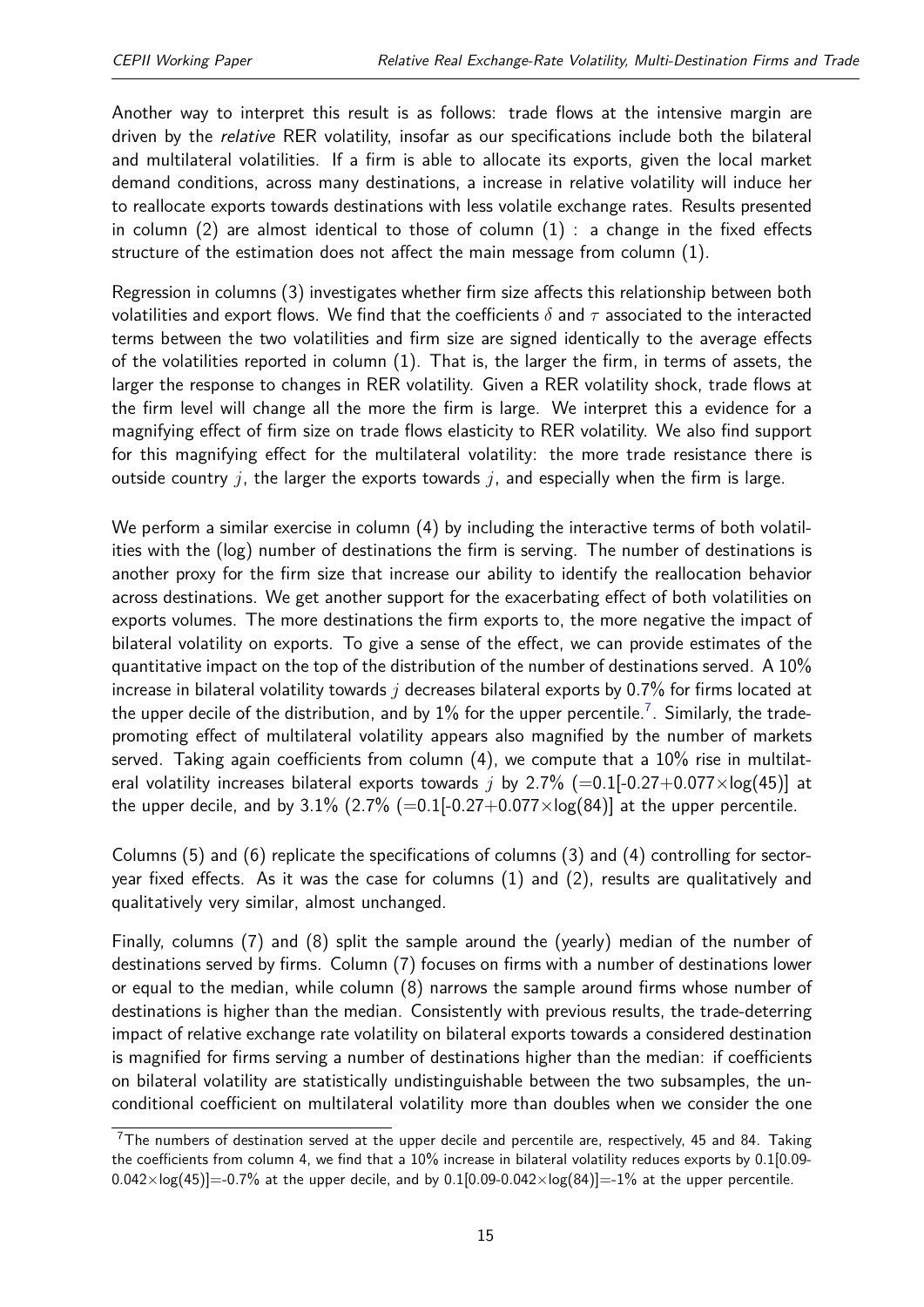Another way to interpret this result is as follows: trade flows at the intensive margin are driven by the *relative* RER volatility, insofar as our specifications include both the bilateral and multilateral volatilities. If a firm is able to allocate its exports, given the local market demand conditions, across many destinations, a increase in relative volatility will induce her to reallocate exports towards destinations with less volatile exchange rates. Results presented in column (2) are almost identical to those of column (1) : a change in the fixed effects structure of the estimation does not affect the main message from column (1).

Regression in columns (3) investigates whether firm size affects this relationship between both volatilities and export flows. We find that the coefficients $\delta$ and $\tau$ associated to the interacted terms between the two volatilities and firm size are signed identically to the average effects of the volatilities reported in column (1). That is, the larger the firm, in terms of assets, the larger the response to changes in RER volatility. Given a RER volatility shock, trade flows at the firm level will change all the more the firm is large. We interpret this a evidence for a magnifying effect of firm size on trade flows elasticity to RER volatility. We also find support for this magnifying effect for the multilateral volatility: the more trade resistance there is outside country $j$, the larger the exports towards $j$, and especially when the firm is large.

We perform a similar exercise in column (4) by including the interactive terms of both volatilities with the (log) number of destinations the firm is serving. The number of destinations is another proxy for the firm size that increase our ability to identify the reallocation behavior across destinations. We get another support for the exacerbating effect of both volatilities on exports volumes. The more destinations the firm exports to, the more negative the impact of bilateral volatility on exports. To give a sense of the effect, we can provide estimates of the quantitative impact on the top of the distribution of the number of destinations served. A 10% increase in bilateral volatility towards $j$ decreases bilateral exports by 0.7% for firms located at the upper decile of the distribution, and by 1% for the upper percentile.[7]. Similarly, the trade-promoting effect of multilateral volatility appears also magnified by the number of markets served. Taking again coefficients from column (4), we compute that a 10% rise in multilateral volatility increases bilateral exports towards $j$ by 2.7% (=0.1[-0.27+0.077×log(45)] at the upper decile, and by 3.1% (2.7% (=0.1[-0.27+0.077×log(84)] at the upper percentile.

Columns (5) and (6) replicate the specifications of columns (3) and (4) controlling for sector-year fixed effects. As it was the case for columns (1) and (2), results are qualitatively and qualitatively very similar, almost unchanged.

Finally, columns (7) and (8) split the sample around the (yearly) median of the number of destinations served by firms. Column (7) focuses on firms with a number of destinations lower or equal to the median, while column (8) narrows the sample around firms whose number of destinations is higher than the median. Consistently with previous results, the trade-deterring impact of relative exchange rate volatility on bilateral exports towards a considered destination is magnified for firms serving a number of destinations higher than the median: if coefficients on bilateral volatility are statistically undistinguishable between the two subsamples, the unconditional coefficient on multilateral volatility more than doubles when we consider the one

[7] The numbers of destination served at the upper decile and percentile are, respectively, 45 and 84. Taking the coefficients from column 4, we find that a 10% increase in bilateral volatility reduces exports by 0.1[0.09-0.042×log(45)]=-0.7% at the upper decile, and by 0.1[0.09-0.042×log(84)]=-1% at the upper percentile.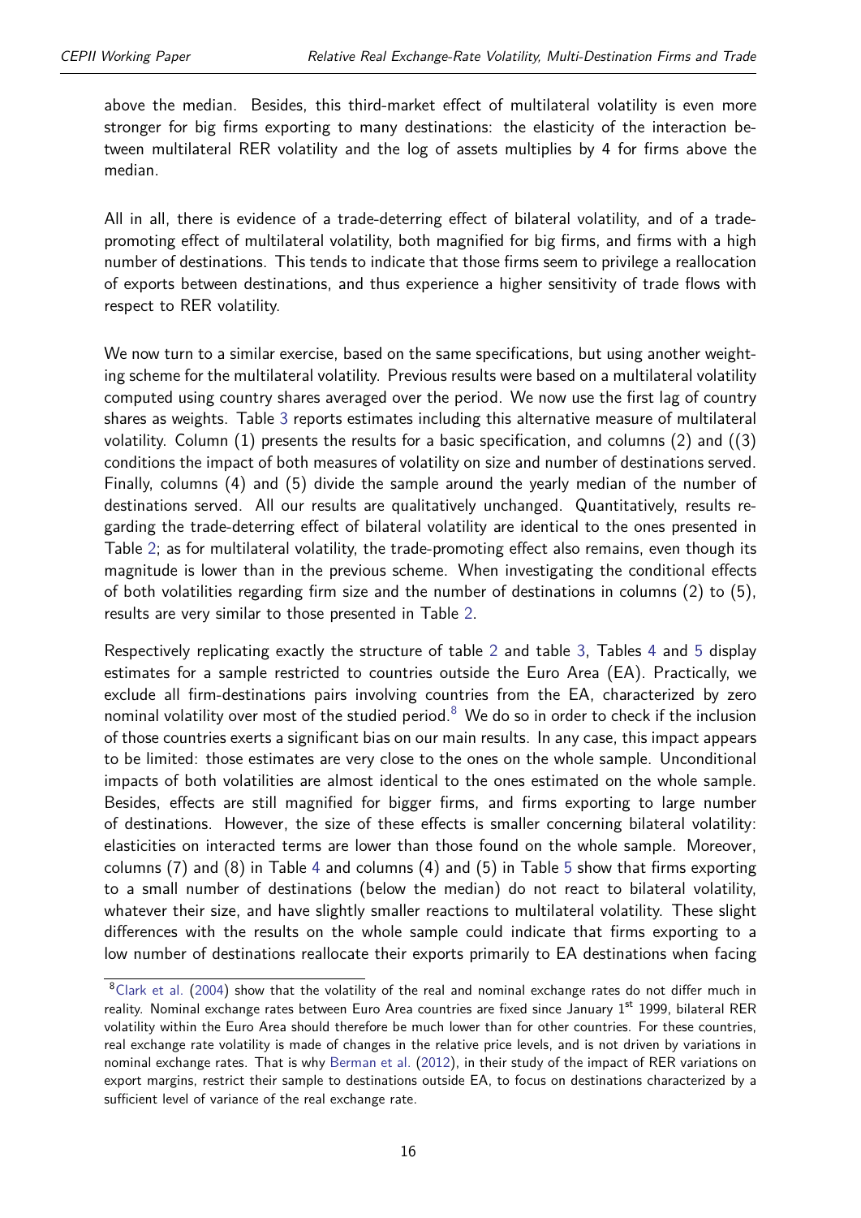above the median. Besides, this third-market effect of multilateral volatility is even more stronger for big firms exporting to many destinations: the elasticity of the interaction between multilateral RER volatility and the log of assets multiplies by 4 for firms above the median.

All in all, there is evidence of a trade-deterring effect of bilateral volatility, and of a trade-promoting effect of multilateral volatility, both magnified for big firms, and firms with a high number of destinations. This tends to indicate that those firms seem to privilege a reallocation of exports between destinations, and thus experience a higher sensitivity of trade flows with respect to RER volatility.

We now turn to a similar exercise, based on the same specifications, but using another weighting scheme for the multilateral volatility. Previous results were based on a multilateral volatility computed using country shares averaged over the period. We now use the first lag of country shares as weights. Table 3 reports estimates including this alternative measure of multilateral volatility. Column (1) presents the results for a basic specification, and columns (2) and ((3) conditions the impact of both measures of volatility on size and number of destinations served. Finally, columns (4) and (5) divide the sample around the yearly median of the number of destinations served. All our results are qualitatively unchanged. Quantitatively, results regarding the trade-deterring effect of bilateral volatility are identical to the ones presented in Table 2; as for multilateral volatility, the trade-promoting effect also remains, even though its magnitude is lower than in the previous scheme. When investigating the conditional effects of both volatilities regarding firm size and the number of destinations in columns (2) to (5), results are very similar to those presented in Table 2.

Respectively replicating exactly the structure of table 2 and table 3, Tables 4 and 5 display estimates for a sample restricted to countries outside the Euro Area (EA). Practically, we exclude all firm-destinations pairs involving countries from the EA, characterized by zero nominal volatility over most of the studied period.[8] We do so in order to check if the inclusion of those countries exerts a significant bias on our main results. In any case, this impact appears to be limited: those estimates are very close to the ones on the whole sample. Unconditional impacts of both volatilities are almost identical to the ones estimated on the whole sample. Besides, effects are still magnified for bigger firms, and firms exporting to large number of destinations. However, the size of these effects is smaller concerning bilateral volatility: elasticities on interacted terms are lower than those found on the whole sample. Moreover, columns (7) and (8) in Table 4 and columns (4) and (5) in Table 5 show that firms exporting to a small number of destinations (below the median) do not react to bilateral volatility, whatever their size, and have slightly smaller reactions to multilateral volatility. These slight differences with the results on the whole sample could indicate that firms exporting to a low number of destinations reallocate their exports primarily to EA destinations when facing

[8] Clark et al. (2004) show that the volatility of the real and nominal exchange rates do not differ much in reality. Nominal exchange rates between Euro Area countries are fixed since January 1[st] 1999, bilateral RER volatility within the Euro Area should therefore be much lower than for other countries. For these countries, real exchange rate volatility is made of changes in the relative price levels, and is not driven by variations in nominal exchange rates. That is why Berman et al. (2012), in their study of the impact of RER variations on export margins, restrict their sample to destinations outside EA, to focus on destinations characterized by a sufficient level of variance of the real exchange rate.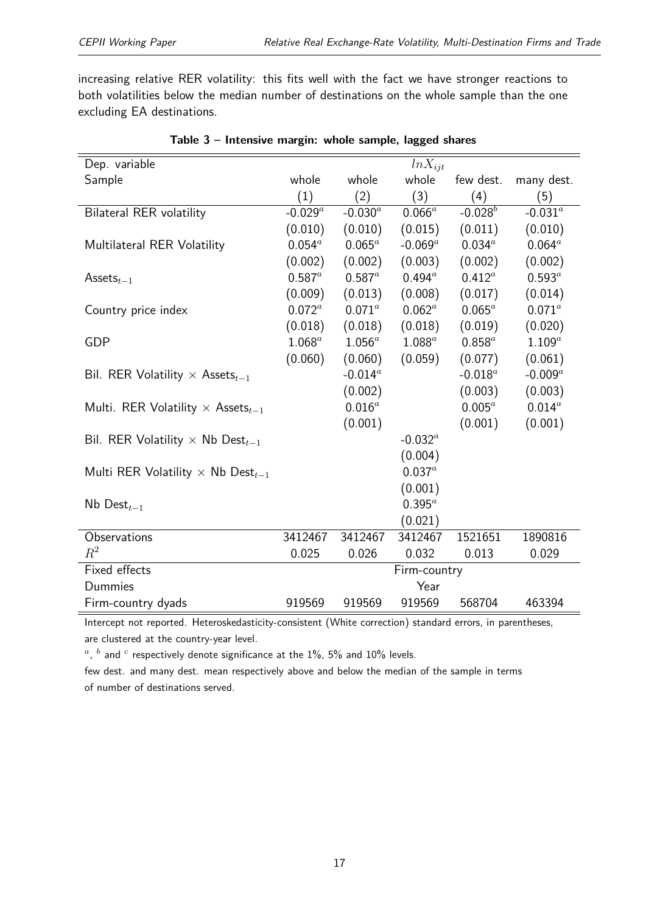increasing relative RER volatility: this fits well with the fact we have stronger reactions to both volatilities below the median number of destinations on the whole sample than the one excluding EA destinations.

**Table 3 – Intensive margin: whole sample, lagged shares**

| Dep. variable | $lnX_{ijt}$ | | | | |
|---|---|---|---|---|---|
| Sample | whole | whole | whole | few dest. | many dest. |
| | (1) | (2) | (3) | (4) | (5) |
| Bilateral RER volatility | -0.029[a] | -0.030[a] | 0.066[a] | -0.028[b] | -0.031[a] |
| | (0.010) | (0.010) | (0.015) | (0.011) | (0.010) |
| Multilateral RER Volatility | 0.054[a] | 0.065[a] | -0.069[a] | 0.034[a] | 0.064[a] |
| | (0.002) | (0.002) | (0.003) | (0.002) | (0.002) |
| Assets$_{t-1}$ | 0.587[a] | 0.587[a] | 0.494[a] | 0.412[a] | 0.593[a] |
| | (0.009) | (0.013) | (0.008) | (0.017) | (0.014) |
| Country price index | 0.072[a] | 0.071[a] | 0.062[a] | 0.065[a] | 0.071[a] |
| | (0.018) | (0.018) | (0.018) | (0.019) | (0.020) |
| GDP | 1.068[a] | 1.056[a] | 1.088[a] | 0.858[a] | 1.109[a] |
| | (0.060) | (0.060) | (0.059) | (0.077) | (0.061) |
| Bil. RER Volatility × Assets$_{t-1}$ | | -0.014[a] | | -0.018[a] | -0.009[a] |
| | | (0.002) | | (0.003) | (0.003) |
| Multi. RER Volatility × Assets$_{t-1}$ | | 0.016[a] | | 0.005[a] | 0.014[a] |
| | | (0.001) | | (0.001) | (0.001) |
| Bil. RER Volatility × Nb Dest$_{t-1}$ | | | -0.032[a] | | |
| | | | (0.004) | | |
| Multi RER Volatility × Nb Dest$_{t-1}$ | | | 0.037[a] | | |
| | | | (0.001) | | |
| Nb Dest$_{t-1}$ | | | 0.395[a] | | |
| | | | (0.021) | | |
| Observations | 3412467 | 3412467 | 3412467 | 1521651 | 1890816 |
| $R^2$ | 0.025 | 0.026 | 0.032 | 0.013 | 0.029 |
| Fixed effects | Firm-country | | | | |
| Dummies | Year | | | | |
| Firm-country dyads | 919569 | 919569 | 919569 | 568704 | 463394 |

Intercept not reported. Heteroskedasticity-consistent (White correction) standard errors, in parentheses, are clustered at the country-year level.

[a], [b] and [c] respectively denote significance at the 1%, 5% and 10% levels.

few dest. and many dest. mean respectively above and below the median of the sample in terms of number of destinations served.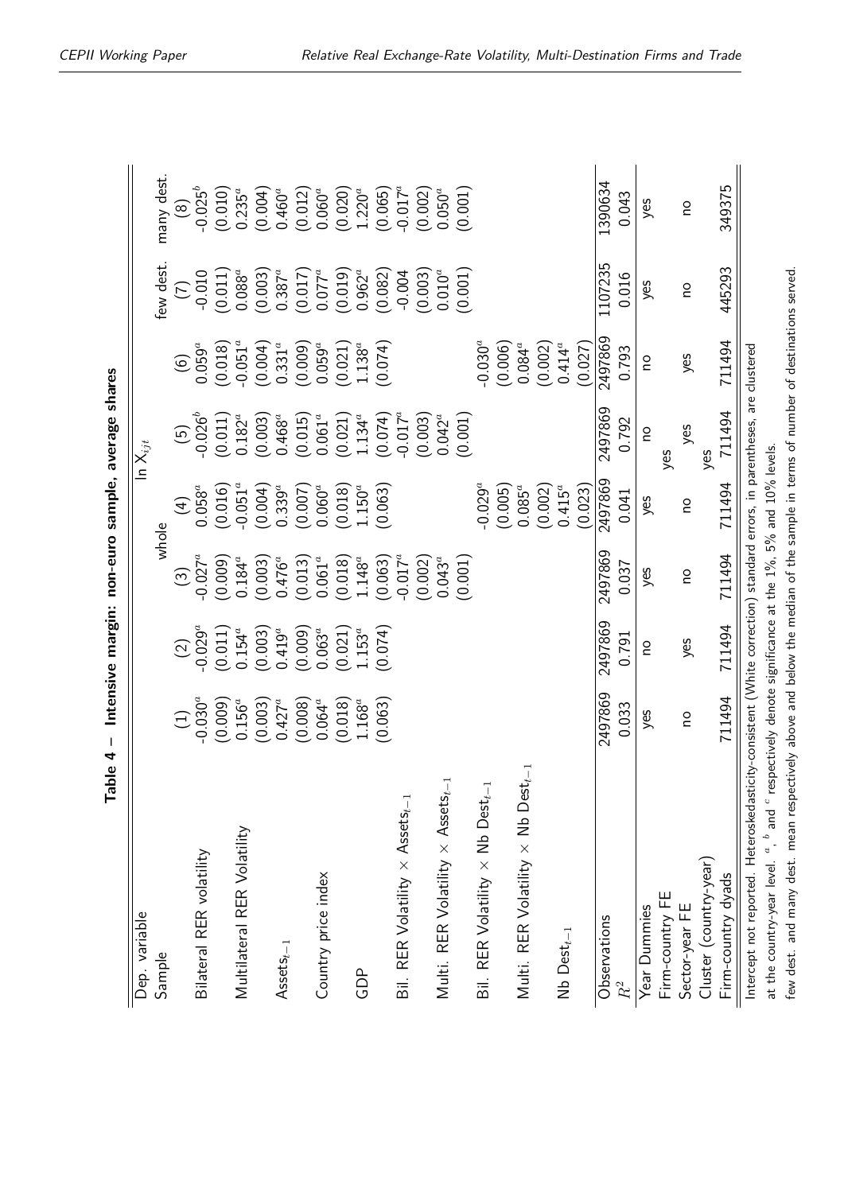**Table 4 – Intensive margin: non-euro sample, average shares**

| Dep. variable | $\ln X_{ijt}$ | | | | | | | |
|---|---|---|---|---|---|---|---|---|
| Sample | whole | | | | | | few dest. | many dest. |
| | (1) | (2) | (3) | (4) | (5) | (6) | (7) | (8) |
| Bilateral RER volatility | -0.030[a] | -0.029[a] | -0.027[a] | 0.058[a] | -0.026[b] | 0.059[a] | -0.010 | -0.025[b] |
| | (0.009) | (0.011) | (0.009) | (0.016) | (0.011) | (0.018) | (0.011) | (0.010) |
| Multilateral RER Volatility | 0.156[a] | 0.154[a] | 0.184[a] | -0.051[a] | 0.182[a] | -0.051[a] | 0.088[a] | 0.235[a] |
| | (0.003) | (0.003) | (0.003) | (0.004) | (0.003) | (0.004) | (0.003) | (0.004) |
| $\text{Assets}_{t-1}$ | 0.427[a] | 0.419[a] | 0.476[a] | 0.339[a] | 0.468[a] | 0.331[a] | 0.387[a] | 0.460[a] |
| | (0.008) | (0.009) | (0.013) | (0.007) | (0.015) | (0.009) | (0.017) | (0.012) |
| Country price index | 0.064[a] | 0.063[a] | 0.061[a] | 0.060[a] | 0.061[a] | 0.059[a] | 0.077[a] | 0.060[a] |
| | (0.018) | (0.021) | (0.018) | (0.018) | (0.021) | (0.021) | (0.019) | (0.020) |
| GDP | 1.168[a] | 1.153[a] | 1.148[a] | 1.150[a] | 1.134[a] | 1.138[a] | 0.962[a] | 1.220[a] |
| | (0.063) | (0.074) | (0.063) | (0.063) | (0.074) | (0.074) | (0.082) | (0.065) |
| Bil. RER Volatility × $\text{Assets}_{t-1}$ | | | -0.017[a] | | -0.017[a] | | -0.004 | -0.017[a] |
| | | | (0.002) | | (0.003) | | (0.003) | (0.002) |
| Multi. RER Volatility × $\text{Assets}_{t-1}$ | | | 0.043[a] | | 0.042[a] | | 0.010[a] | 0.050[a] |
| | | | (0.001) | | (0.001) | | (0.001) | (0.001) |
| Bil. RER Volatility × Nb $\text{Dest}_{t-1}$ | | | | -0.029[a] | | -0.030[a] | | |
| | | | | (0.005) | | (0.006) | | |
| Multi. RER Volatility × Nb $\text{Dest}_{t-1}$ | | | | 0.085[a] | | 0.084[a] | | |
| | | | | (0.002) | | (0.002) | | |
| Nb $\text{Dest}_{t-1}$ | | | | 0.415[a] | | 0.414[a] | | |
| | | | | (0.023) | | (0.027) | | |
| Observations | 2497869 | 2497869 | 2497869 | 2497869 | 2497869 | 2497869 | 1107235 | 1390634 |
| $R^2$ | 0.033 | 0.791 | 0.037 | 0.041 | 0.792 | 0.793 | 0.016 | 0.043 |
| Year Dummies | yes | no | yes | yes | no | no | yes | yes |
| Firm-country FE | | | | | yes | | | |
| Sector-year FE | no | yes | no | no | yes | yes | no | no |
| Cluster (country-year) | | | | | yes | | | |
| Firm-country dyads | 711494 | 711494 | 711494 | 711494 | 711494 | 711494 | 445293 | 349375 |

Intercept not reported. Heteroskedasticity-consistent (White correction) standard errors, in parentheses, are clustered at the country-year level. [a], [b] and [c] respectively denote significance at the 1%, 5% and 10% levels.
few dest. and many dest. mean respectively above and below the median of the sample in terms of number of destinations served.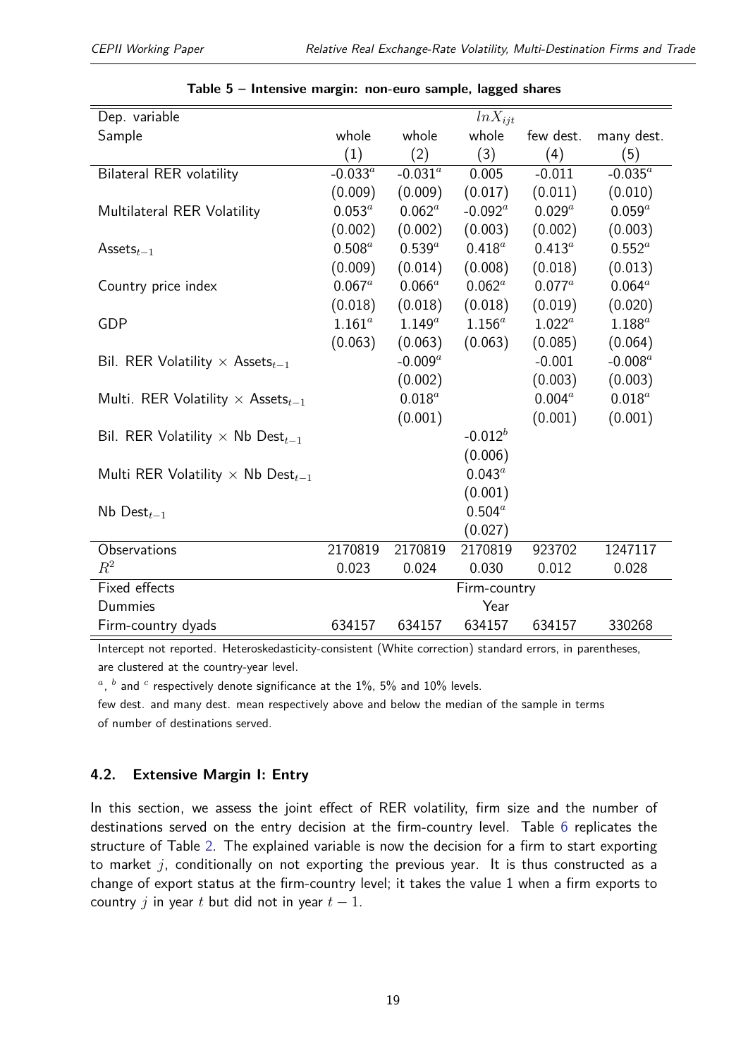**Table 5 – Intensive margin: non-euro sample, lagged shares**

| Dep. variable | $lnX_{ijt}$ | | | | |
|---|---|---|---|---|---|
| Sample | whole | whole | whole | few dest. | many dest. |
| | (1) | (2) | (3) | (4) | (5) |
| Bilateral RER volatility | -0.033[a] | -0.031[a] | 0.005 | -0.011 | -0.035[a] |
| | (0.009) | (0.009) | (0.017) | (0.011) | (0.010) |
| Multilateral RER Volatility | 0.053[a] | 0.062[a] | -0.092[a] | 0.029[a] | 0.059[a] |
| | (0.002) | (0.002) | (0.003) | (0.002) | (0.003) |
| Assets$_{t-1}$ | 0.508[a] | 0.539[a] | 0.418[a] | 0.413[a] | 0.552[a] |
| | (0.009) | (0.014) | (0.008) | (0.018) | (0.013) |
| Country price index | 0.067[a] | 0.066[a] | 0.062[a] | 0.077[a] | 0.064[a] |
| | (0.018) | (0.018) | (0.018) | (0.019) | (0.020) |
| GDP | 1.161[a] | 1.149[a] | 1.156[a] | 1.022[a] | 1.188[a] |
| | (0.063) | (0.063) | (0.063) | (0.085) | (0.064) |
| Bil. RER Volatility × Assets$_{t-1}$ | | -0.009[a] | | -0.001 | -0.008[a] |
| | | (0.002) | | (0.003) | (0.003) |
| Multi. RER Volatility × Assets$_{t-1}$ | | 0.018[a] | | 0.004[a] | 0.018[a] |
| | | (0.001) | | (0.001) | (0.001) |
| Bil. RER Volatility × Nb Dest$_{t-1}$ | | | -0.012[b] | | |
| | | | (0.006) | | |
| Multi RER Volatility × Nb Dest$_{t-1}$ | | | 0.043[a] | | |
| | | | (0.001) | | |
| Nb Dest$_{t-1}$ | | | 0.504[a] | | |
| | | | (0.027) | | |
| Observations | 2170819 | 2170819 | 2170819 | 923702 | 1247117 |
| $R^2$ | 0.023 | 0.024 | 0.030 | 0.012 | 0.028 |
| Fixed effects | Firm-country | | | | |
| Dummies | Year | | | | |
| Firm-country dyads | 634157 | 634157 | 634157 | 634157 | 330268 |

Intercept not reported. Heteroskedasticity-consistent (White correction) standard errors, in parentheses, are clustered at the country-year level.

[a], [b] and [c] respectively denote significance at the 1%, 5% and 10% levels.

few dest. and many dest. mean respectively above and below the median of the sample in terms of number of destinations served.

### 4.2. Extensive Margin I: Entry

In this section, we assess the joint effect of RER volatility, firm size and the number of destinations served on the entry decision at the firm-country level. Table 6 replicates the structure of Table 2. The explained variable is now the decision for a firm to start exporting to market $j$, conditionally on not exporting the previous year. It is thus constructed as a change of export status at the firm-country level; it takes the value 1 when a firm exports to country $j$ in year $t$ but did not in year $t-1$.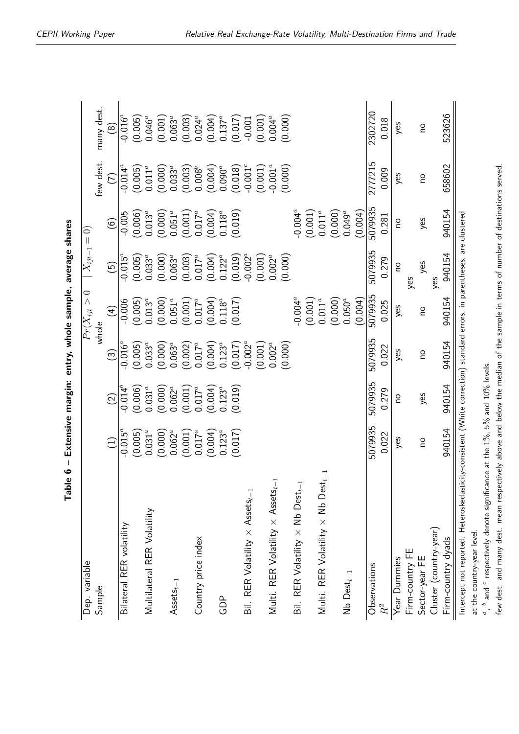**Table 6 – Extensive margin: entry, whole sample, average shares**

| Dep. variable | $Pr(X_{ijt} > 0 \mid X_{ijt-1} = 0)$ | | | | | | | |
|---|---|---|---|---|---|---|---|---|
| Sample | whole | | | | | | few dest. | many dest. |
| | (1) | (2) | (3) | (4) | (5) | (6) | (7) | (8) |
| Bilateral RER volatility | -0.015$^a$ | -0.014$^b$ | -0.016$^a$ | -0.006 | -0.015$^a$ | -0.005 | -0.014$^a$ | -0.016$^a$ |
| | (0.005) | (0.006) | (0.005) | (0.005) | (0.005) | (0.006) | (0.005) | (0.005) |
| Multilateral RER Volatility | 0.031$^a$ | 0.031$^a$ | 0.033$^a$ | 0.013$^a$ | 0.033$^a$ | 0.013$^a$ | 0.011$^a$ | 0.046$^a$ |
| | (0.000) | (0.000) | (0.000) | (0.000) | (0.000) | (0.000) | (0.000) | (0.001) |
| Assets$_{t-1}$ | 0.062$^a$ | 0.062$^a$ | 0.063$^a$ | 0.051$^a$ | 0.063$^a$ | 0.051$^a$ | 0.033$^a$ | 0.063$^a$ |
| | (0.001) | (0.001) | (0.002) | (0.001) | (0.003) | (0.001) | (0.003) | (0.003) |
| Country price index | 0.017$^a$ | 0.017$^a$ | 0.017$^a$ | 0.017$^a$ | 0.017$^a$ | 0.017$^a$ | 0.008$^b$ | 0.024$^a$ |
| | (0.004) | (0.004) | (0.004) | (0.004) | (0.004) | (0.004) | (0.004) | (0.004) |
| GDP | 0.123$^a$ | 0.123$^a$ | 0.123$^a$ | 0.118$^a$ | 0.122$^a$ | 0.118$^a$ | 0.090$^a$ | 0.137$^a$ |
| | (0.017) | (0.019) | (0.017) | (0.017) | (0.019) | (0.019) | (0.018) | (0.017) |
| Bil. RER Volatility × Assets$_{t-1}$ | | | -0.002$^a$ | | -0.002$^a$ | | -0.001$^c$ | -0.001 |
| | | | (0.001) | | (0.001) | | (0.001) | (0.001) |
| Multi. RER Volatility × Assets$_{t-1}$ | | | 0.002$^a$ | | 0.002$^a$ | | -0.001$^a$ | 0.004$^a$ |
| | | | (0.000) | | (0.000) | | (0.000) | (0.000) |
| Bil. RER Volatility × Nb Dest$_{t-1}$ | | | | -0.004$^a$ | | -0.004$^a$ | | |
| | | | | (0.001) | | (0.001) | | |
| Multi. RER Volatility × Nb Dest$_{t-1}$ | | | | 0.011$^a$ | | 0.011$^a$ | | |
| | | | | (0.000) | | (0.000) | | |
| Nb Dest$_{t-1}$ | | | | 0.050$^a$ | | 0.049$^a$ | | |
| | | | | (0.004) | | (0.004) | | |
| Observations | 5079935 | 5079935 | 5079935 | 5079935 | 5079935 | 5079935 | 2777215 | 2302720 |
| $R^2$ | 0.022 | 0.279 | 0.022 | 0.025 | 0.279 | 0.281 | 0.009 | 0.018 |
| Year Dummies | yes | no | yes | yes | no | no | yes | yes |
| Firm-country FE | | | | yes | | | | |
| Sector-year FE | no | yes | no | no | yes | yes | no | no |
| Cluster (country-year) | | | | yes | | | | |
| Firm-country dyads | 940154 | 940154 | 940154 | 940154 | 940154 | 940154 | 658602 | 523626 |

Intercept not reported. Heteroskedasticity-consistent (White correction) standard errors, in parentheses, are clustered at the country-year level.

$^a$, $^b$ and $^c$ respectively denote significance at the 1%, 5% and 10% levels.

few dest. and many dest. mean respectively above and below the median of the sample in terms of number of destinations served.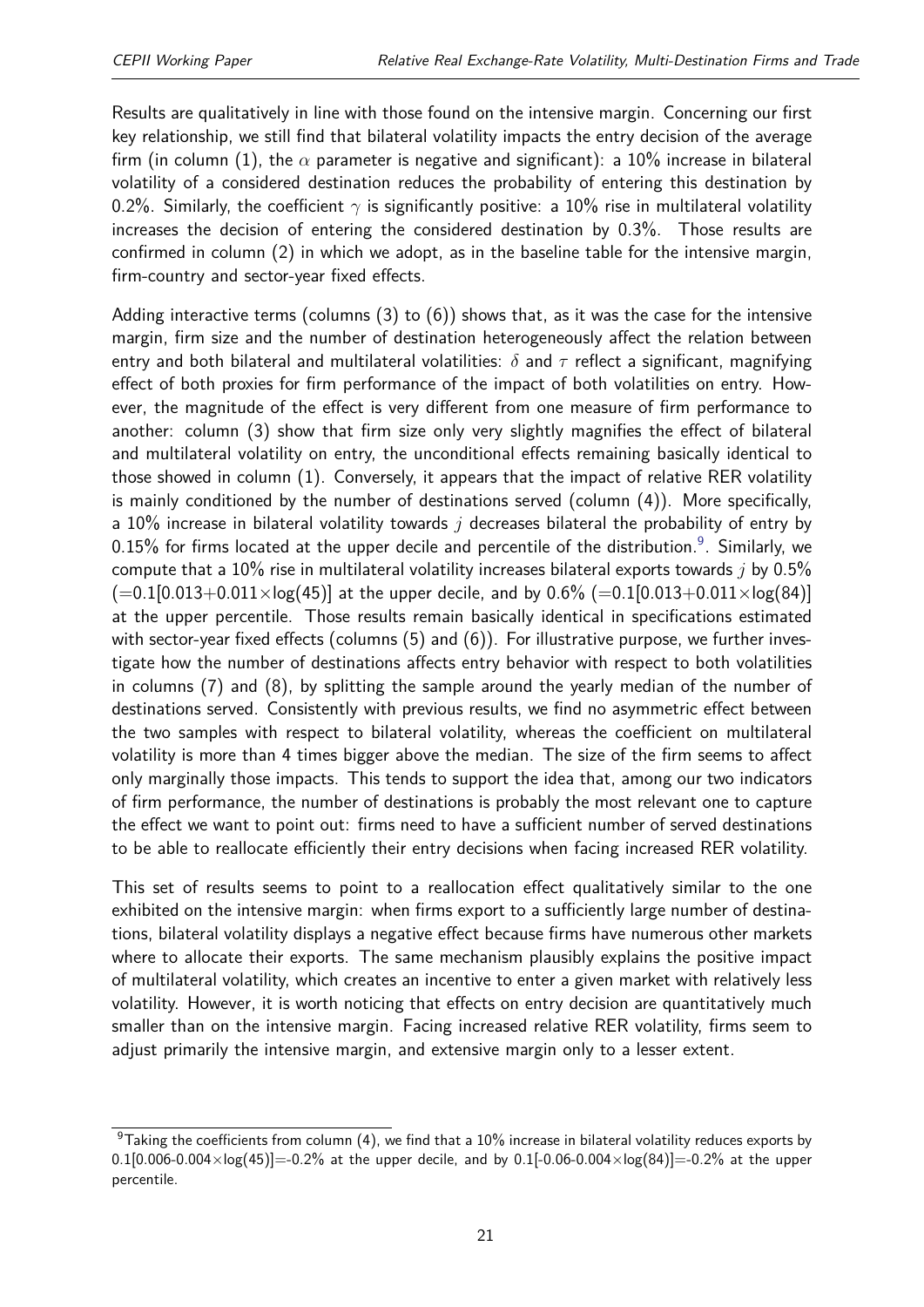Results are qualitatively in line with those found on the intensive margin. Concerning our first key relationship, we still find that bilateral volatility impacts the entry decision of the average firm (in column (1), the $\alpha$ parameter is negative and significant): a 10% increase in bilateral volatility of a considered destination reduces the probability of entering this destination by 0.2%. Similarly, the coefficient $\gamma$ is significantly positive: a 10% rise in multilateral volatility increases the decision of entering the considered destination by 0.3%. Those results are confirmed in column (2) in which we adopt, as in the baseline table for the intensive margin, firm-country and sector-year fixed effects.

Adding interactive terms (columns (3) to (6)) shows that, as it was the case for the intensive margin, firm size and the number of destination heterogeneously affect the relation between entry and both bilateral and multilateral volatilities: $\delta$ and $\tau$ reflect a significant, magnifying effect of both proxies for firm performance of the impact of both volatilities on entry. However, the magnitude of the effect is very different from one measure of firm performance to another: column (3) show that firm size only very slightly magnifies the effect of bilateral and multilateral volatility on entry, the unconditional effects remaining basically identical to those showed in column (1). Conversely, it appears that the impact of relative RER volatility is mainly conditioned by the number of destinations served (column (4)). More specifically, a 10% increase in bilateral volatility towards $j$ decreases bilateral the probability of entry by 0.15% for firms located at the upper decile and percentile of the distribution.[9]. Similarly, we compute that a 10% rise in multilateral volatility increases bilateral exports towards $j$ by 0.5% $(=0.1[0.013+0.011\times\log(45)]$ at the upper decile, and by 0.6% $(=0.1[0.013+0.011\times\log(84)]$ at the upper percentile. Those results remain basically identical in specifications estimated with sector-year fixed effects (columns (5) and (6)). For illustrative purpose, we further investigate how the number of destinations affects entry behavior with respect to both volatilities in columns (7) and (8), by splitting the sample around the yearly median of the number of destinations served. Consistently with previous results, we find no asymmetric effect between the two samples with respect to bilateral volatility, whereas the coefficient on multilateral volatility is more than 4 times bigger above the median. The size of the firm seems to affect only marginally those impacts. This tends to support the idea that, among our two indicators of firm performance, the number of destinations is probably the most relevant one to capture the effect we want to point out: firms need to have a sufficient number of served destinations to be able to reallocate efficiently their entry decisions when facing increased RER volatility.

This set of results seems to point to a reallocation effect qualitatively similar to the one exhibited on the intensive margin: when firms export to a sufficiently large number of destinations, bilateral volatility displays a negative effect because firms have numerous other markets where to allocate their exports. The same mechanism plausibly explains the positive impact of multilateral volatility, which creates an incentive to enter a given market with relatively less volatility. However, it is worth noticing that effects on entry decision are quantitatively much smaller than on the intensive margin. Facing increased relative RER volatility, firms seem to adjust primarily the intensive margin, and extensive margin only to a lesser extent.

---

[9] Taking the coefficients from column (4), we find that a 10% increase in bilateral volatility reduces exports by $0.1[0.006\text{-}0.004\times\log(45)]$=-0.2% at the upper decile, and by $0.1[\text{-}0.06\text{-}0.004\times\log(84)]$=-0.2% at the upper percentile.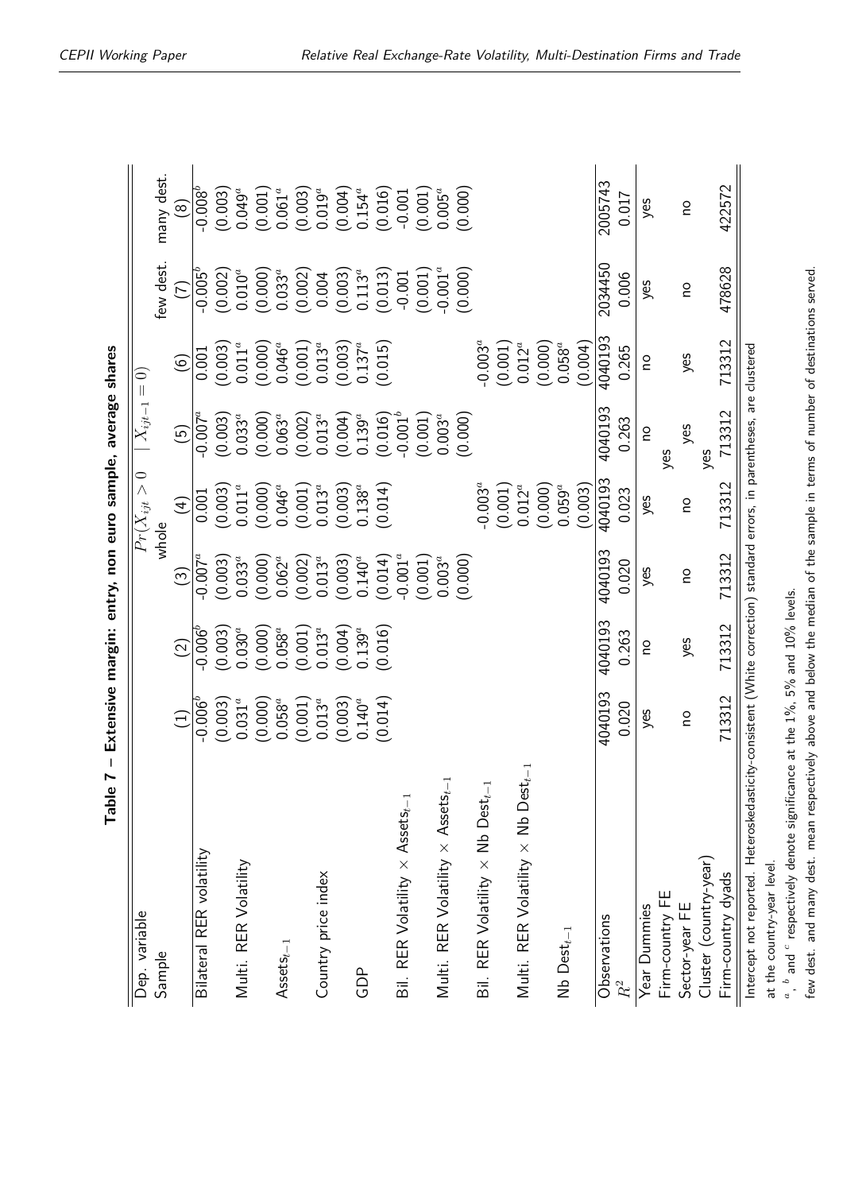**Table 7 – Extensive margin: entry, non euro sample, average shares**

| Dep. variable | $Pr(X_{ijt} > 0 \mid X_{ijt-1} = 0)$ | | | | | | | |
|---|---|---|---|---|---|---|---|---|
| Sample | whole | | | | | | few dest. | many dest. |
| | (1) | (2) | (3) | (4) | (5) | (6) | (7) | (8) |
| Bilateral RER volatility | -0.006[b] | -0.006[b] | -0.007[a] | 0.001 | -0.007[a] | 0.001 | -0.005[b] | -0.008[b] |
| | (0.003) | (0.003) | (0.003) | (0.003) | (0.003) | (0.003) | (0.002) | (0.003) |
| Multi. RER Volatility | 0.031[a] | 0.030[a] | 0.033[a] | 0.011[a] | 0.033[a] | 0.011[a] | 0.010[a] | 0.049[a] |
| | (0.000) | (0.000) | (0.000) | (0.000) | (0.000) | (0.000) | (0.000) | (0.001) |
| Assets$_{t-1}$ | 0.058[a] | 0.058[a] | 0.062[a] | 0.046[a] | 0.063[a] | 0.046[a] | 0.033[a] | 0.061[a] |
| | (0.001) | (0.001) | (0.002) | (0.001) | (0.002) | (0.001) | (0.002) | (0.003) |
| Country price index | 0.013[a] | 0.013[a] | 0.013[a] | 0.013[a] | 0.013[a] | 0.013[a] | 0.004 | 0.019[a] |
| | (0.003) | (0.004) | (0.003) | (0.003) | (0.004) | (0.003) | (0.003) | (0.004) |
| GDP | 0.140[a] | 0.139[a] | 0.140[a] | 0.138[a] | 0.139[a] | 0.137[a] | 0.113[a] | 0.154[a] |
| | (0.014) | (0.016) | (0.014) | (0.014) | (0.016) | (0.015) | (0.013) | (0.016) |
| Bil. RER Volatility × Assets$_{t-1}$ | | | -0.001[a] | | -0.001[b] | | -0.001 | -0.001 |
| | | | (0.001) | | (0.001) | | (0.001) | (0.001) |
| Multi. RER Volatility × Assets$_{t-1}$ | | | 0.003[a] | | 0.003[a] | | -0.001[a] | 0.005[a] |
| | | | (0.000) | | (0.000) | | (0.000) | (0.000) |
| Bil. RER Volatility × Nb Dest$_{t-1}$ | | | | -0.003[a] | | -0.003[a] | | |
| | | | | (0.001) | | (0.001) | | |
| Multi. RER Volatility × Nb Dest$_{t-1}$ | | | | 0.012[a] | | 0.012[a] | | |
| | | | | (0.000) | | (0.000) | | |
| Nb Dest$_{t-1}$ | | | | 0.059[a] | | 0.058[a] | | |
| | | | | (0.003) | | (0.004) | | |
| Observations | 4040193 | 4040193 | 4040193 | 4040193 | 4040193 | 4040193 | 2034450 | 2005743 |
| $R^2$ | 0.020 | 0.263 | 0.020 | 0.023 | 0.263 | 0.265 | 0.006 | 0.017 |
| Year Dummies | yes | no | yes | yes | no | no | yes | yes |
| Firm-country FE | | | | yes | | | | |
| Sector-year FE | no | yes | no | no | yes | yes | no | no |
| Cluster (country-year) | | | | yes | | | | |
| Firm-country dyads | 713312 | 713312 | 713312 | 713312 | 713312 | 713312 | 478628 | 422572 |

Intercept not reported. Heteroskedasticity-consistent (White correction) standard errors, in parentheses, are clustered at the country-year level.

[a], [b] and [c] respectively denote significance at the 1%, 5% and 10% levels.

few dest. and many dest. mean respectively above and below the median of the sample in terms of number of destinations served.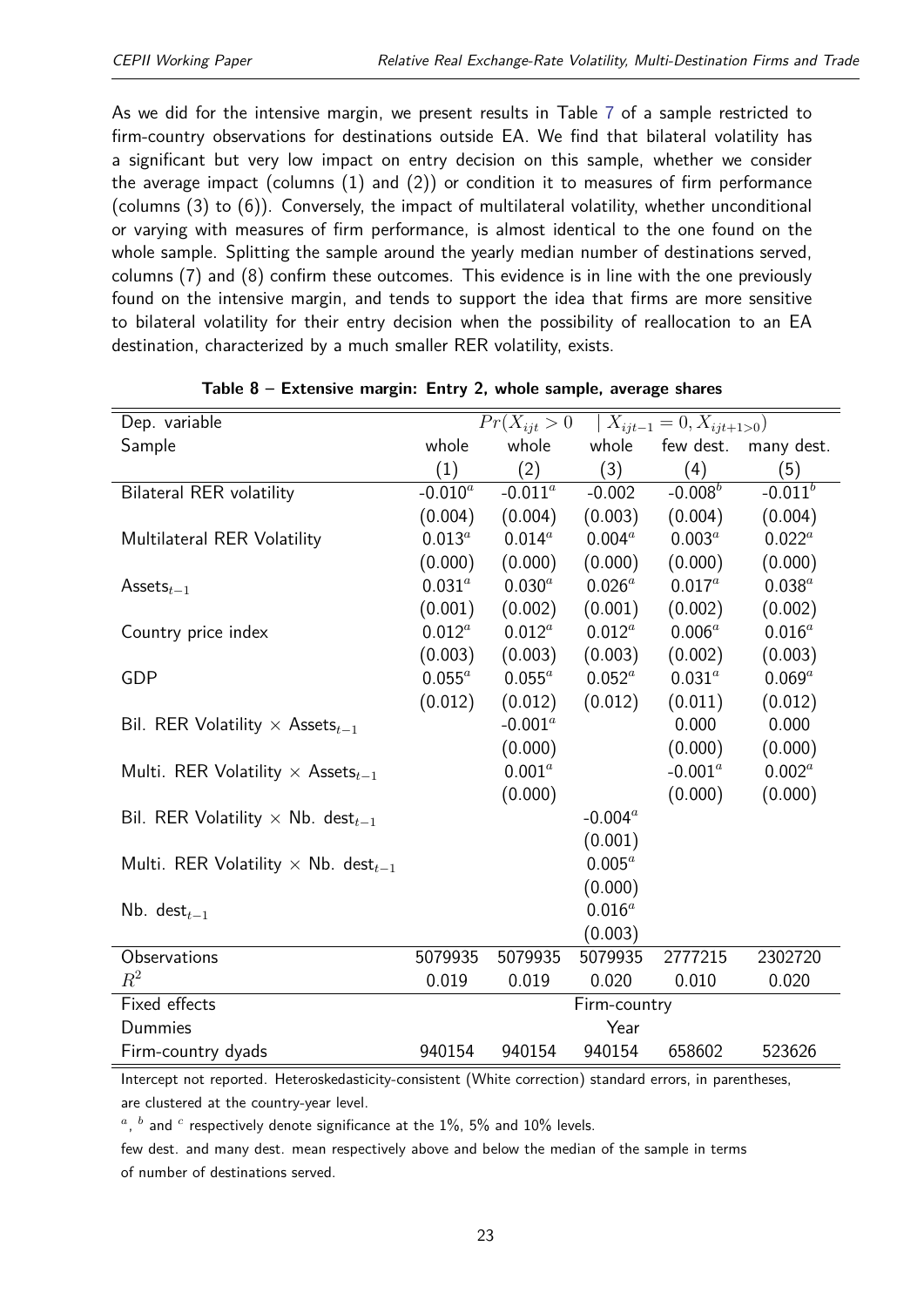As we did for the intensive margin, we present results in Table 7 of a sample restricted to firm-country observations for destinations outside EA. We find that bilateral volatility has a significant but very low impact on entry decision on this sample, whether we consider the average impact (columns (1) and (2)) or condition it to measures of firm performance (columns (3) to (6)). Conversely, the impact of multilateral volatility, whether unconditional or varying with measures of firm performance, is almost identical to the one found on the whole sample. Splitting the sample around the yearly median number of destinations served, columns (7) and (8) confirm these outcomes. This evidence is in line with the one previously found on the intensive margin, and tends to support the idea that firms are more sensitive to bilateral volatility for their entry decision when the possibility of reallocation to an EA destination, characterized by a much smaller RER volatility, exists.

**Table 8 – Extensive margin: Entry 2, whole sample, average shares**

| Dep. variable | $Pr(X_{ijt} > 0 \mid X_{ijt-1} = 0, X_{ijt+1>0})$ | | | | |
|---|---|---|---|---|---|
| Sample | whole | whole | whole | few dest. | many dest. |
| | (1) | (2) | (3) | (4) | (5) |
| Bilateral RER volatility | -0.010$^a$ | -0.011$^a$ | -0.002 | -0.008$^b$ | -0.011$^b$ |
| | (0.004) | (0.004) | (0.003) | (0.004) | (0.004) |
| Multilateral RER Volatility | 0.013$^a$ | 0.014$^a$ | 0.004$^a$ | 0.003$^a$ | 0.022$^a$ |
| | (0.000) | (0.000) | (0.000) | (0.000) | (0.000) |
| Assets$_{t-1}$ | 0.031$^a$ | 0.030$^a$ | 0.026$^a$ | 0.017$^a$ | 0.038$^a$ |
| | (0.001) | (0.002) | (0.001) | (0.002) | (0.002) |
| Country price index | 0.012$^a$ | 0.012$^a$ | 0.012$^a$ | 0.006$^a$ | 0.016$^a$ |
| | (0.003) | (0.003) | (0.003) | (0.002) | (0.003) |
| GDP | 0.055$^a$ | 0.055$^a$ | 0.052$^a$ | 0.031$^a$ | 0.069$^a$ |
| | (0.012) | (0.012) | (0.012) | (0.011) | (0.012) |
| Bil. RER Volatility × Assets$_{t-1}$ | | -0.001$^a$ | | 0.000 | 0.000 |
| | | (0.000) | | (0.000) | (0.000) |
| Multi. RER Volatility × Assets$_{t-1}$ | | 0.001$^a$ | | -0.001$^a$ | 0.002$^a$ |
| | | (0.000) | | (0.000) | (0.000) |
| Bil. RER Volatility × Nb. dest$_{t-1}$ | | | -0.004$^a$ | | |
| | | | (0.001) | | |
| Multi. RER Volatility × Nb. dest$_{t-1}$ | | | 0.005$^a$ | | |
| | | | (0.000) | | |
| Nb. dest$_{t-1}$ | | | 0.016$^a$ | | |
| | | | (0.003) | | |
| Observations | 5079935 | 5079935 | 5079935 | 2777215 | 2302720 |
| $R^2$ | 0.019 | 0.019 | 0.020 | 0.010 | 0.020 |
| Fixed effects | Firm-country | | | | |
| Dummies | Year | | | | |
| Firm-country dyads | 940154 | 940154 | 940154 | 658602 | 523626 |

Intercept not reported. Heteroskedasticity-consistent (White correction) standard errors, in parentheses, are clustered at the country-year level.

$^a$, $^b$ and $^c$ respectively denote significance at the 1%, 5% and 10% levels.

few dest. and many dest. mean respectively above and below the median of the sample in terms of number of destinations served.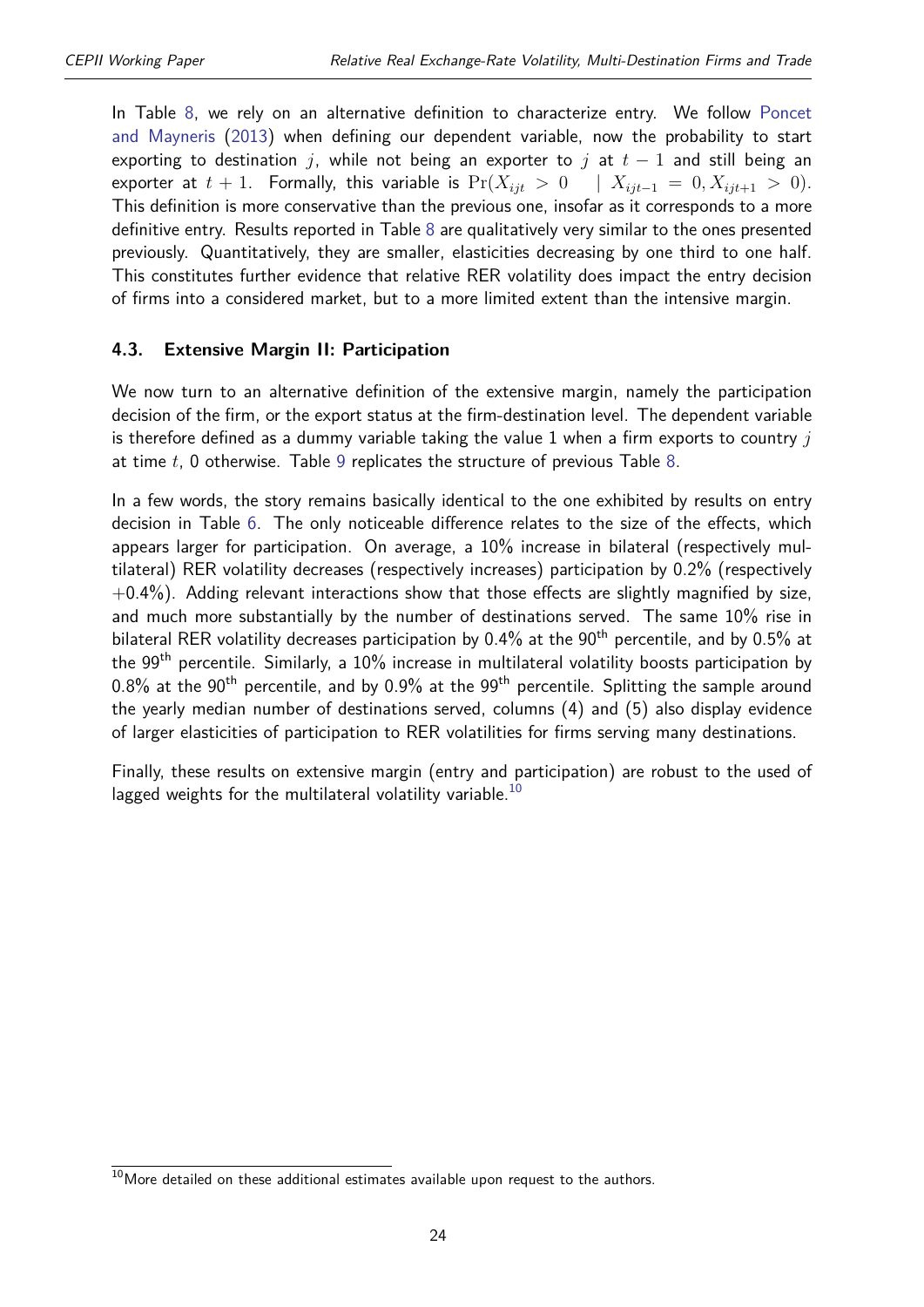In Table 8, we rely on an alternative definition to characterize entry. We follow Poncet and Mayneris (2013) when defining our dependent variable, now the probability to start exporting to destination $j$, while not being an exporter to $j$ at $t-1$ and still being an exporter at $t+1$. Formally, this variable is $\Pr(X_{ijt} > 0 \quad | \ X_{ijt-1} = 0, X_{ijt+1} > 0)$. This definition is more conservative than the previous one, insofar as it corresponds to a more definitive entry. Results reported in Table 8 are qualitatively very similar to the ones presented previously. Quantitatively, they are smaller, elasticities decreasing by one third to one half. This constitutes further evidence that relative RER volatility does impact the entry decision of firms into a considered market, but to a more limited extent than the intensive margin.

### 4.3. Extensive Margin II: Participation

We now turn to an alternative definition of the extensive margin, namely the participation decision of the firm, or the export status at the firm-destination level. The dependent variable is therefore defined as a dummy variable taking the value 1 when a firm exports to country $j$ at time $t$, 0 otherwise. Table 9 replicates the structure of previous Table 8.

In a few words, the story remains basically identical to the one exhibited by results on entry decision in Table 6. The only noticeable difference relates to the size of the effects, which appears larger for participation. On average, a 10% increase in bilateral (respectively multilateral) RER volatility decreases (respectively increases) participation by 0.2% (respectively +0.4%). Adding relevant interactions show that those effects are slightly magnified by size, and much more substantially by the number of destinations served. The same 10% rise in bilateral RER volatility decreases participation by 0.4% at the $90^{th}$ percentile, and by 0.5% at the $99^{th}$ percentile. Similarly, a 10% increase in multilateral volatility boosts participation by 0.8% at the $90^{th}$ percentile, and by 0.9% at the $99^{th}$ percentile. Splitting the sample around the yearly median number of destinations served, columns (4) and (5) also display evidence of larger elasticities of participation to RER volatilities for firms serving many destinations.

Finally, these results on extensive margin (entry and participation) are robust to the used of lagged weights for the multilateral volatility variable.[10]

[10] More detailed on these additional estimates available upon request to the authors.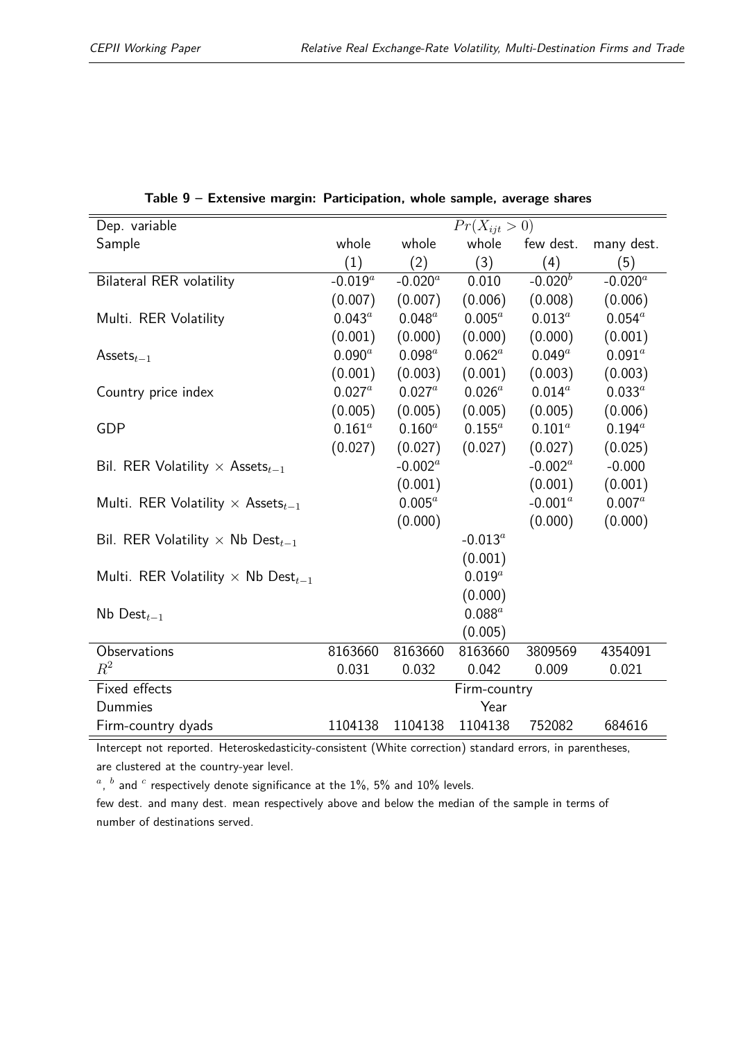**Table 9 – Extensive margin: Participation, whole sample, average shares**

| Dep. variable | $Pr(X_{ijt} > 0)$ | | | | |
|---|---|---|---|---|---|
| Sample | whole | whole | whole | few dest. | many dest. |
| | (1) | (2) | (3) | (4) | (5) |
| Bilateral RER volatility | -0.019[a] | -0.020[a] | 0.010 | -0.020[b] | -0.020[a] |
| | (0.007) | (0.007) | (0.006) | (0.008) | (0.006) |
| Multi. RER Volatility | 0.043[a] | 0.048[a] | 0.005[a] | 0.013[a] | 0.054[a] |
| | (0.001) | (0.000) | (0.000) | (0.000) | (0.001) |
| Assets$_{t-1}$ | 0.090[a] | 0.098[a] | 0.062[a] | 0.049[a] | 0.091[a] |
| | (0.001) | (0.003) | (0.001) | (0.003) | (0.003) |
| Country price index | 0.027[a] | 0.027[a] | 0.026[a] | 0.014[a] | 0.033[a] |
| | (0.005) | (0.005) | (0.005) | (0.005) | (0.006) |
| GDP | 0.161[a] | 0.160[a] | 0.155[a] | 0.101[a] | 0.194[a] |
| | (0.027) | (0.027) | (0.027) | (0.027) | (0.025) |
| Bil. RER Volatility × Assets$_{t-1}$ | | -0.002[a] | | -0.002[a] | -0.000 |
| | | (0.001) | | (0.001) | (0.001) |
| Multi. RER Volatility × Assets$_{t-1}$ | | 0.005[a] | | -0.001[a] | 0.007[a] |
| | | (0.000) | | (0.000) | (0.000) |
| Bil. RER Volatility × Nb Dest$_{t-1}$ | | | -0.013[a] | | |
| | | | (0.001) | | |
| Multi. RER Volatility × Nb Dest$_{t-1}$ | | | 0.019[a] | | |
| | | | (0.000) | | |
| Nb Dest$_{t-1}$ | | | 0.088[a] | | |
| | | | (0.005) | | |
| Observations | 8163660 | 8163660 | 8163660 | 3809569 | 4354091 |
| $R^2$ | 0.031 | 0.032 | 0.042 | 0.009 | 0.021 |
| Fixed effects | | | Firm-country | | |
| Dummies | | | Year | | |
| Firm-country dyads | 1104138 | 1104138 | 1104138 | 752082 | 684616 |

Intercept not reported. Heteroskedasticity-consistent (White correction) standard errors, in parentheses, are clustered at the country-year level.

[a], [b] and [c] respectively denote significance at the 1%, 5% and 10% levels.

few dest. and many dest. mean respectively above and below the median of the sample in terms of number of destinations served.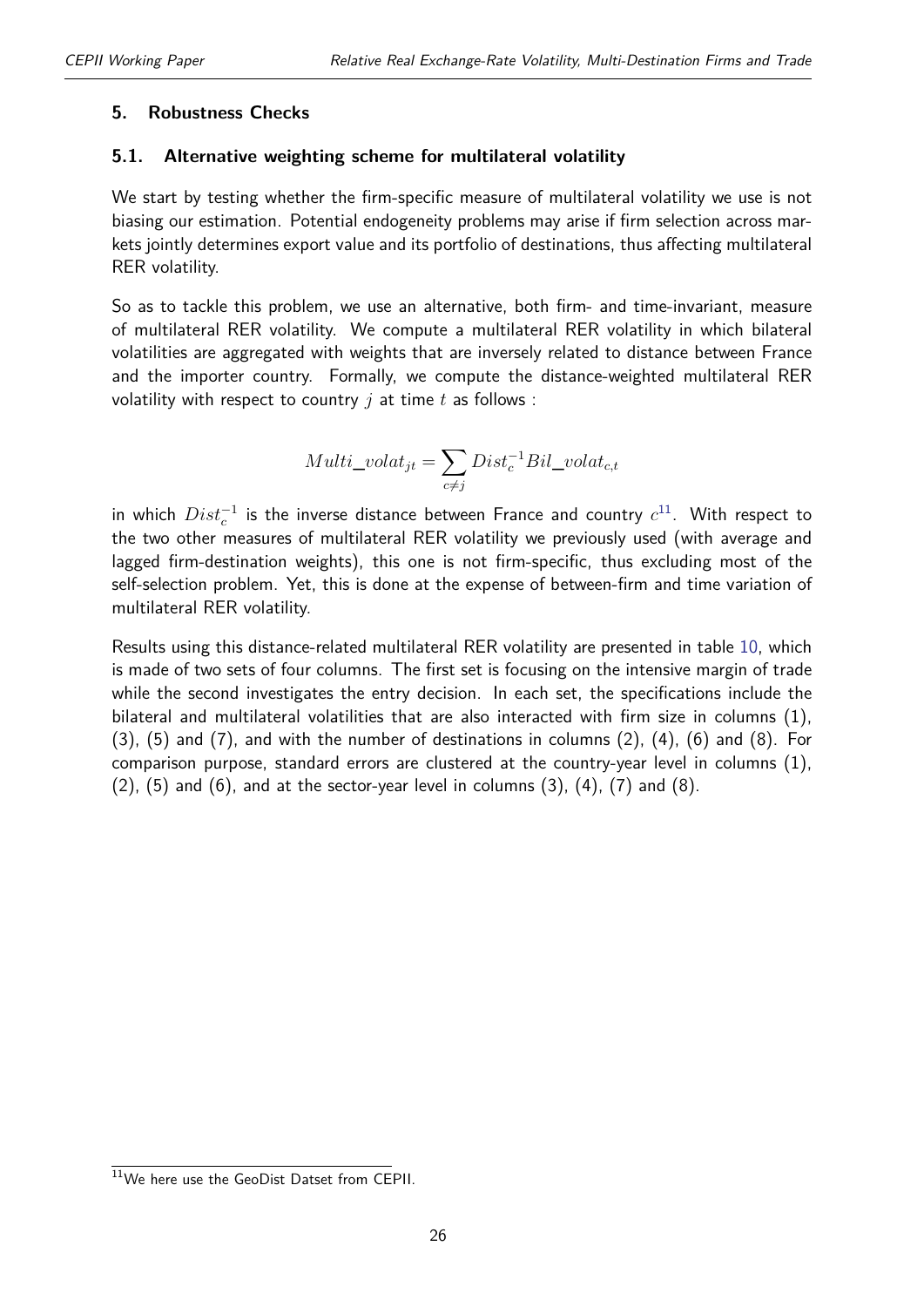## 5. Robustness Checks

### 5.1. Alternative weighting scheme for multilateral volatility

We start by testing whether the firm-specific measure of multilateral volatility we use is not biasing our estimation. Potential endogeneity problems may arise if firm selection across markets jointly determines export value and its portfolio of destinations, thus affecting multilateral RER volatility.

So as to tackle this problem, we use an alternative, both firm- and time-invariant, measure of multilateral RER volatility. We compute a multilateral RER volatility in which bilateral volatilities are aggregated with weights that are inversely related to distance between France and the importer country. Formally, we compute the distance-weighted multilateral RER volatility with respect to country $j$ at time $t$ as follows :

$$Multi\_volat_{jt} = \sum_{c \neq j} Dist_c^{-1} Bil\_volat_{c,t}$$

in which $Dist_c^{-1}$ is the inverse distance between France and country $c$[11]. With respect to the two other measures of multilateral RER volatility we previously used (with average and lagged firm-destination weights), this one is not firm-specific, thus excluding most of the self-selection problem. Yet, this is done at the expense of between-firm and time variation of multilateral RER volatility.

Results using this distance-related multilateral RER volatility are presented in table 10, which is made of two sets of four columns. The first set is focusing on the intensive margin of trade while the second investigates the entry decision. In each set, the specifications include the bilateral and multilateral volatilities that are also interacted with firm size in columns (1), (3), (5) and (7), and with the number of destinations in columns (2), (4), (6) and (8). For comparison purpose, standard errors are clustered at the country-year level in columns (1), (2), (5) and (6), and at the sector-year level in columns (3), (4), (7) and (8).

[11] We here use the GeoDist Datset from CEPII.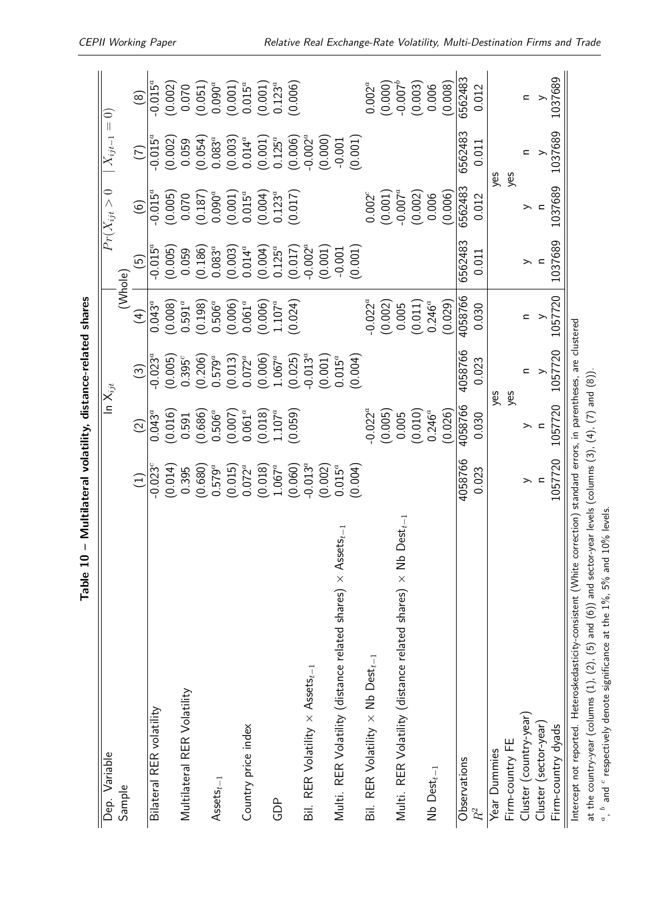**Table 10 – Multilateral volatility, distance-related shares**

| Dep. Variable | ln $X_{ijt}$ | | | | $Pr(X_{ijt} > 0$ | $X_{ijt-1} = 0)$ | | |
|---|---|---|---|---|---|---|---|---|
| Sample | (Whole) | | | | | | | |
| | (1) | (2) | (3) | (4) | (5) | (6) | (7) | (8) |
| Bilateral RER volatility | -0.023$^c$ | 0.043$^a$ | -0.023$^a$ | 0.043$^a$ | -0.015$^a$ | -0.015$^a$ | -0.015$^a$ | -0.015$^a$ |
| | (0.014) | (0.016) | (0.005) | (0.008) | (0.005) | (0.005) | (0.002) | (0.002) |
| Multilateral RER Volatility | 0.395 | 0.591 | 0.395$^c$ | 0.591$^a$ | 0.059 | 0.070 | 0.059 | 0.070 |
| | (0.680) | (0.686) | (0.206) | (0.198) | (0.186) | (0.187) | (0.054) | (0.051) |
| Assets$_{t-1}$ | 0.579$^a$ | 0.506$^a$ | 0.579$^a$ | 0.506$^a$ | 0.083$^a$ | 0.090$^a$ | 0.083$^a$ | 0.090$^a$ |
| | (0.015) | (0.007) | (0.013) | (0.006) | (0.003) | (0.001) | (0.003) | (0.001) |
| Country price index | 0.072$^a$ | 0.061$^a$ | 0.072$^a$ | 0.061$^a$ | 0.014$^a$ | 0.015$^a$ | 0.014$^a$ | 0.015$^a$ |
| | (0.018) | (0.018) | (0.006) | (0.006) | (0.004) | (0.004) | (0.001) | (0.001) |
| GDP | 1.067$^a$ | 1.107$^a$ | 1.067$^a$ | 1.107$^a$ | 0.125$^a$ | 0.123$^a$ | 0.125$^a$ | 0.123$^a$ |
| | (0.060) | (0.059) | (0.025) | (0.024) | (0.017) | (0.017) | (0.006) | (0.006) |
| Bil. RER Volatility × Assets$_{t-1}$ | -0.013$^a$ | | -0.013$^a$ | | -0.002$^a$ | | -0.002$^a$ | |
| | (0.002) | | (0.001) | | (0.001) | | (0.000) | |
| Multi. RER Volatility (distance related shares) × Assets$_{t-1}$ | 0.015$^a$ | | 0.015$^a$ | | -0.001 | | -0.001 | |
| | (0.004) | | (0.004) | | (0.001) | | (0.001) | |
| Bil. RER Volatility × Nb Dest$_{t-1}$ | | -0.022$^a$ | | -0.022$^a$ | | 0.002$^c$ | | 0.002$^a$ |
| | | (0.005) | | (0.002) | | (0.001) | | (0.000) |
| Multi. RER Volatility (distance related shares) × Nb Dest$_{t-1}$ | | 0.005 | | 0.005 | | -0.007$^a$ | | -0.007$^b$ |
| | | (0.010) | | (0.011) | | (0.002) | | (0.003) |
| Nb Dest$_{t-1}$ | | 0.246$^a$ | | 0.246$^a$ | | 0.006 | | 0.006 |
| | | (0.026) | | (0.029) | | (0.006) | | (0.008) |
| Observations | 4058766 | 4058766 | 4058766 | 4058766 | 6562483 | 6562483 | 6562483 | 6562483 |
| $R^2$ | 0.023 | 0.030 | 0.023 | 0.030 | 0.011 | 0.012 | 0.011 | 0.012 |
| Year Dummies | | yes | | | | yes | | |
| Firm-country FE | | yes | | | | yes | | |
| Cluster (country-year) | y | y | n | n | y | y | n | n |
| Cluster (sector-year) | n | n | y | y | n | n | y | y |
| Firm-country dyads | 1057720 | 1057720 | 1057720 | 1057720 | 1037689 | 1037689 | 1037689 | 1037689 |

Intercept not reported. Heteroskedasticity-consistent (White correction) standard errors, in parentheses, are clustered at the country-year (columns (1), (2), (5) and (6)) and sector-year levels (columns (3), (4), (7) and (8)).

$^a$, $^b$ and $^c$ respectively denote significance at the 1%, 5% and 10% levels.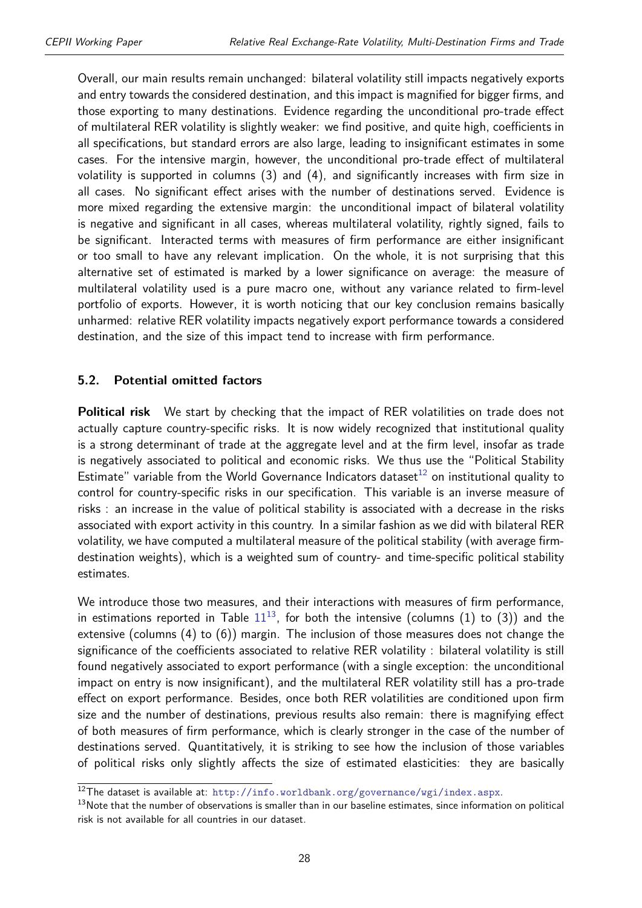Overall, our main results remain unchanged: bilateral volatility still impacts negatively exports and entry towards the considered destination, and this impact is magnified for bigger firms, and those exporting to many destinations. Evidence regarding the unconditional pro-trade effect of multilateral RER volatility is slightly weaker: we find positive, and quite high, coefficients in all specifications, but standard errors are also large, leading to insignificant estimates in some cases. For the intensive margin, however, the unconditional pro-trade effect of multilateral volatility is supported in columns (3) and (4), and significantly increases with firm size in all cases. No significant effect arises with the number of destinations served. Evidence is more mixed regarding the extensive margin: the unconditional impact of bilateral volatility is negative and significant in all cases, whereas multilateral volatility, rightly signed, fails to be significant. Interacted terms with measures of firm performance are either insignificant or too small to have any relevant implication. On the whole, it is not surprising that this alternative set of estimated is marked by a lower significance on average: the measure of multilateral volatility used is a pure macro one, without any variance related to firm-level portfolio of exports. However, it is worth noticing that our key conclusion remains basically unharmed: relative RER volatility impacts negatively export performance towards a considered destination, and the size of this impact tend to increase with firm performance.

## 5.2. Potential omitted factors

**Political risk** We start by checking that the impact of RER volatilities on trade does not actually capture country-specific risks. It is now widely recognized that institutional quality is a strong determinant of trade at the aggregate level and at the firm level, insofar as trade is negatively associated to political and economic risks. We thus use the "Political Stability Estimate" variable from the World Governance Indicators dataset[12] on institutional quality to control for country-specific risks in our specification. This variable is an inverse measure of risks : an increase in the value of political stability is associated with a decrease in the risks associated with export activity in this country. In a similar fashion as we did with bilateral RER volatility, we have computed a multilateral measure of the political stability (with average firm-destination weights), which is a weighted sum of country- and time-specific political stability estimates.

We introduce those two measures, and their interactions with measures of firm performance, in estimations reported in Table 11[13], for both the intensive (columns (1) to (3)) and the extensive (columns (4) to (6)) margin. The inclusion of those measures does not change the significance of the coefficients associated to relative RER volatility : bilateral volatility is still found negatively associated to export performance (with a single exception: the unconditional impact on entry is now insignificant), and the multilateral RER volatility still has a pro-trade effect on export performance. Besides, once both RER volatilities are conditioned upon firm size and the number of destinations, previous results also remain: there is magnifying effect of both measures of firm performance, which is clearly stronger in the case of the number of destinations served. Quantitatively, it is striking to see how the inclusion of those variables of political risks only slightly affects the size of estimated elasticities: they are basically

[12] The dataset is available at: http://info.worldbank.org/governance/wgi/index.aspx.

[13] Note that the number of observations is smaller than in our baseline estimates, since information on political risk is not available for all countries in our dataset.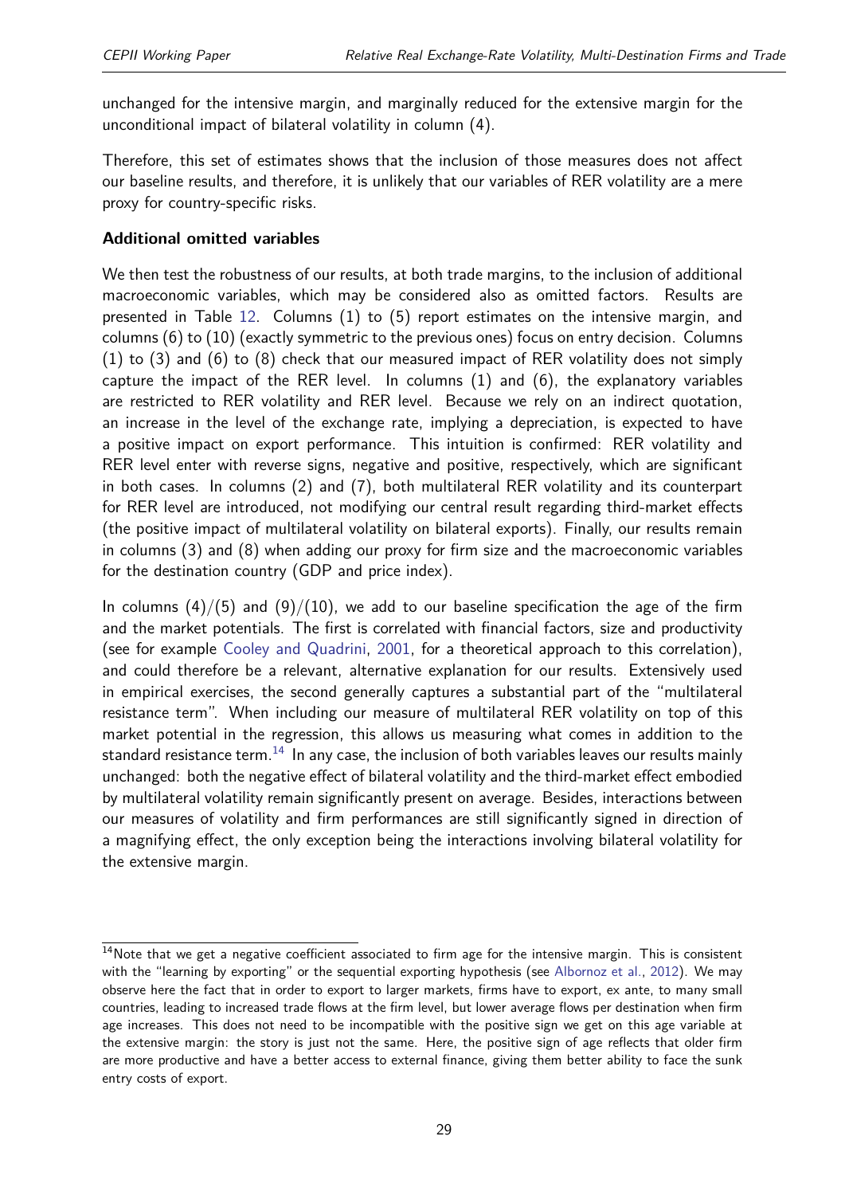unchanged for the intensive margin, and marginally reduced for the extensive margin for the unconditional impact of bilateral volatility in column (4).

Therefore, this set of estimates shows that the inclusion of those measures does not affect our baseline results, and therefore, it is unlikely that our variables of RER volatility are a mere proxy for country-specific risks.

**Additional omitted variables**

We then test the robustness of our results, at both trade margins, to the inclusion of additional macroeconomic variables, which may be considered also as omitted factors. Results are presented in Table 12. Columns (1) to (5) report estimates on the intensive margin, and columns (6) to (10) (exactly symmetric to the previous ones) focus on entry decision. Columns (1) to (3) and (6) to (8) check that our measured impact of RER volatility does not simply capture the impact of the RER level. In columns (1) and (6), the explanatory variables are restricted to RER volatility and RER level. Because we rely on an indirect quotation, an increase in the level of the exchange rate, implying a depreciation, is expected to have a positive impact on export performance. This intuition is confirmed: RER volatility and RER level enter with reverse signs, negative and positive, respectively, which are significant in both cases. In columns (2) and (7), both multilateral RER volatility and its counterpart for RER level are introduced, not modifying our central result regarding third-market effects (the positive impact of multilateral volatility on bilateral exports). Finally, our results remain in columns (3) and (8) when adding our proxy for firm size and the macroeconomic variables for the destination country (GDP and price index).

In columns (4)/(5) and (9)/(10), we add to our baseline specification the age of the firm and the market potentials. The first is correlated with financial factors, size and productivity (see for example Cooley and Quadrini, 2001, for a theoretical approach to this correlation), and could therefore be a relevant, alternative explanation for our results. Extensively used in empirical exercises, the second generally captures a substantial part of the "multilateral resistance term". When including our measure of multilateral RER volatility on top of this market potential in the regression, this allows us measuring what comes in addition to the standard resistance term.[14] In any case, the inclusion of both variables leaves our results mainly unchanged: both the negative effect of bilateral volatility and the third-market effect embodied by multilateral volatility remain significantly present on average. Besides, interactions between our measures of volatility and firm performances are still significantly signed in direction of a magnifying effect, the only exception being the interactions involving bilateral volatility for the extensive margin.

[14]Note that we get a negative coefficient associated to firm age for the intensive margin. This is consistent with the "learning by exporting" or the sequential exporting hypothesis (see Albornoz et al., 2012). We may observe here the fact that in order to export to larger markets, firms have to export, ex ante, to many small countries, leading to increased trade flows at the firm level, but lower average flows per destination when firm age increases. This does not need to be incompatible with the positive sign we get on this age variable at the extensive margin: the story is just not the same. Here, the positive sign of age reflects that older firm are more productive and have a better access to external finance, giving them better ability to face the sunk entry costs of export.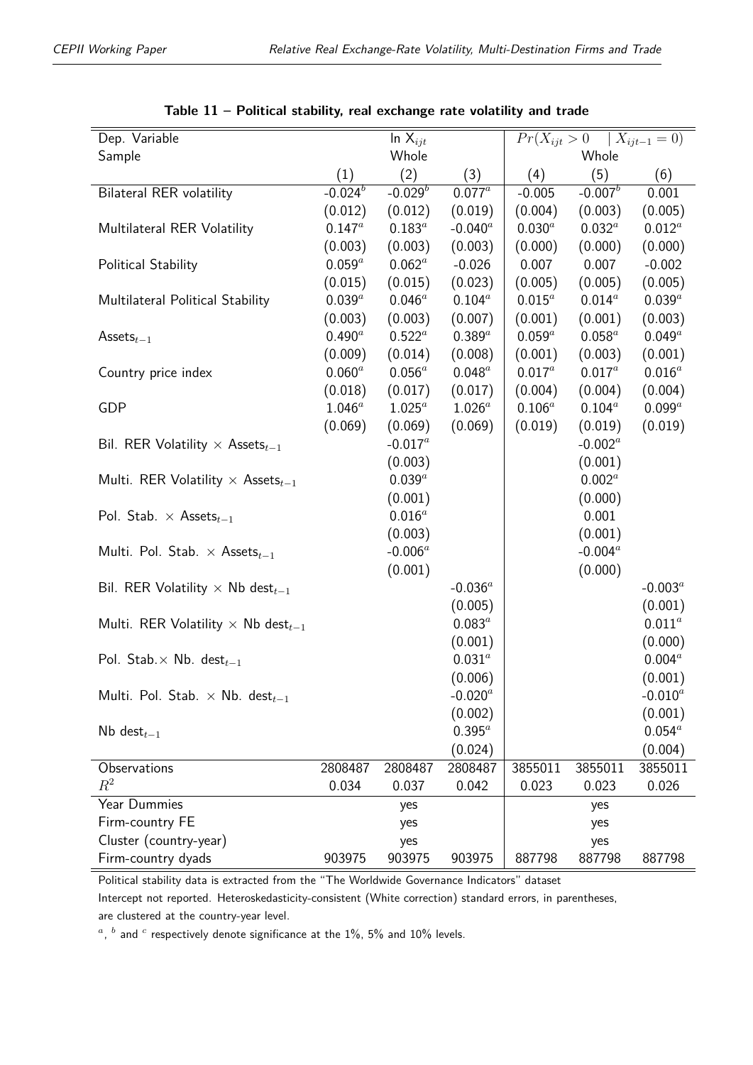**Table 11 – Political stability, real exchange rate volatility and trade**

| Dep. Variable | ln $X_{ijt}$ | | | $Pr(X_{ijt} > 0 \quad \mid X_{ijt-1} = 0)$ | | |
|---|---|---|---|---|---|---|
| Sample | Whole | | | Whole | | |
| | (1) | (2) | (3) | (4) | (5) | (6) |
| Bilateral RER volatility | -0.024$^b$ | -0.029$^b$ | 0.077$^a$ | -0.005 | -0.007$^b$ | 0.001 |
| | (0.012) | (0.012) | (0.019) | (0.004) | (0.003) | (0.005) |
| Multilateral RER Volatility | 0.147$^a$ | 0.183$^a$ | -0.040$^a$ | 0.030$^a$ | 0.032$^a$ | 0.012$^a$ |
| | (0.003) | (0.003) | (0.003) | (0.000) | (0.000) | (0.000) |
| Political Stability | 0.059$^a$ | 0.062$^a$ | -0.026 | 0.007 | 0.007 | -0.002 |
| | (0.015) | (0.015) | (0.023) | (0.005) | (0.005) | (0.005) |
| Multilateral Political Stability | 0.039$^a$ | 0.046$^a$ | 0.104$^a$ | 0.015$^a$ | 0.014$^a$ | 0.039$^a$ |
| | (0.003) | (0.003) | (0.007) | (0.001) | (0.001) | (0.003) |
| Assets$_{t-1}$ | 0.490$^a$ | 0.522$^a$ | 0.389$^a$ | 0.059$^a$ | 0.058$^a$ | 0.049$^a$ |
| | (0.009) | (0.014) | (0.008) | (0.001) | (0.003) | (0.001) |
| Country price index | 0.060$^a$ | 0.056$^a$ | 0.048$^a$ | 0.017$^a$ | 0.017$^a$ | 0.016$^a$ |
| | (0.018) | (0.017) | (0.017) | (0.004) | (0.004) | (0.004) |
| GDP | 1.046$^a$ | 1.025$^a$ | 1.026$^a$ | 0.106$^a$ | 0.104$^a$ | 0.099$^a$ |
| | (0.069) | (0.069) | (0.069) | (0.019) | (0.019) | (0.019) |
| Bil. RER Volatility × Assets$_{t-1}$ | | -0.017$^a$ | | | -0.002$^a$ | |
| | | (0.003) | | | (0.001) | |
| Multi. RER Volatility × Assets$_{t-1}$ | | 0.039$^a$ | | | 0.002$^a$ | |
| | | (0.001) | | | (0.000) | |
| Pol. Stab. × Assets$_{t-1}$ | | 0.016$^a$ | | | 0.001 | |
| | | (0.003) | | | (0.001) | |
| Multi. Pol. Stab. × Assets$_{t-1}$ | | -0.006$^a$ | | | -0.004$^a$ | |
| | | (0.001) | | | (0.000) | |
| Bil. RER Volatility × Nb dest$_{t-1}$ | | | -0.036$^a$ | | | -0.003$^a$ |
| | | | (0.005) | | | (0.001) |
| Multi. RER Volatility × Nb dest$_{t-1}$ | | | 0.083$^a$ | | | 0.011$^a$ |
| | | | (0.001) | | | (0.000) |
| Pol. Stab.× Nb. dest$_{t-1}$ | | | 0.031$^a$ | | | 0.004$^a$ |
| | | | (0.006) | | | (0.001) |
| Multi. Pol. Stab. × Nb. dest$_{t-1}$ | | | -0.020$^a$ | | | -0.010$^a$ |
| | | | (0.002) | | | (0.001) |
| Nb dest$_{t-1}$ | | | 0.395$^a$ | | | 0.054$^a$ |
| | | | (0.024) | | | (0.004) |
| Observations | 2808487 | 2808487 | 2808487 | 3855011 | 3855011 | 3855011 |
| $R^2$ | 0.034 | 0.037 | 0.042 | 0.023 | 0.023 | 0.026 |
| Year Dummies | | yes | | | yes | |
| Firm-country FE | | yes | | | yes | |
| Cluster (country-year) | | yes | | | yes | |
| Firm-country dyads | 903975 | 903975 | 903975 | 887798 | 887798 | 887798 |

Political stability data is extracted from the "The Worldwide Governance Indicators" dataset

Intercept not reported. Heteroskedasticity-consistent (White correction) standard errors, in parentheses, are clustered at the country-year level.

$^a$, $^b$ and $^c$ respectively denote significance at the 1%, 5% and 10% levels.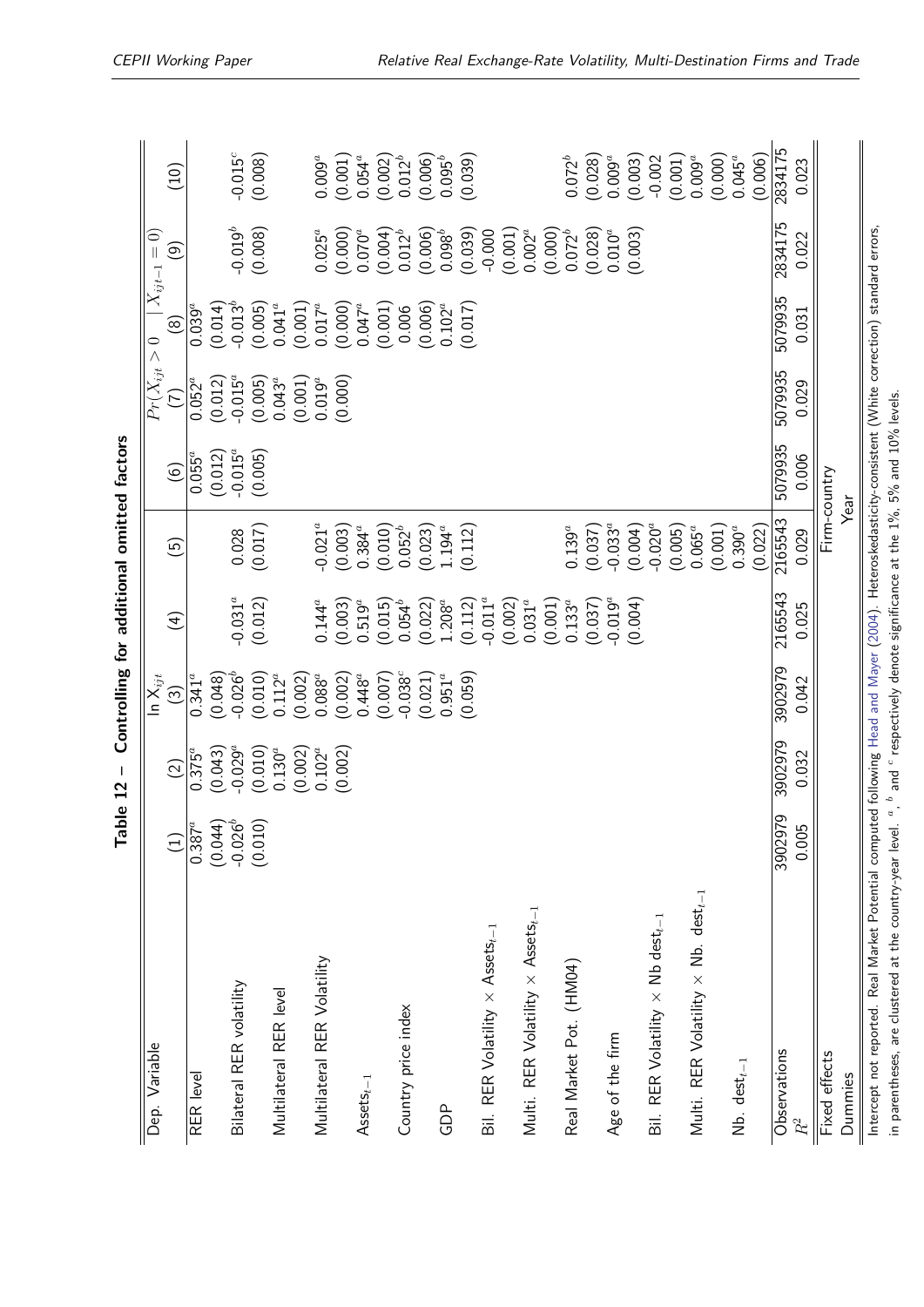**Table 12 – Controlling for additional omitted factors**

| Dep. Variable | $\ln X_{ijt}$ | | | | | $Pr(X_{ijt} > 0 \mid X_{ijt-1} = 0)$ | | | | |
|---|---|---|---|---|---|---|---|---|---|---|
| | (1) | (2) | (3) | (4) | (5) | (6) | (7) | (8) | (9) | (10) |
| RER level | $0.387^a$ | $0.375^a$ | $0.341^a$ | | | $0.055^a$ | $0.052^a$ | $0.039^a$ | | |
| | (0.044) | (0.043) | (0.048) | | | (0.012) | (0.012) | (0.014) | | |
| Bilateral RER volatility | $-0.026^b$ | $-0.029^a$ | $-0.026^b$ | $-0.031^a$ | 0.028 | $-0.015^a$ | $-0.015^a$ | $-0.013^b$ | $-0.019^b$ | $-0.015^c$ |
| | (0.010) | (0.010) | (0.010) | (0.012) | (0.017) | (0.005) | (0.005) | (0.005) | (0.008) | (0.008) |
| Multilateral RER level | | $0.130^a$ | $0.112^a$ | | | | $0.043^a$ | $0.041^a$ | | |
| | | (0.002) | (0.002) | | | | (0.001) | (0.001) | | |
| Multilateral RER Volatility | | $0.102^a$ | $0.088^a$ | $0.144^a$ | $-0.021^a$ | | $0.019^a$ | $0.017^a$ | $0.025^a$ | $0.009^a$ |
| | | (0.002) | (0.002) | (0.003) | (0.003) | | (0.000) | (0.000) | (0.000) | (0.001) |
| $\text{Assets}_{t-1}$ | | | $0.448^a$ | $0.519^a$ | $0.384^a$ | | | $0.047^a$ | $0.070^a$ | $0.054^a$ |
| | | | (0.007) | (0.015) | (0.010) | | | (0.001) | (0.004) | (0.002) |
| Country price index | | | $-0.038^c$ | $0.054^b$ | $0.052^b$ | | | 0.006 | $0.012^b$ | $0.012^b$ |
| | | | (0.021) | (0.022) | (0.023) | | | (0.006) | (0.006) | (0.006) |
| GDP | | | $0.951^a$ | $1.208^a$ | $1.194^a$ | | | $0.102^a$ | $0.098^b$ | $0.095^b$ |
| | | | (0.059) | (0.112) | (0.112) | | | (0.017) | (0.039) | (0.039) |
| Bil. RER Volatility × $\text{Assets}_{t-1}$ | | | | $-0.011^a$ | | | | | -0.000 | |
| | | | | (0.002) | | | | | (0.001) | |
| Multi. RER Volatility × $\text{Assets}_{t-1}$ | | | | $0.031^a$ | | | | | $0.002^a$ | |
| | | | | (0.001) | | | | | (0.000) | |
| Real Market Pot. (HM04) | | | | $0.133^a$ | $0.139^a$ | | | | $0.072^b$ | $0.072^b$ |
| | | | | (0.037) | (0.037) | | | | (0.028) | (0.028) |
| Age of the firm | | | | $-0.019^a$ | $-0.033^a$ | | | | $0.010^a$ | $0.009^a$ |
| | | | | (0.004) | (0.004) | | | | (0.003) | (0.003) |
| Bil. RER Volatility × Nb $\text{dest}_{t-1}$ | | | | | $-0.020^a$ | | | | | -0.002 |
| | | | | | (0.005) | | | | | (0.001) |
| Multi. RER Volatility × Nb. $\text{dest}_{t-1}$ | | | | | $0.065^a$ | | | | | $0.009^a$ |
| | | | | | (0.001) | | | | | (0.000) |
| Nb. $\text{dest}_{t-1}$ | | | | | $0.390^a$ | | | | | $0.045^a$ |
| | | | | | (0.022) | | | | | (0.006) |
| Observations | 3902979 | 3902979 | 3902979 | 2165543 | 2165543 | 5079935 | 5079935 | 5079935 | 2834175 | 2834175 |
| $R^2$ | 0.005 | 0.032 | 0.042 | 0.025 | 0.029 | 0.006 | 0.029 | 0.031 | 0.022 | 0.023 |
| Fixed effects | Firm-country | | | | | | | | | |
| Dummies | Year | | | | | | | | | |

Intercept not reported. Real Market Potential computed following Head and Mayer (2004). Heteroskedasticity-consistent (White correction) standard errors, in parentheses, are clustered at the country-year level. $^a$, $^b$ and $^c$ respectively denote significance at the 1%, 5% and 10% levels.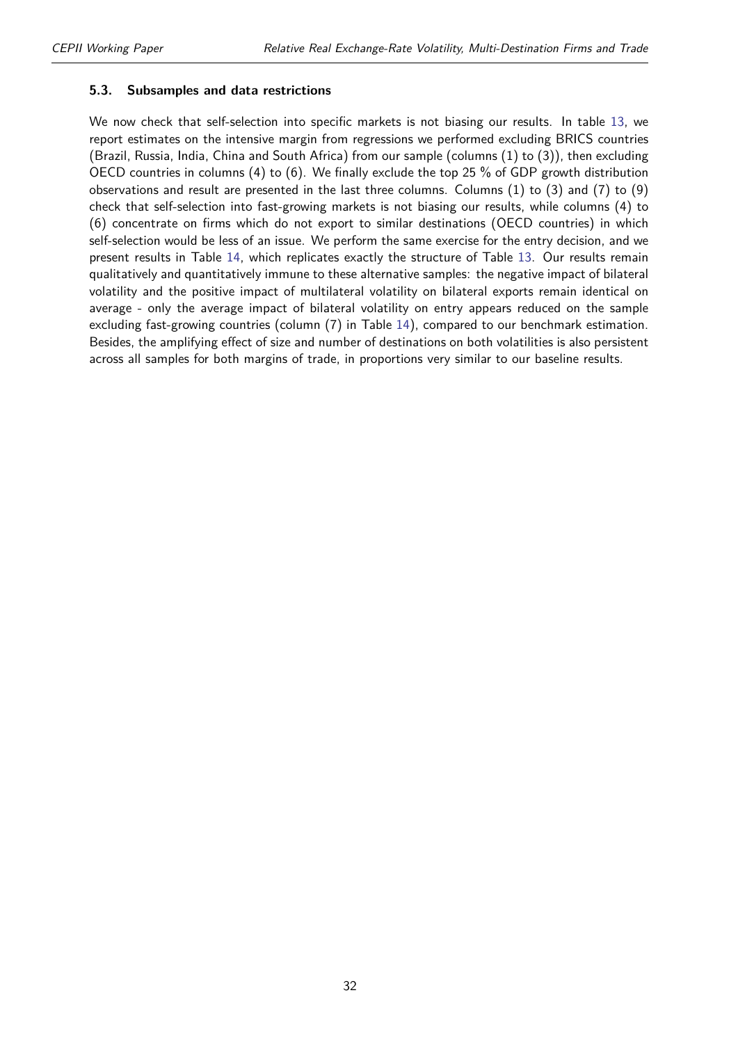### 5.3. Subsamples and data restrictions

We now check that self-selection into specific markets is not biasing our results. In table 13, we report estimates on the intensive margin from regressions we performed excluding BRICS countries (Brazil, Russia, India, China and South Africa) from our sample (columns (1) to (3)), then excluding OECD countries in columns (4) to (6). We finally exclude the top 25 % of GDP growth distribution observations and result are presented in the last three columns. Columns (1) to (3) and (7) to (9) check that self-selection into fast-growing markets is not biasing our results, while columns (4) to (6) concentrate on firms which do not export to similar destinations (OECD countries) in which self-selection would be less of an issue. We perform the same exercise for the entry decision, and we present results in Table 14, which replicates exactly the structure of Table 13. Our results remain qualitatively and quantitatively immune to these alternative samples: the negative impact of bilateral volatility and the positive impact of multilateral volatility on bilateral exports remain identical on average - only the average impact of bilateral volatility on entry appears reduced on the sample excluding fast-growing countries (column (7) in Table 14), compared to our benchmark estimation. Besides, the amplifying effect of size and number of destinations on both volatilities is also persistent across all samples for both margins of trade, in proportions very similar to our baseline results.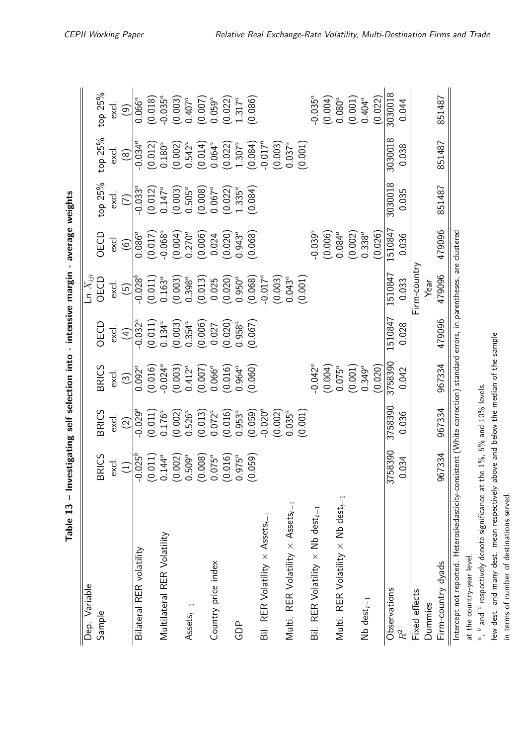**Table 13 – Investigating self selection into - intensive margin - average weights**

| Dep. Variable | $\ln X_{ijt}$ | | | | | | | | |
|---|---|---|---|---|---|---|---|---|---|
| Sample | BRICS excl. | BRICS excl. | BRICS excl. | OECD excl. | OECD excl. | OECD excl | top 25% excl. | top 25% excl. | top 25% excl. |
| | (1) | (2) | (3) | (4) | (5) | (6) | (7) | (8) | (9) |
| Bilateral RER volatility | -0.025[b] | -0.029[a] | 0.092[a] | -0.032[a] | -0.028[b] | 0.086[a] | -0.033[a] | -0.034[a] | 0.066[a] |
| | (0.011) | (0.011) | (0.016) | (0.011) | (0.011) | (0.017) | (0.012) | (0.012) | (0.018) |
| Multilateral RER Volatility | 0.144[a] | 0.176[a] | -0.024[a] | 0.134[a] | 0.163[a] | -0.068[a] | 0.147[a] | 0.180[a] | -0.035[a] |
| | (0.002) | (0.002) | (0.003) | (0.003) | (0.003) | (0.004) | (0.003) | (0.002) | (0.003) |
| $\text{Assets}_{t-1}$ | 0.509[a] | 0.526[a] | 0.412[a] | 0.354[a] | 0.398[a] | 0.270[a] | 0.505[a] | 0.542[a] | 0.407[a] |
| | (0.008) | (0.013) | (0.007) | (0.006) | (0.013) | (0.006) | (0.008) | (0.014) | (0.007) |
| Country price index | 0.075[a] | 0.072[a] | 0.066[a] | 0.027 | 0.025 | 0.024 | 0.067[a] | 0.064[a] | 0.059[a] |
| | (0.016) | (0.016) | (0.016) | (0.020) | (0.020) | (0.020) | (0.022) | (0.022) | (0.022) |
| GDP | 0.975[a] | 0.953[a] | 0.964[a] | 0.958[a] | 0.950[a] | 0.943[a] | 1.335[a] | 1.307[a] | 1.317[a] |
| | (0.059) | (0.059) | (0.060) | (0.067) | (0.068) | (0.068) | (0.084) | (0.084) | (0.086) |
| Bil. RER Volatility × $\text{Assets}_{t-1}$ | | -0.020[a] | | | -0.017[a] | | | -0.017[a] | |
| | | (0.002) | | | (0.003) | | | (0.003) | |
| Multi. RER Volatility × $\text{Assets}_{t-1}$ | | 0.035[a] | | | 0.043[a] | | | 0.037[a] | |
| | | (0.001) | | | (0.001) | | | (0.001) | |
| Bil. RER Volatility × Nb $\text{dest}_{t-1}$ | | | -0.042[a] | | | -0.039[a] | | | -0.035[a] |
| | | | (0.004) | | | (0.006) | | | (0.004) |
| Multi. RER Volatility × Nb $\text{dest}_{t-1}$ | | | 0.075[a] | | | 0.084[a] | | | 0.080[a] |
| | | | (0.001) | | | (0.002) | | | (0.001) |
| Nb $\text{dest}_{t-1}$ | | | 0.349[a] | | | 0.338[a] | | | 0.404[a] |
| | | | (0.020) | | | (0.026) | | | (0.022) |
| Observations | 3758390 | 3758390 | 3758390 | 1510847 | 1510847 | 1510847 | 3030018 | 3030018 | 3030018 |
| $R^2$ | 0.034 | 0.036 | 0.042 | 0.028 | 0.033 | 0.036 | 0.035 | 0.038 | 0.044 |
| Fixed effects | Firm-country | | | | | | | | |
| Dummies | Year | | | | | | | | |
| Firm-country dyads | 967334 | 967334 | 967334 | 479096 | 479096 | 479096 | 851487 | 851487 | 851487 |

Intercept not reported. Heteroskedasticity-consistent (White correction) standard errors, in parentheses, are clustered at the country-year level.

[a], [b] and [c] respectively denote significance at the 1%, 5% and 10% levels.

few dest. and many dest. mean respectively above and below the median of the sample in terms of number of destinations served.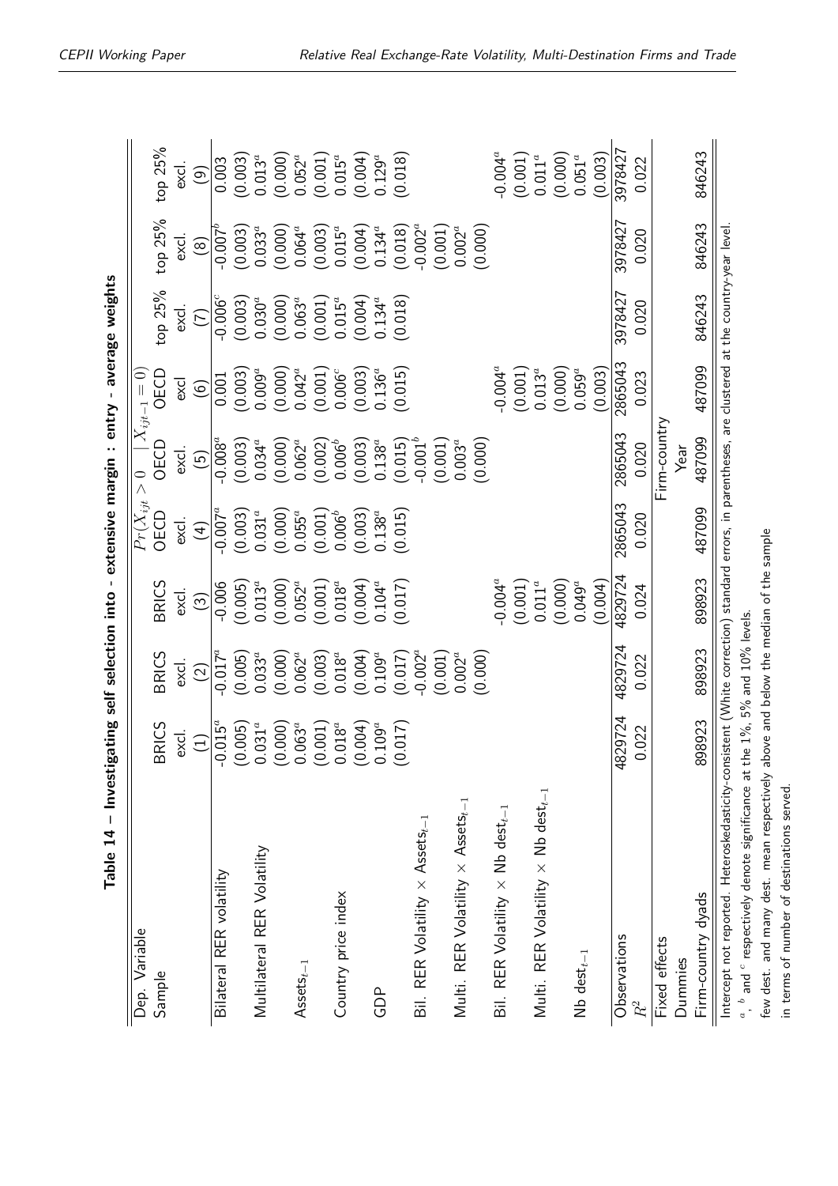**Table 14 – Investigating self selection into - extensive margin : entry - average weights**

| Dep. Variable | $Pr(X_{ijt} > 0 \mid X_{ijt-1} = 0)$ | | | | | | | | |
|---|---|---|---|---|---|---|---|---|---|
| Sample | BRICS excl. | BRICS excl. | BRICS excl. | OECD excl. | OECD excl. | OECD excl | top 25% excl. | top 25% excl. | top 25% excl. |
| | (1) | (2) | (3) | (4) | (5) | (6) | (7) | (8) | (9) |
| Bilateral RER volatility | -0.015[a] | -0.017[a] | -0.006 | -0.007[a] | -0.008[a] | 0.001 | -0.006[c] | -0.007[b] | 0.003 |
| | (0.005) | (0.005) | (0.005) | (0.003) | (0.003) | (0.003) | (0.003) | (0.003) | (0.003) |
| Multilateral RER Volatility | 0.031[a] | 0.033[a] | 0.013[a] | 0.031[a] | 0.034[a] | 0.009[a] | 0.030[a] | 0.033[a] | 0.013[a] |
| | (0.000) | (0.000) | (0.000) | (0.000) | (0.000) | (0.000) | (0.000) | (0.000) | (0.000) |
| $\text{Assets}_{t-1}$ | 0.063[a] | 0.062[a] | 0.052[a] | 0.055[a] | 0.062[a] | 0.042[a] | 0.063[a] | 0.064[a] | 0.052[a] |
| | (0.001) | (0.003) | (0.001) | (0.001) | (0.002) | (0.001) | (0.001) | (0.003) | (0.001) |
| Country price index | 0.018[a] | 0.018[a] | 0.018[a] | 0.006[b] | 0.006[b] | 0.006[c] | 0.015[a] | 0.015[a] | 0.015[a] |
| | (0.004) | (0.004) | (0.004) | (0.003) | (0.003) | (0.003) | (0.004) | (0.004) | (0.004) |
| GDP | 0.109[a] | 0.109[a] | 0.104[a] | 0.138[a] | 0.138[a] | 0.136[a] | 0.134[a] | 0.134[a] | 0.129[a] |
| | (0.017) | (0.017) | (0.017) | (0.015) | (0.015) | (0.015) | (0.018) | (0.018) | (0.018) |
| Bil. RER Volatility × $\text{Assets}_{t-1}$ | | -0.002[a] | | | -0.001[b] | | | -0.002[a] | |
| | | (0.001) | | | (0.001) | | | (0.001) | |
| Multi. RER Volatility × $\text{Assets}_{t-1}$ | | 0.002[a] | | | 0.003[a] | | | 0.002[a] | |
| | | (0.000) | | | (0.000) | | | (0.000) | |
| Bil. RER Volatility × Nb $\text{dest}_{t-1}$ | | | -0.004[a] | | | -0.004[a] | | | -0.004[a] |
| | | | (0.001) | | | (0.001) | | | (0.001) |
| Multi. RER Volatility × Nb $\text{dest}_{t-1}$ | | | 0.011[a] | | | 0.013[a] | | | 0.011[a] |
| | | | (0.000) | | | (0.000) | | | (0.000) |
| Nb $\text{dest}_{t-1}$ | | | 0.049[a] | | | 0.059[a] | | | 0.051[a] |
| | | | (0.004) | | | (0.003) | | | (0.003) |
| Observations | 4829724 | 4829724 | 4829724 | 2865043 | 2865043 | 2865043 | 3978427 | 3978427 | 3978427 |
| $R^2$ | 0.022 | 0.022 | 0.024 | 0.020 | 0.020 | 0.023 | 0.020 | 0.020 | 0.022 |
| Fixed effects | | | | | Firm-country | | | | |
| Dummies | | | | | Year | | | | |
| Firm-country dyads | 898923 | 898923 | 898923 | 487099 | 487099 | 487099 | 846243 | 846243 | 846243 |

Intercept not reported. Heteroskedasticity-consistent (White correction) standard errors, in parentheses, are clustered at the country-year level.
[a], [b] and [c] respectively denote significance at the 1%, 5% and 10% levels.
few dest. and many dest. mean respectively above and below the median of the sample in terms of number of destinations served.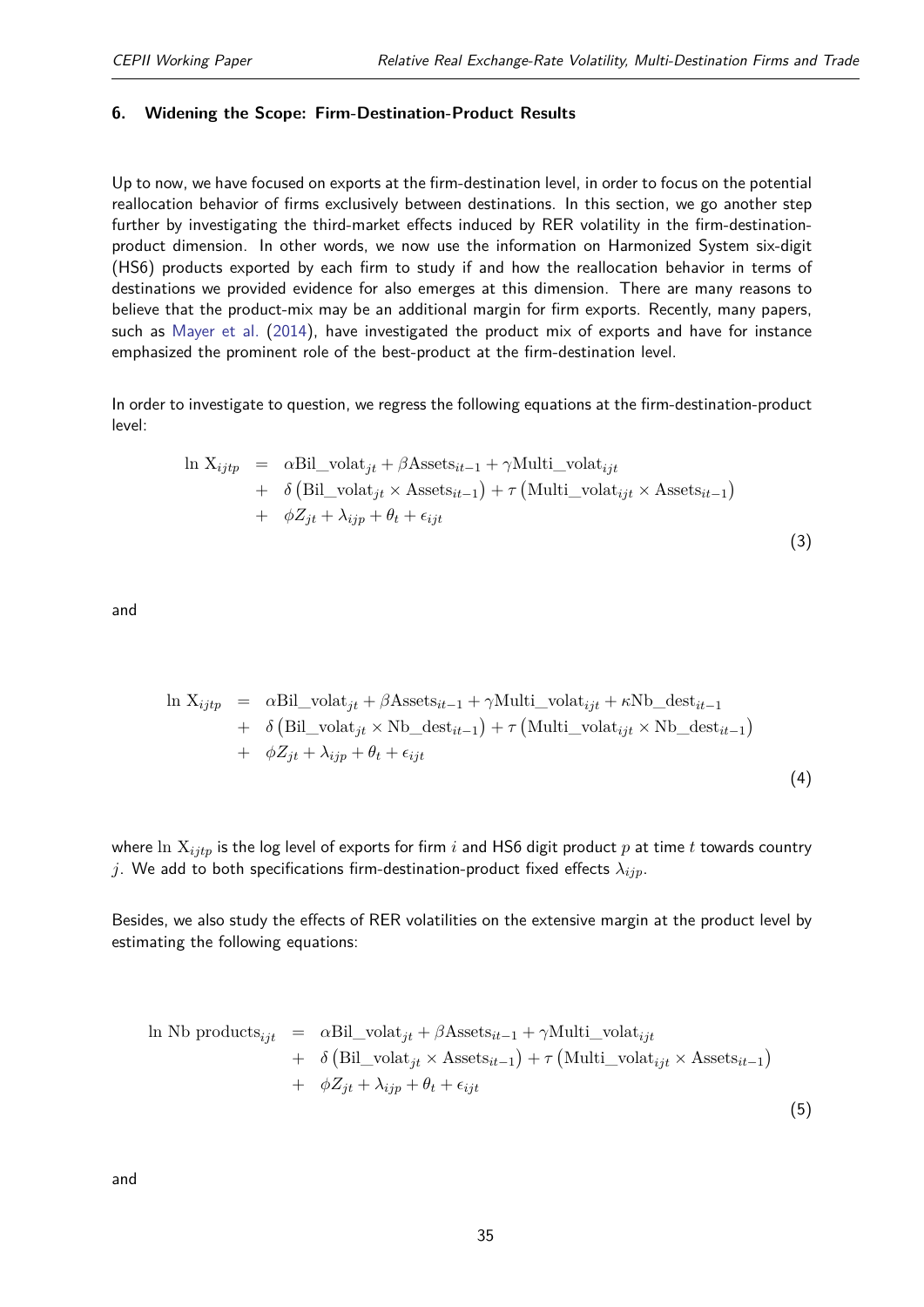## 6. Widening the Scope: Firm-Destination-Product Results

Up to now, we have focused on exports at the firm-destination level, in order to focus on the potential reallocation behavior of firms exclusively between destinations. In this section, we go another step further by investigating the third-market effects induced by RER volatility in the firm-destination-product dimension. In other words, we now use the information on Harmonized System six-digit (HS6) products exported by each firm to study if and how the reallocation behavior in terms of destinations we provided evidence for also emerges at this dimension. There are many reasons to believe that the product-mix may be an additional margin for firm exports. Recently, many papers, such as Mayer et al. (2014), have investigated the product mix of exports and have for instance emphasized the prominent role of the best-product at the firm-destination level.

In order to investigate to question, we regress the following equations at the firm-destination-product level:

$$
\begin{aligned}
\ln \mathrm{X}_{ijtp} &= \alpha \mathrm{Bil\_volat}_{jt} + \beta \mathrm{Assets}_{it-1} + \gamma \mathrm{Multi\_volat}_{ijt} \\
&+ \delta \left(\mathrm{Bil\_volat}_{jt} \times \mathrm{Assets}_{it-1}\right) + \tau \left(\mathrm{Multi\_volat}_{ijt} \times \mathrm{Assets}_{it-1}\right) \\
&+ \phi Z_{jt} + \lambda_{ijp} + \theta_t + \epsilon_{ijt}
\end{aligned}
\tag{3}
$$

and

$$
\begin{aligned}
\ln \mathrm{X}_{ijtp} &= \alpha \mathrm{Bil\_volat}_{jt} + \beta \mathrm{Assets}_{it-1} + \gamma \mathrm{Multi\_volat}_{ijt} + \kappa \mathrm{Nb\_dest}_{it-1} \\
&+ \delta \left(\mathrm{Bil\_volat}_{jt} \times \mathrm{Nb\_dest}_{it-1}\right) + \tau \left(\mathrm{Multi\_volat}_{ijt} \times \mathrm{Nb\_dest}_{it-1}\right) \\
&+ \phi Z_{jt} + \lambda_{ijp} + \theta_t + \epsilon_{ijt}
\end{aligned}
\tag{4}
$$

where $\ln \mathrm{X}_{ijtp}$ is the log level of exports for firm $i$ and HS6 digit product $p$ at time $t$ towards country $j$. We add to both specifications firm-destination-product fixed effects $\lambda_{ijp}$.

Besides, we also study the effects of RER volatilities on the extensive margin at the product level by estimating the following equations:

$$
\begin{aligned}
\ln \mathrm{Nb\ products}_{ijt} &= \alpha \mathrm{Bil\_volat}_{jt} + \beta \mathrm{Assets}_{it-1} + \gamma \mathrm{Multi\_volat}_{ijt} \\
&+ \delta \left(\mathrm{Bil\_volat}_{jt} \times \mathrm{Assets}_{it-1}\right) + \tau \left(\mathrm{Multi\_volat}_{ijt} \times \mathrm{Assets}_{it-1}\right) \\
&+ \phi Z_{jt} + \lambda_{ijp} + \theta_t + \epsilon_{ijt}
\end{aligned}
\tag{5}
$$

and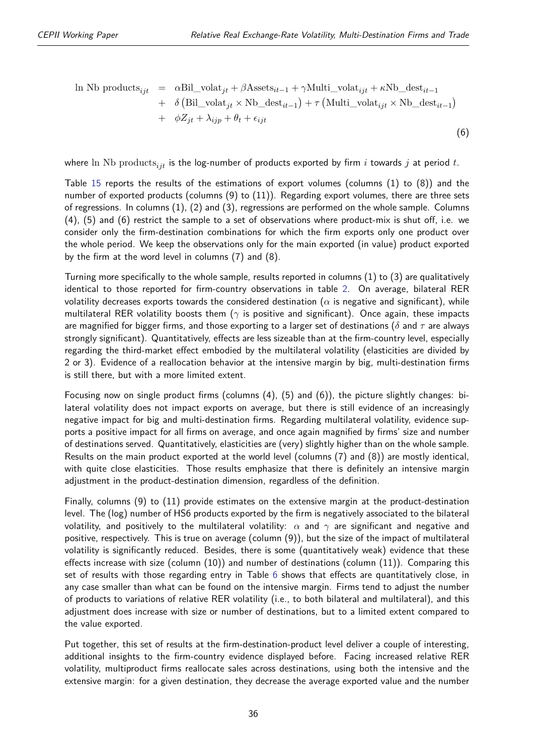$$
\begin{aligned}
\ln \text{Nb products}_{ijt} &= \alpha \text{Bil\_volat}_{jt} + \beta \text{Assets}_{it-1} + \gamma \text{Multi\_volat}_{ijt} + \kappa \text{Nb\_dest}_{it-1} \\
&+ \delta \left(\text{Bil\_volat}_{jt} \times \text{Nb\_dest}_{it-1}\right) + \tau \left(\text{Multi\_volat}_{ijt} \times \text{Nb\_dest}_{it-1}\right) \\
&+ \phi Z_{jt} + \lambda_{ijp} + \theta_t + \epsilon_{ijt}
\end{aligned} \tag{6}
$$

where $\ln \text{Nb products}_{ijt}$ is the log-number of products exported by firm $i$ towards $j$ at period $t$.

Table 15 reports the results of the estimations of export volumes (columns (1) to (8)) and the number of exported products (columns (9) to (11)). Regarding export volumes, there are three sets of regressions. In columns (1), (2) and (3), regressions are performed on the whole sample. Columns (4), (5) and (6) restrict the sample to a set of observations where product-mix is shut off, i.e. we consider only the firm-destination combinations for which the firm exports only one product over the whole period. We keep the observations only for the main exported (in value) product exported by the firm at the word level in columns (7) and (8).

Turning more specifically to the whole sample, results reported in columns (1) to (3) are qualitatively identical to those reported for firm-country observations in table 2. On average, bilateral RER volatility decreases exports towards the considered destination ($\alpha$ is negative and significant), while multilateral RER volatility boosts them ($\gamma$ is positive and significant). Once again, these impacts are magnified for bigger firms, and those exporting to a larger set of destinations ($\delta$ and $\tau$ are always strongly significant). Quantitatively, effects are less sizeable than at the firm-country level, especially regarding the third-market effect embodied by the multilateral volatility (elasticities are divided by 2 or 3). Evidence of a reallocation behavior at the intensive margin by big, multi-destination firms is still there, but with a more limited extent.

Focusing now on single product firms (columns (4), (5) and (6)), the picture slightly changes: bilateral volatility does not impact exports on average, but there is still evidence of an increasingly negative impact for big and multi-destination firms. Regarding multilateral volatility, evidence supports a positive impact for all firms on average, and once again magnified by firms' size and number of destinations served. Quantitatively, elasticities are (very) slightly higher than on the whole sample. Results on the main product exported at the world level (columns (7) and (8)) are mostly identical, with quite close elasticities. Those results emphasize that there is definitely an intensive margin adjustment in the product-destination dimension, regardless of the definition.

Finally, columns (9) to (11) provide estimates on the extensive margin at the product-destination level. The (log) number of HS6 products exported by the firm is negatively associated to the bilateral volatility, and positively to the multilateral volatility: $\alpha$ and $\gamma$ are significant and negative and positive, respectively. This is true on average (column (9)), but the size of the impact of multilateral volatility is significantly reduced. Besides, there is some (quantitatively weak) evidence that these effects increase with size (column (10)) and number of destinations (column (11)). Comparing this set of results with those regarding entry in Table 6 shows that effects are quantitatively close, in any case smaller than what can be found on the intensive margin. Firms tend to adjust the number of products to variations of relative RER volatility (i.e., to both bilateral and multilateral), and this adjustment does increase with size or number of destinations, but to a limited extent compared to the value exported.

Put together, this set of results at the firm-destination-product level deliver a couple of interesting, additional insights to the firm-country evidence displayed before. Facing increased relative RER volatility, multiproduct firms reallocate sales across destinations, using both the intensive and the extensive margin: for a given destination, they decrease the average exported value and the number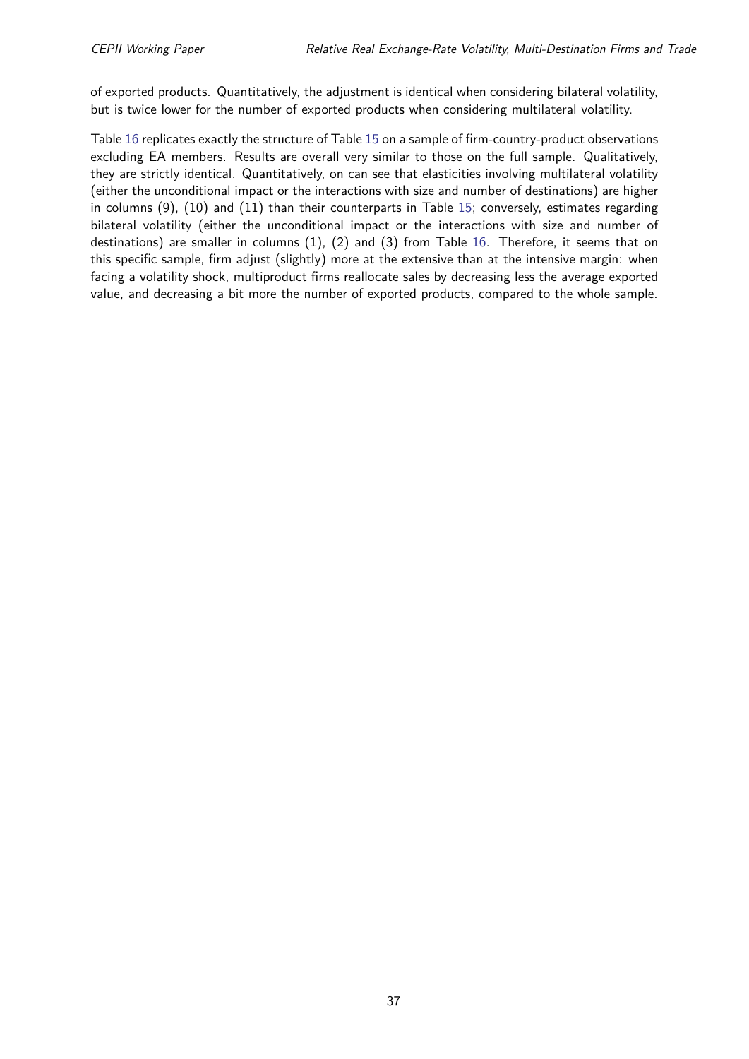of exported products. Quantitatively, the adjustment is identical when considering bilateral volatility, but is twice lower for the number of exported products when considering multilateral volatility.

Table 16 replicates exactly the structure of Table 15 on a sample of firm-country-product observations excluding EA members. Results are overall very similar to those on the full sample. Qualitatively, they are strictly identical. Quantitatively, on can see that elasticities involving multilateral volatility (either the unconditional impact or the interactions with size and number of destinations) are higher in columns (9), (10) and (11) than their counterparts in Table 15; conversely, estimates regarding bilateral volatility (either the unconditional impact or the interactions with size and number of destinations) are smaller in columns (1), (2) and (3) from Table 16. Therefore, it seems that on this specific sample, firm adjust (slightly) more at the extensive than at the intensive margin: when facing a volatility shock, multiproduct firms reallocate sales by decreasing less the average exported value, and decreasing a bit more the number of exported products, compared to the whole sample.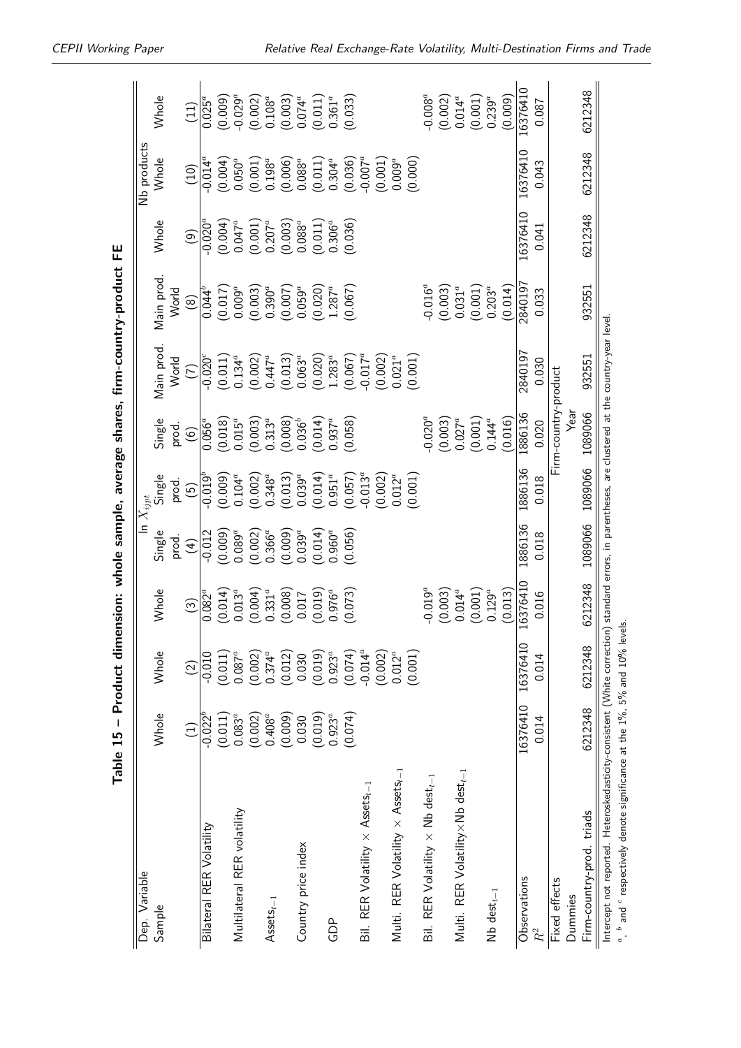**Table 15 – Product dimension: whole sample, average shares, firm-country-product FE**

| Dep. Variable | $\ln X_{ijpt}$ | | | | | | | | | Nb products | |
|---|---|---|---|---|---|---|---|---|---|---|---|
| Sample | Whole | Whole | Whole | Single prod. | Single prod. | Single prod. | Main prod. World | Main prod. World | Whole | Whole | Whole |
| | (1) | (2) | (3) | (4) | (5) | (6) | (7) | (8) | (9) | (10) | (11) |
| Bilateral RER Volatility | -0.022[b] | -0.010 | 0.082[a] | -0.012 | -0.019[b] | 0.056[a] | -0.020[c] | 0.044[b] | -0.020[a] | -0.014[a] | 0.025[a] |
| | (0.011) | (0.011) | (0.014) | (0.009) | (0.009) | (0.018) | (0.011) | (0.017) | (0.004) | (0.004) | (0.009) |
| Multilateral RER volatility | 0.083[a] | 0.087[a] | 0.013[a] | 0.089[a] | 0.104[a] | 0.015[a] | 0.134[a] | 0.009[a] | 0.047[a] | 0.050[a] | -0.029[a] |
| | (0.002) | (0.002) | (0.004) | (0.002) | (0.002) | (0.003) | (0.002) | (0.003) | (0.001) | (0.001) | (0.002) |
| Assets$_{t-1}$ | 0.408[a] | 0.374[a] | 0.331[a] | 0.366[a] | 0.348[a] | 0.313[a] | 0.447[a] | 0.390[a] | 0.207[a] | 0.198[a] | 0.108[a] |
| | (0.009) | (0.012) | (0.008) | (0.009) | (0.013) | (0.008) | (0.013) | (0.007) | (0.003) | (0.006) | (0.003) |
| Country price index | 0.030 | 0.030 | 0.017 | 0.039[a] | 0.039[a] | 0.036[b] | 0.063[a] | 0.059[a] | 0.088[a] | 0.088[a] | 0.074[a] |
| | (0.019) | (0.019) | (0.019) | (0.014) | (0.014) | (0.014) | (0.020) | (0.020) | (0.011) | (0.011) | (0.011) |
| GDP | 0.923[a] | 0.923[a] | 0.976[a] | 0.960[a] | 0.951[a] | 0.937[a] | 1.283[a] | 1.287[a] | 0.306[a] | 0.304[a] | 0.361[a] |
| | (0.074) | (0.074) | (0.073) | (0.056) | (0.057) | (0.058) | (0.067) | (0.067) | (0.036) | (0.036) | (0.033) |
| Bil. RER Volatility × Assets$_{t-1}$ | | -0.014[a] | | | -0.013[a] | | -0.017[a] | | | -0.007[a] | |
| | | (0.002) | | | (0.002) | | (0.002) | | | (0.001) | |
| Multi. RER Volatility × Assets$_{t-1}$ | | 0.012[a] | | | 0.012[a] | | 0.021[a] | | | 0.009[a] | |
| | | (0.001) | | | (0.001) | | (0.001) | | | (0.000) | |
| Bil. RER Volatility × Nb dest$_{t-1}$ | | | -0.019[a] | | | -0.020[a] | | -0.016[a] | | | -0.008[a] |
| | | | (0.003) | | | (0.003) | | (0.003) | | | (0.002) |
| Multi. RER Volatility×Nb dest$_{t-1}$ | | | 0.014[a] | | | 0.027[a] | | 0.031[a] | | | 0.014[a] |
| | | | (0.001) | | | (0.001) | | (0.001) | | | (0.001) |
| Nb dest$_{t-1}$ | | | 0.129[a] | | | 0.144[a] | | 0.203[a] | | | 0.239[a] |
| | | | (0.013) | | | (0.016) | | (0.014) | | | (0.009) |
| Observations | 16376410 | 16376410 | 16376410 | 1886136 | 1886136 | 1886136 | 2840197 | 2840197 | 16376410 | 16376410 | 16376410 |
| $R^2$ | 0.014 | 0.014 | 0.016 | 0.018 | 0.018 | 0.020 | 0.030 | 0.033 | 0.041 | 0.043 | 0.087 |
| Fixed effects | Firm-country-product | | | | | | | | | | |
| Dummies | Year | | | | | | | | | | |
| Firm-country-prod. triads | 6212348 | 6212348 | 6212348 | 1089066 | 1089066 | 1089066 | 932551 | 932551 | 6212348 | 6212348 | 6212348 |

Intercept not reported. Heteroskedasticity-consistent (White correction) standard errors, in parentheses, are clustered at the country-year level.
[a], [b] and [c] respectively denote significance at the 1%, 5% and 10% levels.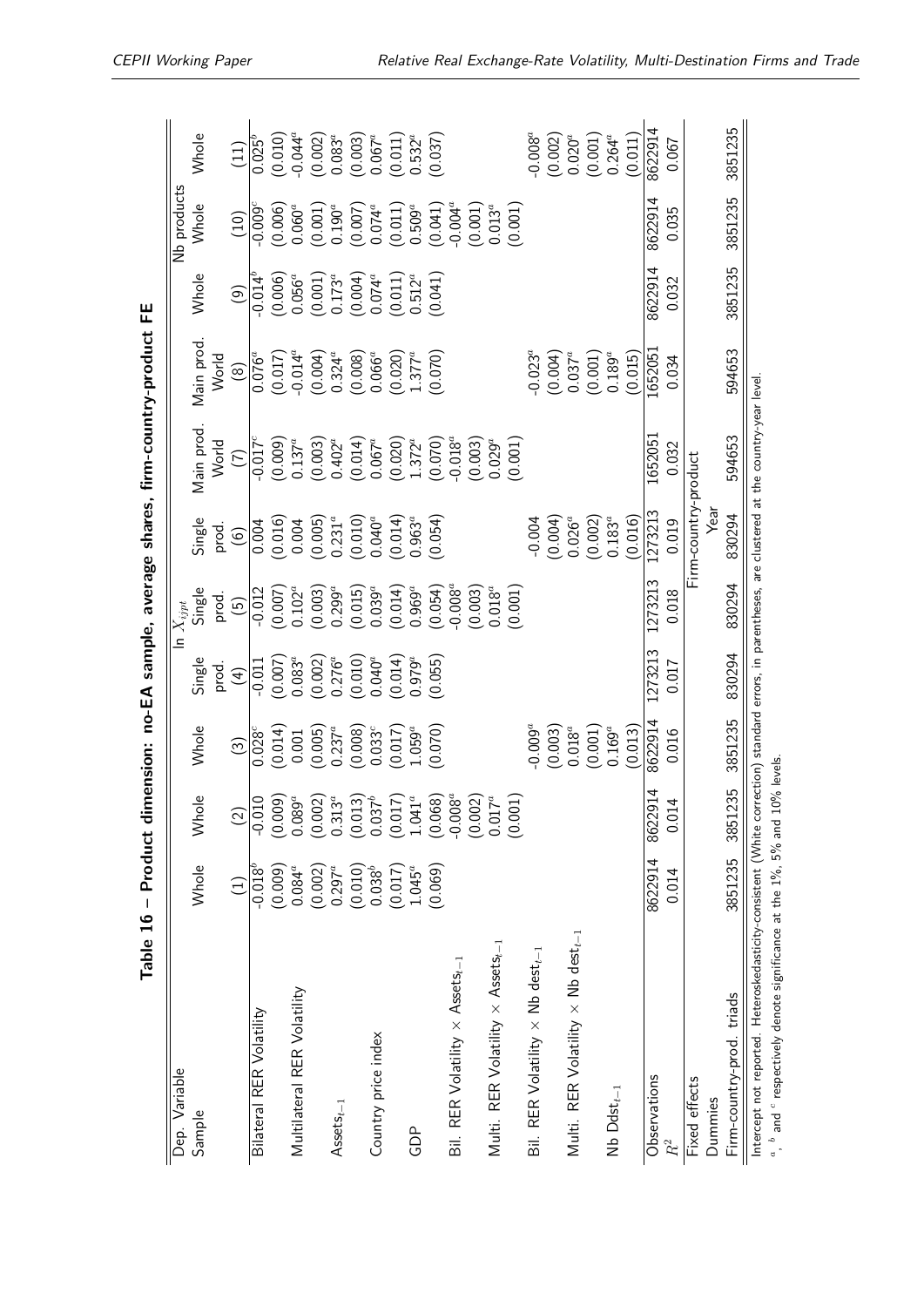**Table 16 – Product dimension: no-EA sample, average shares, firm-country-product FE**

| Dep. Variable | $\ln X_{ijpt}$ | | | | | | | | Nb products | | |
|---|---|---|---|---|---|---|---|---|---|---|---|
| Sample | Whole | Whole | Whole | Single prod. | Single prod. | Single prod. | Main prod. World | Main prod. World | Whole | Whole | Whole |
| | (1) | (2) | (3) | (4) | (5) | (6) | (7) | (8) | (9) | (10) | (11) |
| Bilateral RER Volatility | -0.018[b] | -0.010 | 0.028[c] | -0.011 | -0.012 | 0.004 | -0.017[c] | 0.076[a] | -0.014[b] | -0.009[c] | 0.025[b] |
| | (0.009) | (0.009) | (0.014) | (0.007) | (0.007) | (0.016) | (0.009) | (0.017) | (0.006) | (0.006) | (0.010) |
| Multilateral RER Volatility | 0.084[a] | 0.089[a] | 0.001 | 0.083[a] | 0.102[a] | 0.004 | 0.137[a] | -0.014[a] | 0.056[a] | 0.060[a] | -0.044[a] |
| | (0.002) | (0.002) | (0.005) | (0.002) | (0.003) | (0.005) | (0.003) | (0.004) | (0.001) | (0.001) | (0.002) |
| $\text{Assets}_{t-1}$ | 0.297[a] | 0.313[a] | 0.237[a] | 0.276[a] | 0.299[a] | 0.231[a] | 0.402[a] | 0.324[a] | 0.173[a] | 0.190[a] | 0.083[a] |
| | (0.010) | (0.013) | (0.008) | (0.010) | (0.015) | (0.010) | (0.014) | (0.008) | (0.004) | (0.007) | (0.003) |
| Country price index | 0.038[b] | 0.037[b] | 0.033[c] | 0.040[a] | 0.039[a] | 0.040[a] | 0.067[a] | 0.066[a] | 0.074[a] | 0.074[a] | 0.067[a] |
| | (0.017) | (0.017) | (0.017) | (0.014) | (0.014) | (0.014) | (0.020) | (0.020) | (0.011) | (0.011) | (0.011) |
| GDP | 1.045[a] | 1.041[a] | 1.059[a] | 0.979[a] | 0.969[a] | 0.963[a] | 1.372[a] | 1.377[a] | 0.512[a] | 0.509[a] | 0.532[a] |
| | (0.069) | (0.068) | (0.070) | (0.055) | (0.054) | (0.054) | (0.070) | (0.070) | (0.041) | (0.041) | (0.037) |
| Bil. RER Volatility × $\text{Assets}_{t-1}$ | | -0.008[a] | | | -0.008[a] | | -0.018[a] | | | -0.004[a] | |
| | | (0.002) | | | (0.003) | | (0.003) | | | (0.001) | |
| Multi. RER Volatility × $\text{Assets}_{t-1}$ | | 0.017[a] | | | 0.018[a] | | 0.029[a] | | | 0.013[a] | |
| | | (0.001) | | | (0.001) | | (0.001) | | | (0.001) | |
| Bil. RER Volatility × Nb $\text{dest}_{t-1}$ | | | -0.009[a] | | | -0.004 | | -0.023[a] | | | -0.008[a] |
| | | | (0.003) | | | (0.004) | | (0.004) | | | (0.002) |
| Multi. RER Volatility × Nb $\text{dest}_{t-1}$ | | | 0.018[a] | | | 0.026[a] | | 0.037[a] | | | 0.020[a] |
| | | | (0.001) | | | (0.002) | | (0.001) | | | (0.001) |
| Nb $\text{Ddst}_{t-1}$ | | | 0.169[a] | | | 0.183[a] | | 0.189[a] | | | 0.264[a] |
| | | | (0.013) | | | (0.016) | | (0.015) | | | (0.011) |
| Observations | 8622914 | 8622914 | 8622914 | 1273213 | 1273213 | 1273213 | 1652051 | 1652051 | 8622914 | 8622914 | 8622914 |
| $R^2$ | 0.014 | 0.014 | 0.016 | 0.017 | 0.018 | 0.019 | 0.032 | 0.034 | 0.032 | 0.035 | 0.067 |
| Fixed effects | Firm-country-product | | | | | | | | | | |
| Dummies | Year | | | | | | | | | | |
| Firm-country-prod. triads | 3851235 | 3851235 | 3851235 | 830294 | 830294 | 830294 | 594653 | 594653 | 3851235 | 3851235 | 3851235 |

Intercept not reported. Heteroskedasticity-consistent (White correction) standard errors, in parentheses, are clustered at the country-year level.
[a], [b] and [c] respectively denote significance at the 1%, 5% and 10% levels.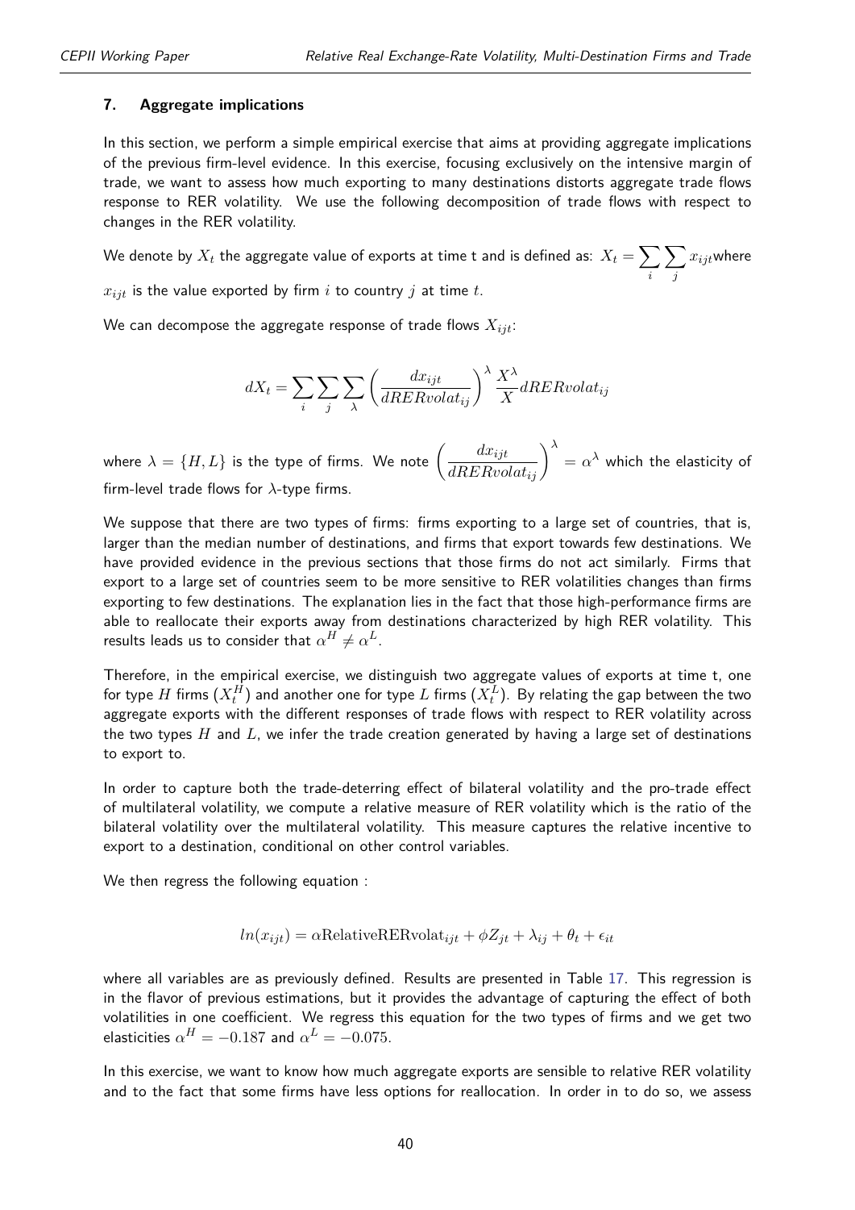## 7. Aggregate implications

In this section, we perform a simple empirical exercise that aims at providing aggregate implications of the previous firm-level evidence. In this exercise, focusing exclusively on the intensive margin of trade, we want to assess how much exporting to many destinations distorts aggregate trade flows response to RER volatility. We use the following decomposition of trade flows with respect to changes in the RER volatility.

We denote by $X_t$ the aggregate value of exports at time t and is defined as: $X_t = \sum_i \sum_j x_{ijt}$where $x_{ijt}$ is the value exported by firm $i$ to country $j$ at time $t$.

We can decompose the aggregate response of trade flows $X_{ijt}$:

$$dX_t = \sum_i \sum_j \sum_\lambda \left( \frac{dx_{ijt}}{dRERvolat_{ij}} \right)^\lambda \frac{X^\lambda}{X} dRERvolat_{ij}$$

where $\lambda = \{H, L\}$ is the type of firms. We note $\left( \frac{dx_{ijt}}{dRERvolat_{ij}} \right)^\lambda = \alpha^\lambda$ which the elasticity of firm-level trade flows for $\lambda$-type firms.

We suppose that there are two types of firms: firms exporting to a large set of countries, that is, larger than the median number of destinations, and firms that export towards few destinations. We have provided evidence in the previous sections that those firms do not act similarly. Firms that export to a large set of countries seem to be more sensitive to RER volatilities changes than firms exporting to few destinations. The explanation lies in the fact that those high-performance firms are able to reallocate their exports away from destinations characterized by high RER volatility. This results leads us to consider that $\alpha^H \neq \alpha^L$.

Therefore, in the empirical exercise, we distinguish two aggregate values of exports at time t, one for type $H$ firms $(X_t^H)$ and another one for type $L$ firms $(X_t^L)$. By relating the gap between the two aggregate exports with the different responses of trade flows with respect to RER volatility across the two types $H$ and $L$, we infer the trade creation generated by having a large set of destinations to export to.

In order to capture both the trade-deterring effect of bilateral volatility and the pro-trade effect of multilateral volatility, we compute a relative measure of RER volatility which is the ratio of the bilateral volatility over the multilateral volatility. This measure captures the relative incentive to export to a destination, conditional on other control variables.

We then regress the following equation :

$$ln(x_{ijt}) = \alpha \text{RelativeRERvolat}_{ijt} + \phi Z_{jt} + \lambda_{ij} + \theta_t + \epsilon_{it}$$

where all variables are as previously defined. Results are presented in Table 17. This regression is in the flavor of previous estimations, but it provides the advantage of capturing the effect of both volatilities in one coefficient. We regress this equation for the two types of firms and we get two elasticities $\alpha^H = -0.187$ and $\alpha^L = -0.075$.

In this exercise, we want to know how much aggregate exports are sensible to relative RER volatility and to the fact that some firms have less options for reallocation. In order in to do so, we assess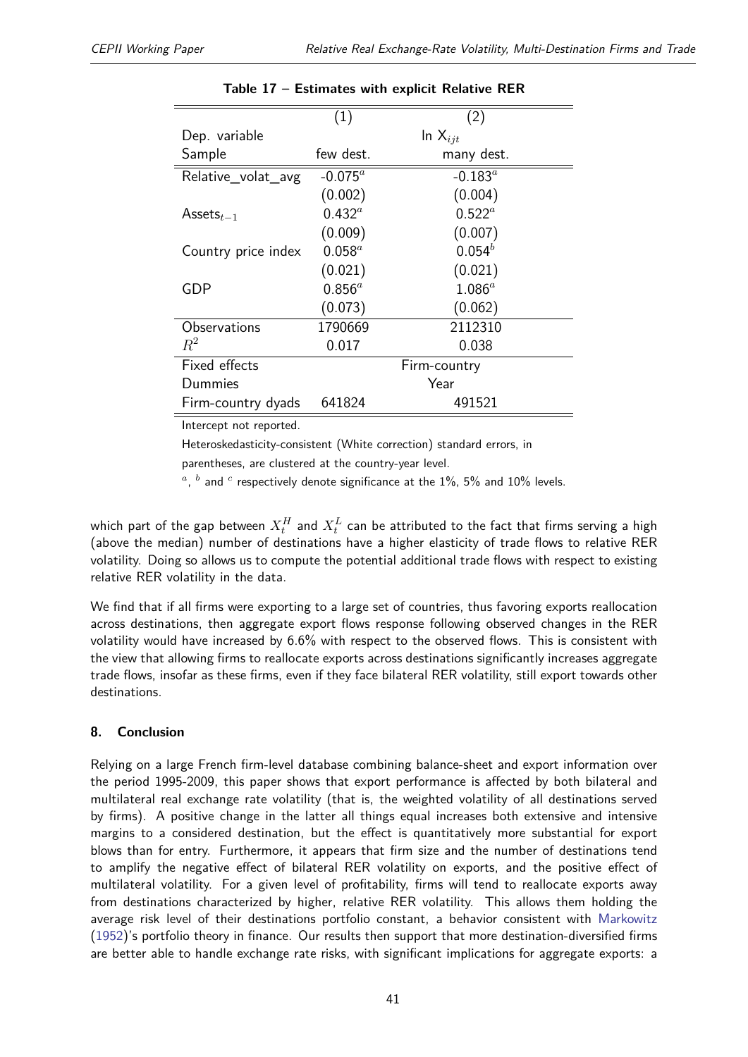**Table 17 – Estimates with explicit Relative RER**

| | (1) | (2) |
|---|---|---|
| Dep. variable | ln $X_{ijt}$ | |
| Sample | few dest. | many dest. |
| Relative_volat_avg | -0.075[a] | -0.183[a] |
| | (0.002) | (0.004) |
| Assets$_{t-1}$ | 0.432[a] | 0.522[a] |
| | (0.009) | (0.007) |
| Country price index | 0.058[a] | 0.054[b] |
| | (0.021) | (0.021) |
| GDP | 0.856[a] | 1.086[a] |
| | (0.073) | (0.062) |
| Observations | 1790669 | 2112310 |
| $R^2$ | 0.017 | 0.038 |
| Fixed effects | Firm-country | |
| Dummies | Year | |
| Firm-country dyads | 641824 | 491521 |

Intercept not reported.

Heteroskedasticity-consistent (White correction) standard errors, in parentheses, are clustered at the country-year level.

[a], [b] and [c] respectively denote significance at the 1%, 5% and 10% levels.

which part of the gap between $X_t^H$ and $X_t^L$ can be attributed to the fact that firms serving a high (above the median) number of destinations have a higher elasticity of trade flows to relative RER volatility. Doing so allows us to compute the potential additional trade flows with respect to existing relative RER volatility in the data.

We find that if all firms were exporting to a large set of countries, thus favoring exports reallocation across destinations, then aggregate export flows response following observed changes in the RER volatility would have increased by 6.6% with respect to the observed flows. This is consistent with the view that allowing firms to reallocate exports across destinations significantly increases aggregate trade flows, insofar as these firms, even if they face bilateral RER volatility, still export towards other destinations.

## 8. Conclusion

Relying on a large French firm-level database combining balance-sheet and export information over the period 1995-2009, this paper shows that export performance is affected by both bilateral and multilateral real exchange rate volatility (that is, the weighted volatility of all destinations served by firms). A positive change in the latter all things equal increases both extensive and intensive margins to a considered destination, but the effect is quantitatively more substantial for export blows than for entry. Furthermore, it appears that firm size and the number of destinations tend to amplify the negative effect of bilateral RER volatility on exports, and the positive effect of multilateral volatility. For a given level of profitability, firms will tend to reallocate exports away from destinations characterized by higher, relative RER volatility. This allows them holding the average risk level of their destinations portfolio constant, a behavior consistent with Markowitz (1952)'s portfolio theory in finance. Our results then support that more destination-diversified firms are better able to handle exchange rate risks, with significant implications for aggregate exports: a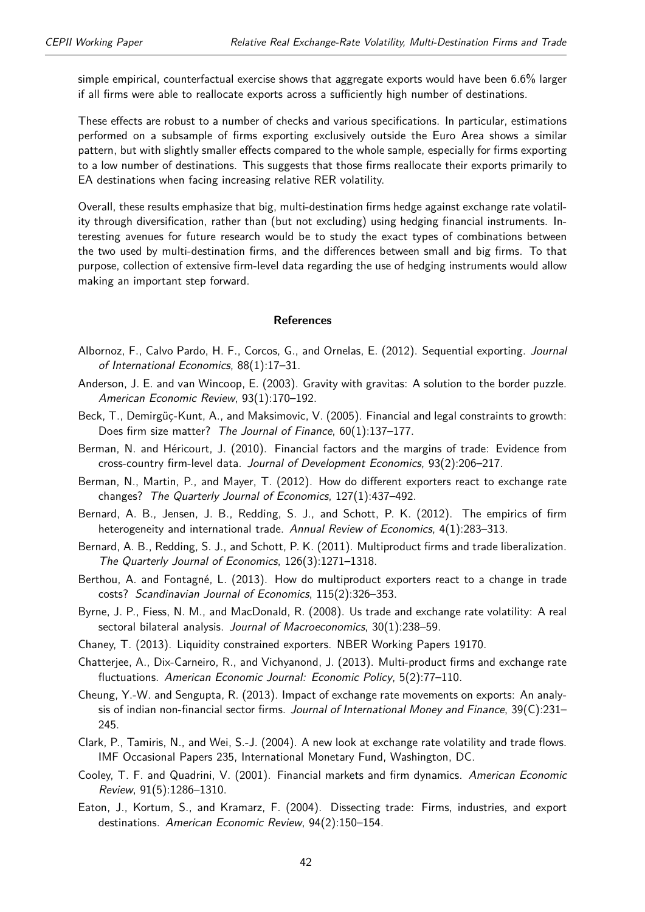simple empirical, counterfactual exercise shows that aggregate exports would have been 6.6% larger if all firms were able to reallocate exports across a sufficiently high number of destinations.

These effects are robust to a number of checks and various specifications. In particular, estimations performed on a subsample of firms exporting exclusively outside the Euro Area shows a similar pattern, but with slightly smaller effects compared to the whole sample, especially for firms exporting to a low number of destinations. This suggests that those firms reallocate their exports primarily to EA destinations when facing increasing relative RER volatility.

Overall, these results emphasize that big, multi-destination firms hedge against exchange rate volatility through diversification, rather than (but not excluding) using hedging financial instruments. Interesting avenues for future research would be to study the exact types of combinations between the two used by multi-destination firms, and the differences between small and big firms. To that purpose, collection of extensive firm-level data regarding the use of hedging instruments would allow making an important step forward.

## References

Albornoz, F., Calvo Pardo, H. F., Corcos, G., and Ornelas, E. (2012). Sequential exporting. *Journal of International Economics*, 88(1):17–31.

Anderson, J. E. and van Wincoop, E. (2003). Gravity with gravitas: A solution to the border puzzle. *American Economic Review*, 93(1):170–192.

Beck, T., Demirgüç-Kunt, A., and Maksimovic, V. (2005). Financial and legal constraints to growth: Does firm size matter? *The Journal of Finance*, 60(1):137–177.

Berman, N. and Héricourt, J. (2010). Financial factors and the margins of trade: Evidence from cross-country firm-level data. *Journal of Development Economics*, 93(2):206–217.

Berman, N., Martin, P., and Mayer, T. (2012). How do different exporters react to exchange rate changes? *The Quarterly Journal of Economics*, 127(1):437–492.

Bernard, A. B., Jensen, J. B., Redding, S. J., and Schott, P. K. (2012). The empirics of firm heterogeneity and international trade. *Annual Review of Economics*, 4(1):283–313.

Bernard, A. B., Redding, S. J., and Schott, P. K. (2011). Multiproduct firms and trade liberalization. *The Quarterly Journal of Economics*, 126(3):1271–1318.

Berthou, A. and Fontagné, L. (2013). How do multiproduct exporters react to a change in trade costs? *Scandinavian Journal of Economics*, 115(2):326–353.

Byrne, J. P., Fiess, N. M., and MacDonald, R. (2008). Us trade and exchange rate volatility: A real sectoral bilateral analysis. *Journal of Macroeconomics*, 30(1):238–59.

Chaney, T. (2013). Liquidity constrained exporters. NBER Working Papers 19170.

Chatterjee, A., Dix-Carneiro, R., and Vichyanond, J. (2013). Multi-product firms and exchange rate fluctuations. *American Economic Journal: Economic Policy*, 5(2):77–110.

Cheung, Y.-W. and Sengupta, R. (2013). Impact of exchange rate movements on exports: An analysis of indian non-financial sector firms. *Journal of International Money and Finance*, 39(C):231–245.

Clark, P., Tamiris, N., and Wei, S.-J. (2004). A new look at exchange rate volatility and trade flows. IMF Occasional Papers 235, International Monetary Fund, Washington, DC.

Cooley, T. F. and Quadrini, V. (2001). Financial markets and firm dynamics. *American Economic Review*, 91(5):1286–1310.

Eaton, J., Kortum, S., and Kramarz, F. (2004). Dissecting trade: Firms, industries, and export destinations. *American Economic Review*, 94(2):150–154.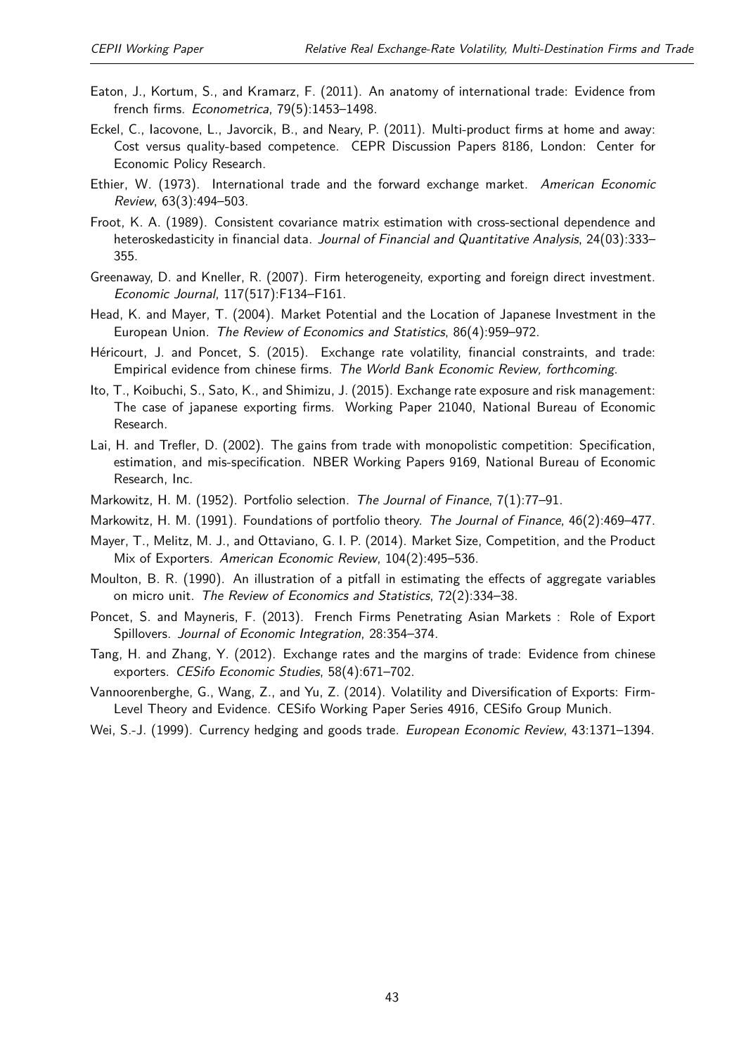Eaton, J., Kortum, S., and Kramarz, F. (2011). An anatomy of international trade: Evidence from french firms. *Econometrica*, 79(5):1453–1498.

Eckel, C., Iacovone, L., Javorcik, B., and Neary, P. (2011). Multi-product firms at home and away: Cost versus quality-based competence. CEPR Discussion Papers 8186, London: Center for Economic Policy Research.

Ethier, W. (1973). International trade and the forward exchange market. *American Economic Review*, 63(3):494–503.

Froot, K. A. (1989). Consistent covariance matrix estimation with cross-sectional dependence and heteroskedasticity in financial data. *Journal of Financial and Quantitative Analysis*, 24(03):333–355.

Greenaway, D. and Kneller, R. (2007). Firm heterogeneity, exporting and foreign direct investment. *Economic Journal*, 117(517):F134–F161.

Head, K. and Mayer, T. (2004). Market Potential and the Location of Japanese Investment in the European Union. *The Review of Economics and Statistics*, 86(4):959–972.

Héricourt, J. and Poncet, S. (2015). Exchange rate volatility, financial constraints, and trade: Empirical evidence from chinese firms. *The World Bank Economic Review, forthcoming*.

Ito, T., Koibuchi, S., Sato, K., and Shimizu, J. (2015). Exchange rate exposure and risk management: The case of japanese exporting firms. Working Paper 21040, National Bureau of Economic Research.

Lai, H. and Trefler, D. (2002). The gains from trade with monopolistic competition: Specification, estimation, and mis-specification. NBER Working Papers 9169, National Bureau of Economic Research, Inc.

Markowitz, H. M. (1952). Portfolio selection. *The Journal of Finance*, 7(1):77–91.

Markowitz, H. M. (1991). Foundations of portfolio theory. *The Journal of Finance*, 46(2):469–477.

Mayer, T., Melitz, M. J., and Ottaviano, G. I. P. (2014). Market Size, Competition, and the Product Mix of Exporters. *American Economic Review*, 104(2):495–536.

Moulton, B. R. (1990). An illustration of a pitfall in estimating the effects of aggregate variables on micro unit. *The Review of Economics and Statistics*, 72(2):334–38.

Poncet, S. and Mayneris, F. (2013). French Firms Penetrating Asian Markets : Role of Export Spillovers. *Journal of Economic Integration*, 28:354–374.

Tang, H. and Zhang, Y. (2012). Exchange rates and the margins of trade: Evidence from chinese exporters. *CESifo Economic Studies*, 58(4):671–702.

Vannoorenberghe, G., Wang, Z., and Yu, Z. (2014). Volatility and Diversification of Exports: Firm-Level Theory and Evidence. CESifo Working Paper Series 4916, CESifo Group Munich.

Wei, S.-J. (1999). Currency hedging and goods trade. *European Economic Review*, 43:1371–1394.